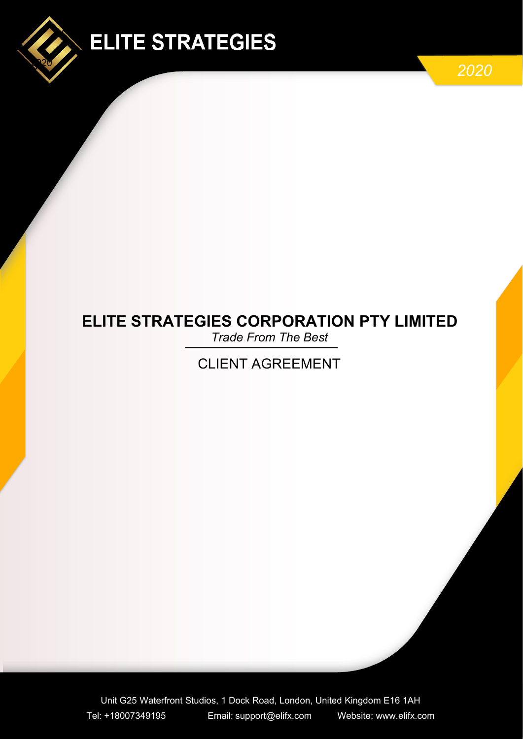ELITE STRATEGIES

2020

# ELITE STRATEGIES CORPORATION PTY LIMITED

*Trade From The Best*

## CLIENT AGREEMENT

Unit G25 Waterfront Studios, 1 Dock Road, London, United Kingdom E16 1AH

Tel: +18007349195 Email: support@elifx.com Website: www.elifx.com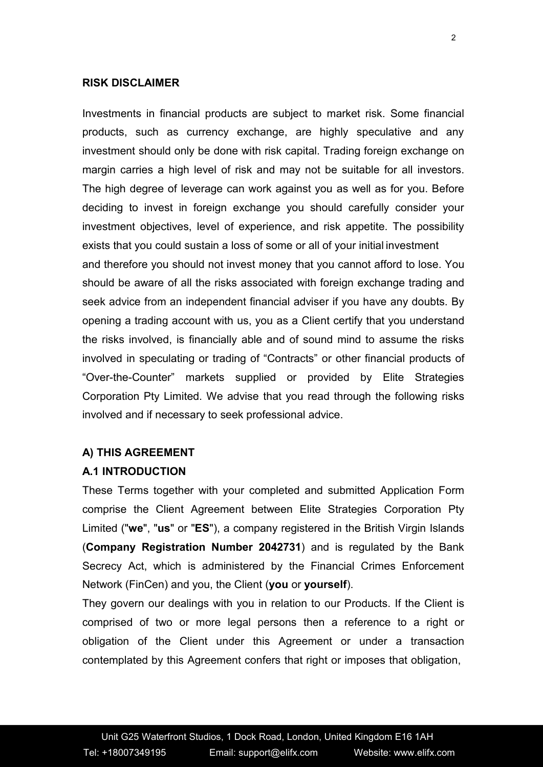**RISK DISCLAIMER**

Investments in financial products are subject to market risk. Some financial products, such as currency exchange, are highly speculative and any investment should only be done with risk capital. Trading foreign exchange on margin carries a high level of risk and may not be suitable for all investors. The high degree of leverage can work against you as well as for you. Before deciding to invest in foreign exchange you should carefully consider your investment objectives, level of experience, and risk appetite. The possibility exists that you could sustain a loss of some or all of your initial investment and therefore you should not invest money that you cannot afford to lose. You should be aware of all the risks associated with foreign exchange trading and seek advice from an independent financial adviser if you have any doubts. By opening a trading account with us, you as a Client certify that you understand the risks involved, is financially able and of sound mind to assume the risks involved in speculating or trading of "Contracts" or other financial products of "Over-the-Counter" markets supplied or provided by Elite Strategies Corporation Pty Limited. We advise that you read through the following risks involved and if necessary to seek professional advice.

**A) THIS AGREEMENT**

**A.1 INTRODUCTION**

These Terms together with your completed and submitted Application Form comprise the Client Agreement between Elite Strategies Corporation Pty Limited ("**we**", "**us**" or "**ES**"), a company registered in the British Virgin Islands (**Company Registration Number 2042731**) and is regulated by the Bank Secrecy Act, which is administered by the Financial Crimes Enforcement Network (FinCen) and you, the Client (**you** or **yourself**).

They govern our dealings with you in relation to our Products. If the Client is comprised of two or more legal persons then a reference to a right or obligation of the Client under this Agreement or under a transaction contemplated by this Agreement confers that right or imposes that obligation,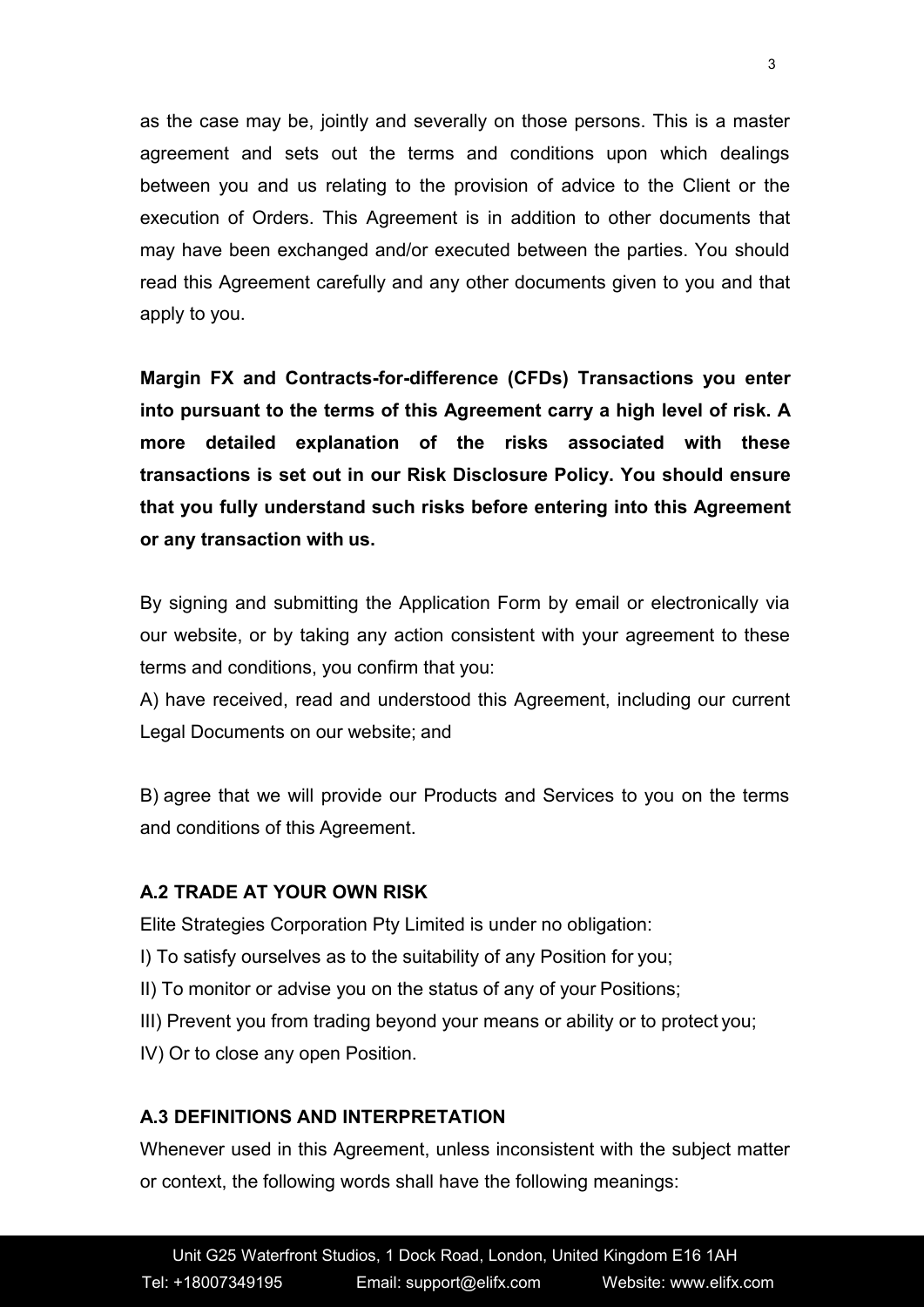as the case may be, jointly and severally on those persons. This is a master agreement and sets out the terms and conditions upon which dealings between you and us relating to the provision of advice to the Client or the execution of Orders. This Agreement is in addition to other documents that may have been exchanged and/or executed between the parties. You should read this Agreement carefully and any other documents given to you and that apply to you.

**Margin FX and Contracts-for-difference (CFDs) Transactions you enter into pursuant to the terms of this Agreement carry a high level of risk. A more detailed explanation of the risks associated with these transactions is set out in our Risk Disclosure Policy. You should ensure that you fully understand such risks before entering into this Agreement or any transaction with us.**

By signing and submitting the Application Form by email or electronically via our website, or by taking any action consistent with your agreement to these terms and conditions, you confirm that you:

A) have received, read and understood this Agreement, including our current Legal Documents on our website; and

B) agree that we will provide our Products and Services to you on the terms and conditions of this Agreement.

### A.2 TRADE AT YOUR OWN RISK

Elite Strategies Corporation Pty Limited is under no obligation:

I) To satisfy ourselves as to the suitability of any Position for you;

II) To monitor or advise you on the status of any of your Positions;

III) Prevent you from trading beyond your means or ability or to protect you;

IV) Or to close any open Position.

### A.3 DEFINITIONS AND INTERPRETATION

Whenever used in this Agreement, unless inconsistent with the subject matter or context, the following words shall have the following meanings: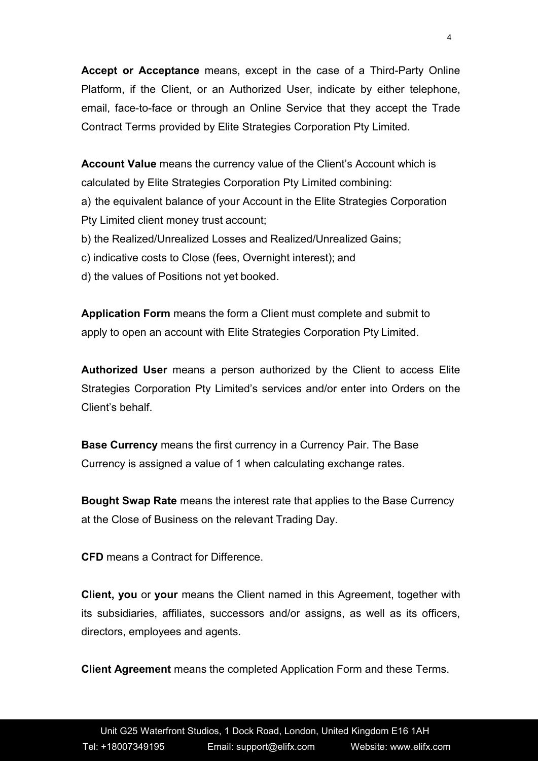**Accept or Acceptance** means, except in the case of a Third-Party Online Platform, if the Client, or an Authorized User, indicate by either telephone, email, face-to-face or through an Online Service that they accept the Trade Contract Terms provided by Elite Strategies Corporation Pty Limited.

**Account Value** means the currency value of the Client's Account which is calculated by Elite Strategies Corporation Pty Limited combining:

a) the equivalent balance of your Account in the Elite Strategies Corporation Pty Limited client money trust account;

b) the Realized/Unrealized Losses and Realized/Unrealized Gains;

c) indicative costs to Close (fees, Overnight interest); and

d) the values of Positions not yet booked.

**Application Form** means the form a Client must complete and submit to apply to open an account with Elite Strategies Corporation Pty Limited.

**Authorized User** means a person authorized by the Client to access Elite Strategies Corporation Pty Limited's services and/or enter into Orders on the Client's behalf.

**Base Currency** means the first currency in a Currency Pair. The Base Currency is assigned a value of 1 when calculating exchange rates.

**Bought Swap Rate** means the interest rate that applies to the Base Currency at the Close of Business on the relevant Trading Day.

**CFD** means a Contract for Difference.

**Client, you** or **your** means the Client named in this Agreement, together with its subsidiaries, affiliates, successors and/or assigns, as well as its officers, directors, employees and agents.

**Client Agreement** means the completed Application Form and these Terms.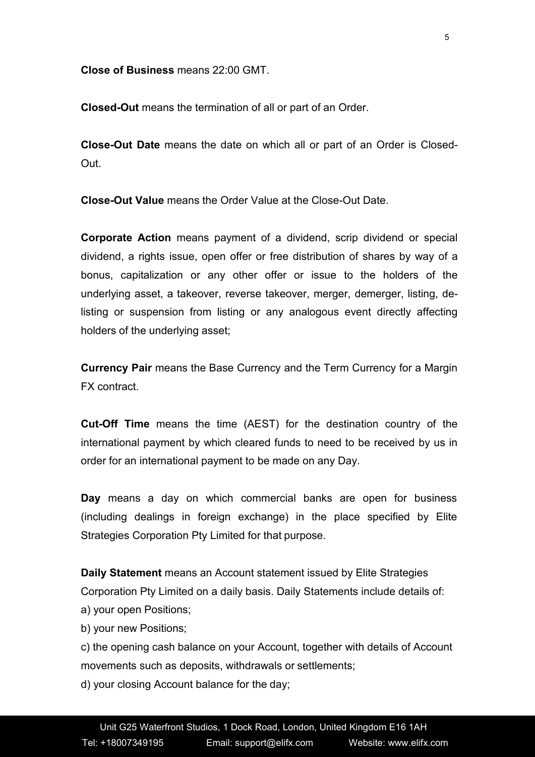**Close of Business** means 22:00 GMT.

**Closed-Out** means the termination of all or part of an Order.

**Close-Out Date** means the date on which all or part of an Order is Closed-Out.

**Close-Out Value** means the Order Value at the Close-Out Date.

**Corporate Action** means payment of a dividend, scrip dividend or special dividend, a rights issue, open offer or free distribution of shares by way of a bonus, capitalization or any other offer or issue to the holders of the underlying asset, a takeover, reverse takeover, merger, demerger, listing, de-listing or suspension from listing or any analogous event directly affecting holders of the underlying asset;

**Currency Pair** means the Base Currency and the Term Currency for a Margin FX contract.

**Cut-Off Time** means the time (AEST) for the destination country of the international payment by which cleared funds to need to be received by us in order for an international payment to be made on any Day.

**Day** means a day on which commercial banks are open for business (including dealings in foreign exchange) in the place specified by Elite Strategies Corporation Pty Limited for that purpose.

**Daily Statement** means an Account statement issued by Elite Strategies Corporation Pty Limited on a daily basis. Daily Statements include details of:
a) your open Positions;
b) your new Positions;
c) the opening cash balance on your Account, together with details of Account movements such as deposits, withdrawals or settlements;
d) your closing Account balance for the day;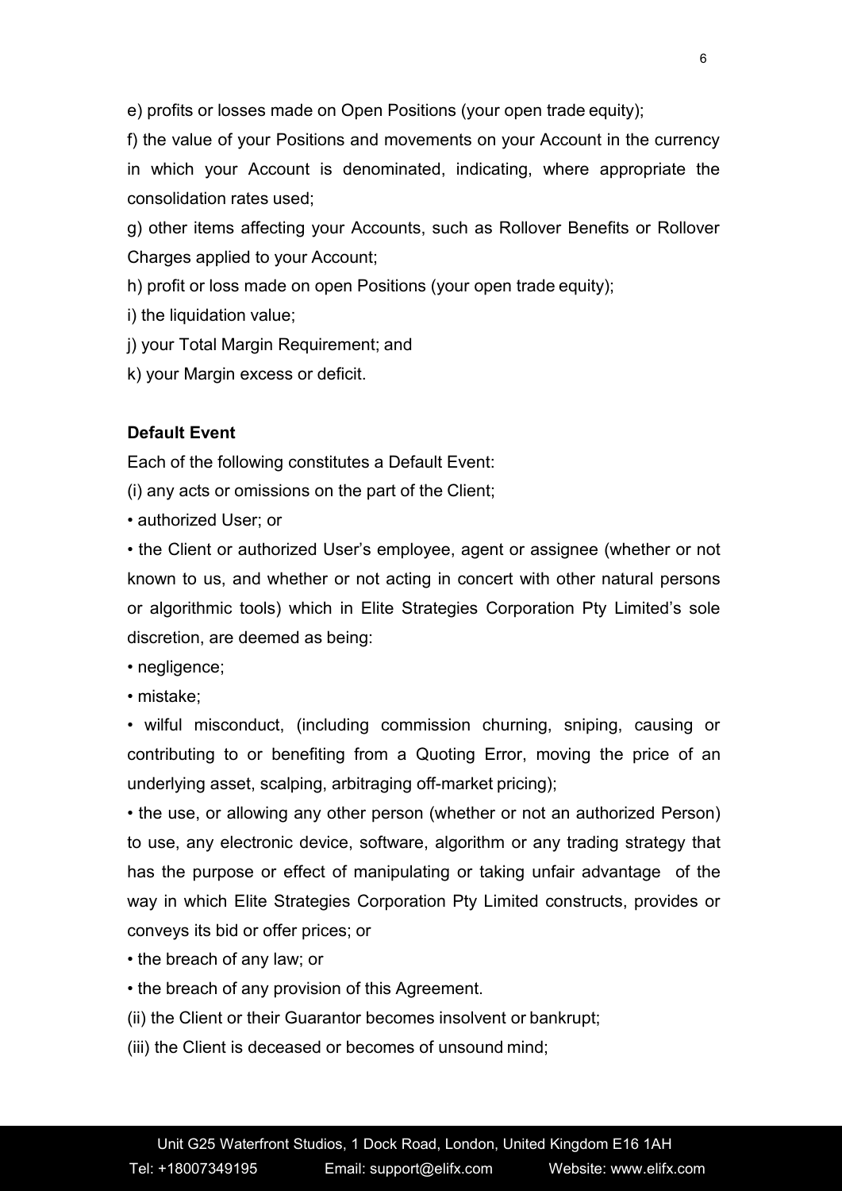e) profits or losses made on Open Positions (your open trade equity);

f) the value of your Positions and movements on your Account in the currency in which your Account is denominated, indicating, where appropriate the consolidation rates used;

g) other items affecting your Accounts, such as Rollover Benefits or Rollover Charges applied to your Account;

h) profit or loss made on open Positions (your open trade equity);

i) the liquidation value;

j) your Total Margin Requirement; and

k) your Margin excess or deficit.

**Default Event**

Each of the following constitutes a Default Event:

(i) any acts or omissions on the part of the Client;

- authorized User; or
- the Client or authorized User's employee, agent or assignee (whether or not known to us, and whether or not acting in concert with other natural persons or algorithmic tools) which in Elite Strategies Corporation Pty Limited's sole discretion, are deemed as being:
- negligence;
- mistake;
- wilful misconduct, (including commission churning, sniping, causing or contributing to or benefiting from a Quoting Error, moving the price of an underlying asset, scalping, arbitraging off-market pricing);
- the use, or allowing any other person (whether or not an authorized Person) to use, any electronic device, software, algorithm or any trading strategy that has the purpose or effect of manipulating or taking unfair advantage of the way in which Elite Strategies Corporation Pty Limited constructs, provides or conveys its bid or offer prices; or
- the breach of any law; or
- the breach of any provision of this Agreement.

(ii) the Client or their Guarantor becomes insolvent or bankrupt;

(iii) the Client is deceased or becomes of unsound mind;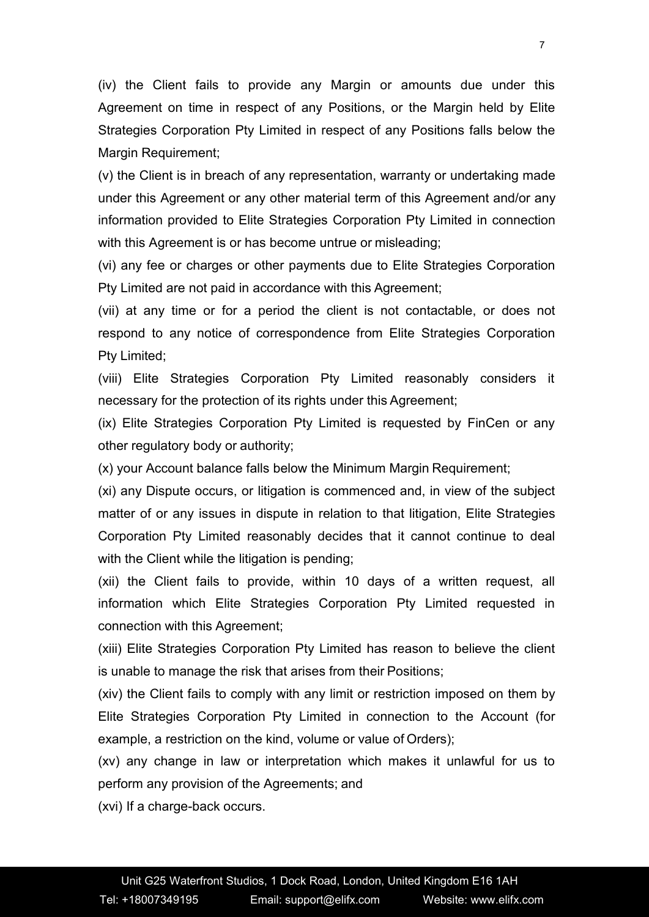(iv) the Client fails to provide any Margin or amounts due under this Agreement on time in respect of any Positions, or the Margin held by Elite Strategies Corporation Pty Limited in respect of any Positions falls below the Margin Requirement;

(v) the Client is in breach of any representation, warranty or undertaking made under this Agreement or any other material term of this Agreement and/or any information provided to Elite Strategies Corporation Pty Limited in connection with this Agreement is or has become untrue or misleading;

(vi) any fee or charges or other payments due to Elite Strategies Corporation Pty Limited are not paid in accordance with this Agreement;

(vii) at any time or for a period the client is not contactable, or does not respond to any notice of correspondence from Elite Strategies Corporation Pty Limited;

(viii) Elite Strategies Corporation Pty Limited reasonably considers it necessary for the protection of its rights under this Agreement;

(ix) Elite Strategies Corporation Pty Limited is requested by FinCen or any other regulatory body or authority;

(x) your Account balance falls below the Minimum Margin Requirement;

(xi) any Dispute occurs, or litigation is commenced and, in view of the subject matter of or any issues in dispute in relation to that litigation, Elite Strategies Corporation Pty Limited reasonably decides that it cannot continue to deal with the Client while the litigation is pending;

(xii) the Client fails to provide, within 10 days of a written request, all information which Elite Strategies Corporation Pty Limited requested in connection with this Agreement;

(xiii) Elite Strategies Corporation Pty Limited has reason to believe the client is unable to manage the risk that arises from their Positions;

(xiv) the Client fails to comply with any limit or restriction imposed on them by Elite Strategies Corporation Pty Limited in connection to the Account (for example, a restriction on the kind, volume or value of Orders);

(xv) any change in law or interpretation which makes it unlawful for us to perform any provision of the Agreements; and

(xvi) If a charge-back occurs.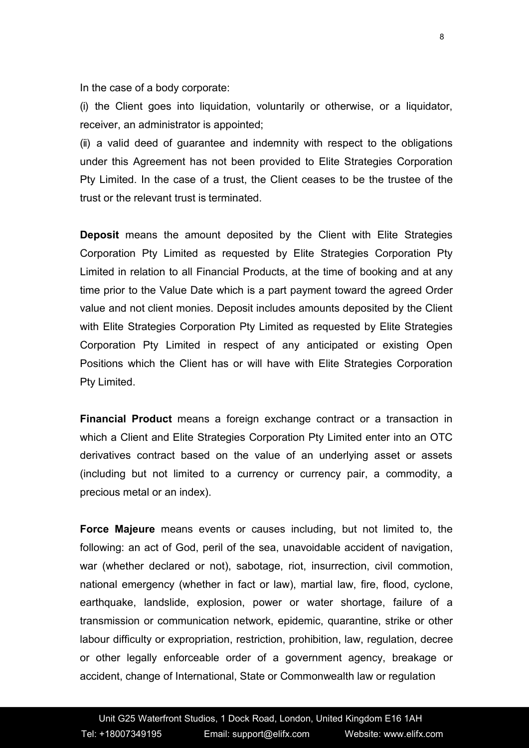In the case of a body corporate:

(i) the Client goes into liquidation, voluntarily or otherwise, or a liquidator, receiver, an administrator is appointed;

(ii) a valid deed of guarantee and indemnity with respect to the obligations under this Agreement has not been provided to Elite Strategies Corporation Pty Limited. In the case of a trust, the Client ceases to be the trustee of the trust or the relevant trust is terminated.

**Deposit** means the amount deposited by the Client with Elite Strategies Corporation Pty Limited as requested by Elite Strategies Corporation Pty Limited in relation to all Financial Products, at the time of booking and at any time prior to the Value Date which is a part payment toward the agreed Order value and not client monies. Deposit includes amounts deposited by the Client with Elite Strategies Corporation Pty Limited as requested by Elite Strategies Corporation Pty Limited in respect of any anticipated or existing Open Positions which the Client has or will have with Elite Strategies Corporation Pty Limited.

**Financial Product** means a foreign exchange contract or a transaction in which a Client and Elite Strategies Corporation Pty Limited enter into an OTC derivatives contract based on the value of an underlying asset or assets (including but not limited to a currency or currency pair, a commodity, a precious metal or an index).

**Force Majeure** means events or causes including, but not limited to, the following: an act of God, peril of the sea, unavoidable accident of navigation, war (whether declared or not), sabotage, riot, insurrection, civil commotion, national emergency (whether in fact or law), martial law, fire, flood, cyclone, earthquake, landslide, explosion, power or water shortage, failure of a transmission or communication network, epidemic, quarantine, strike or other labour difficulty or expropriation, restriction, prohibition, law, regulation, decree or other legally enforceable order of a government agency, breakage or accident, change of International, State or Commonwealth law or regulation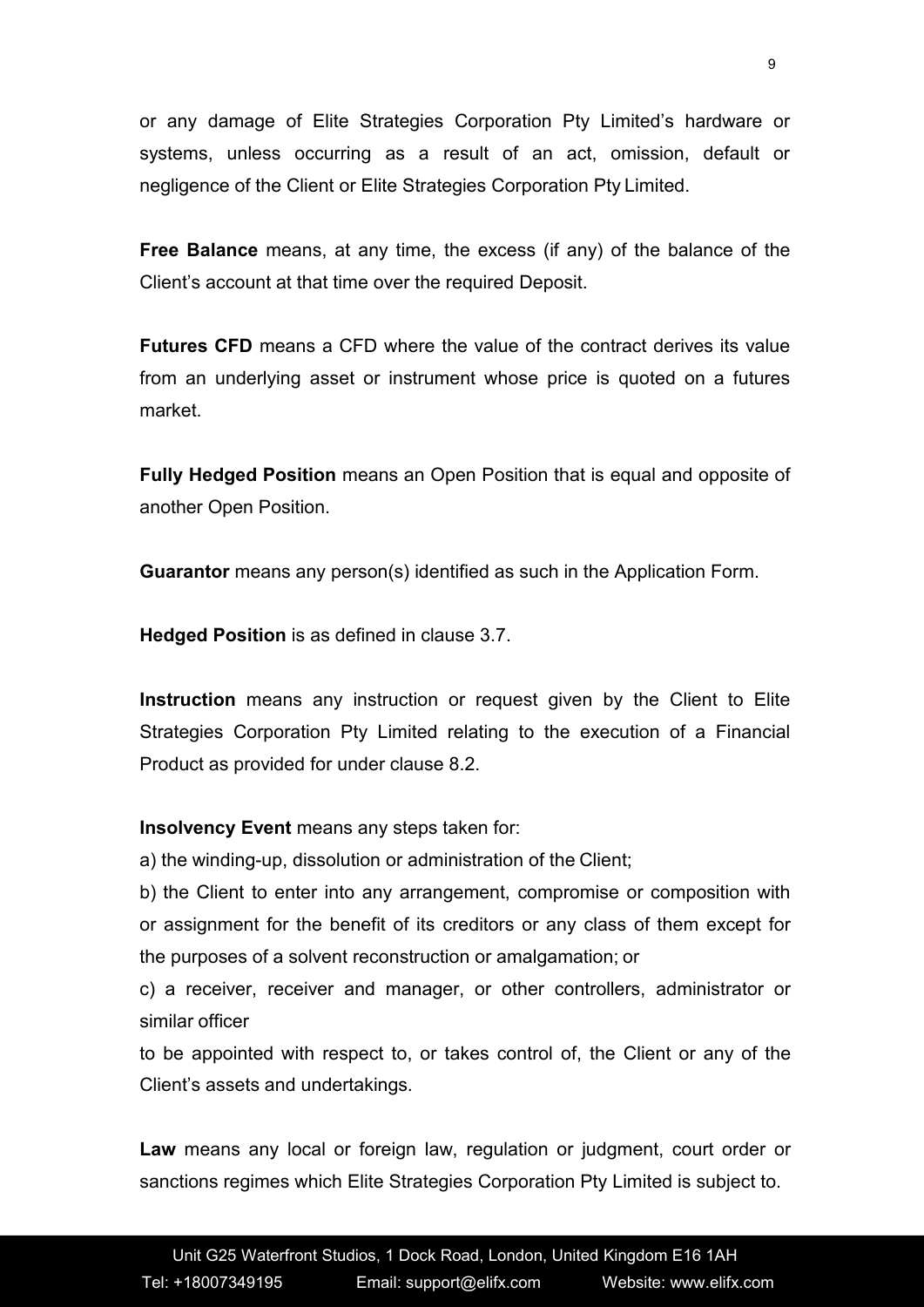or any damage of Elite Strategies Corporation Pty Limited's hardware or systems, unless occurring as a result of an act, omission, default or negligence of the Client or Elite Strategies Corporation Pty Limited.

**Free Balance** means, at any time, the excess (if any) of the balance of the Client's account at that time over the required Deposit.

**Futures CFD** means a CFD where the value of the contract derives its value from an underlying asset or instrument whose price is quoted on a futures market.

**Fully Hedged Position** means an Open Position that is equal and opposite of another Open Position.

**Guarantor** means any person(s) identified as such in the Application Form.

**Hedged Position** is as defined in clause 3.7.

**Instruction** means any instruction or request given by the Client to Elite Strategies Corporation Pty Limited relating to the execution of a Financial Product as provided for under clause 8.2.

**Insolvency Event** means any steps taken for:

a) the winding-up, dissolution or administration of the Client;

b) the Client to enter into any arrangement, compromise or composition with or assignment for the benefit of its creditors or any class of them except for the purposes of a solvent reconstruction or amalgamation; or

c) a receiver, receiver and manager, or other controllers, administrator or similar officer

to be appointed with respect to, or takes control of, the Client or any of the Client's assets and undertakings.

**Law** means any local or foreign law, regulation or judgment, court order or sanctions regimes which Elite Strategies Corporation Pty Limited is subject to.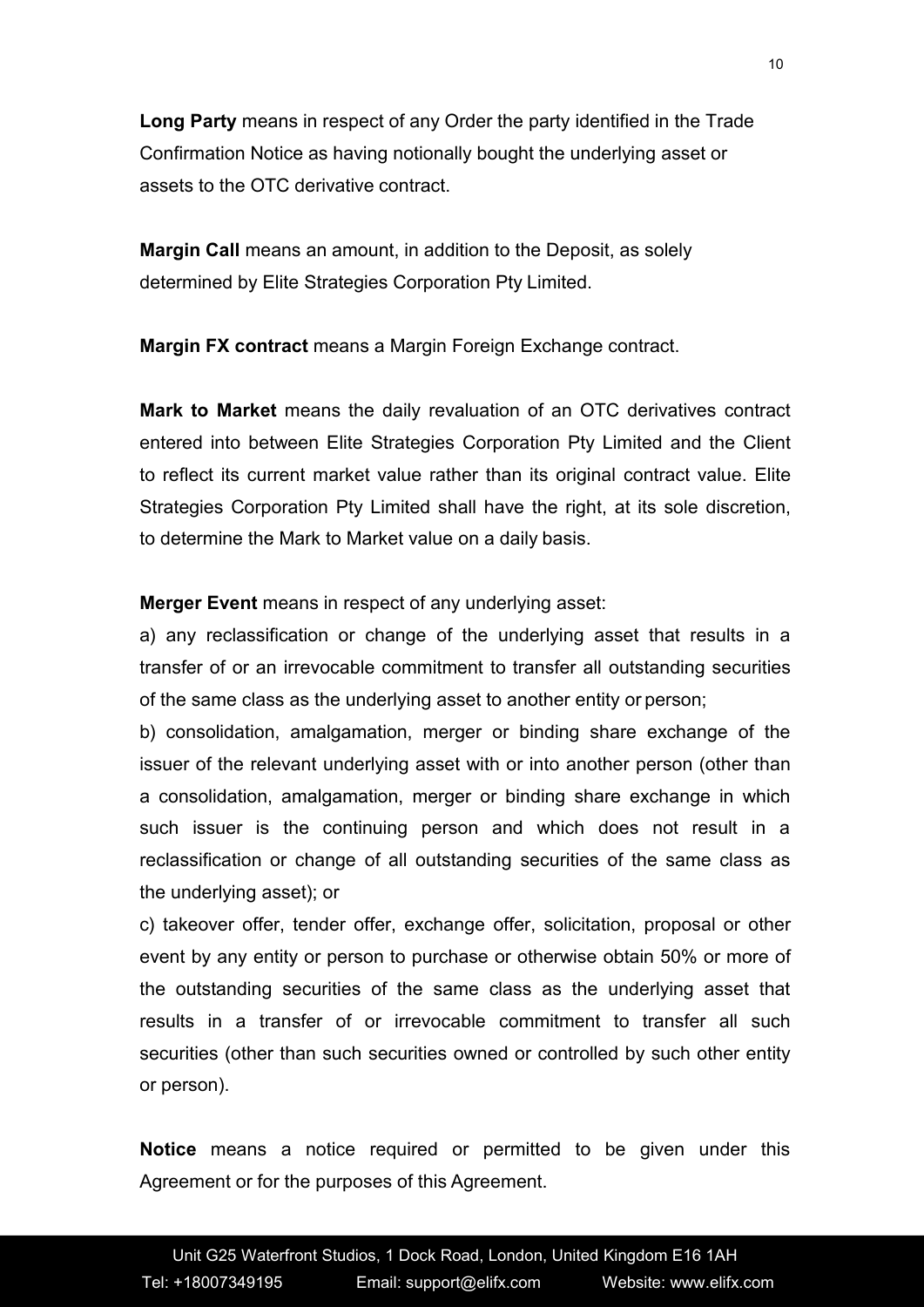**Long Party** means in respect of any Order the party identified in the Trade Confirmation Notice as having notionally bought the underlying asset or assets to the OTC derivative contract.

**Margin Call** means an amount, in addition to the Deposit, as solely determined by Elite Strategies Corporation Pty Limited.

**Margin FX contract** means a Margin Foreign Exchange contract.

**Mark to Market** means the daily revaluation of an OTC derivatives contract entered into between Elite Strategies Corporation Pty Limited and the Client to reflect its current market value rather than its original contract value. Elite Strategies Corporation Pty Limited shall have the right, at its sole discretion, to determine the Mark to Market value on a daily basis.

**Merger Event** means in respect of any underlying asset:

a) any reclassification or change of the underlying asset that results in a transfer of or an irrevocable commitment to transfer all outstanding securities of the same class as the underlying asset to another entity or person;

b) consolidation, amalgamation, merger or binding share exchange of the issuer of the relevant underlying asset with or into another person (other than a consolidation, amalgamation, merger or binding share exchange in which such issuer is the continuing person and which does not result in a reclassification or change of all outstanding securities of the same class as the underlying asset); or

c) takeover offer, tender offer, exchange offer, solicitation, proposal or other event by any entity or person to purchase or otherwise obtain 50% or more of the outstanding securities of the same class as the underlying asset that results in a transfer of or irrevocable commitment to transfer all such securities (other than such securities owned or controlled by such other entity or person).

**Notice** means a notice required or permitted to be given under this Agreement or for the purposes of this Agreement.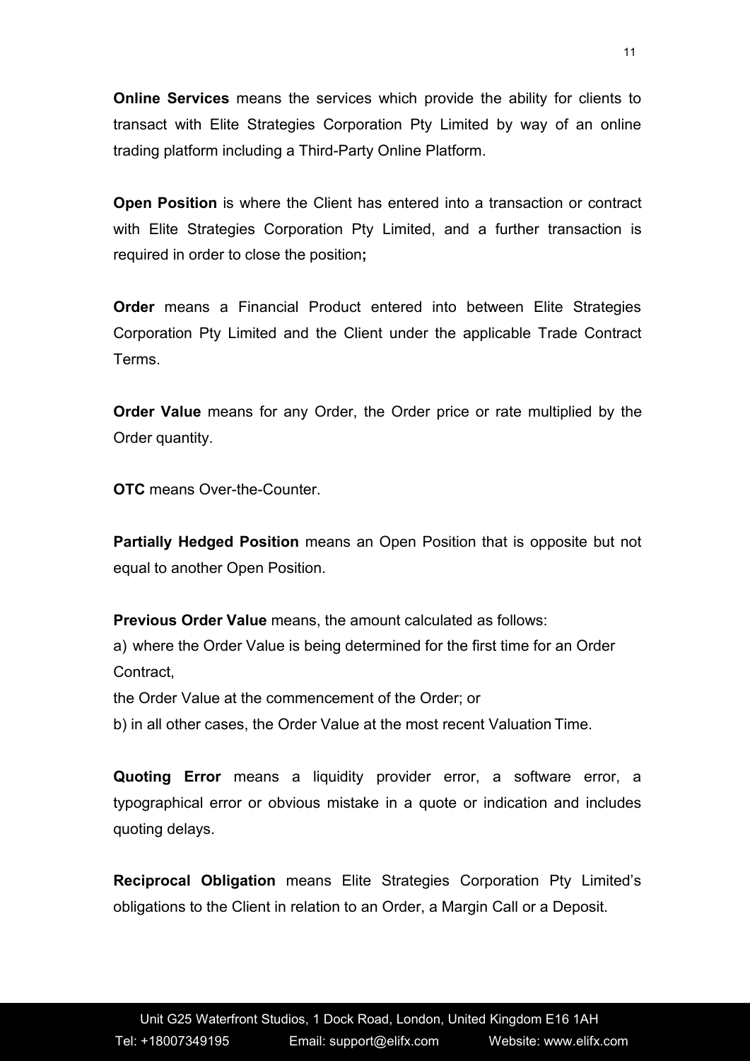**Online Services** means the services which provide the ability for clients to transact with Elite Strategies Corporation Pty Limited by way of an online trading platform including a Third-Party Online Platform.

**Open Position** is where the Client has entered into a transaction or contract with Elite Strategies Corporation Pty Limited, and a further transaction is required in order to close the position**;**

**Order** means a Financial Product entered into between Elite Strategies Corporation Pty Limited and the Client under the applicable Trade Contract Terms.

**Order Value** means for any Order, the Order price or rate multiplied by the Order quantity.

**OTC** means Over-the-Counter.

**Partially Hedged Position** means an Open Position that is opposite but not equal to another Open Position.

**Previous Order Value** means, the amount calculated as follows:

a) where the Order Value is being determined for the first time for an Order Contract,

the Order Value at the commencement of the Order; or

b) in all other cases, the Order Value at the most recent Valuation Time.

**Quoting Error** means a liquidity provider error, a software error, a typographical error or obvious mistake in a quote or indication and includes quoting delays.

**Reciprocal Obligation** means Elite Strategies Corporation Pty Limited's obligations to the Client in relation to an Order, a Margin Call or a Deposit.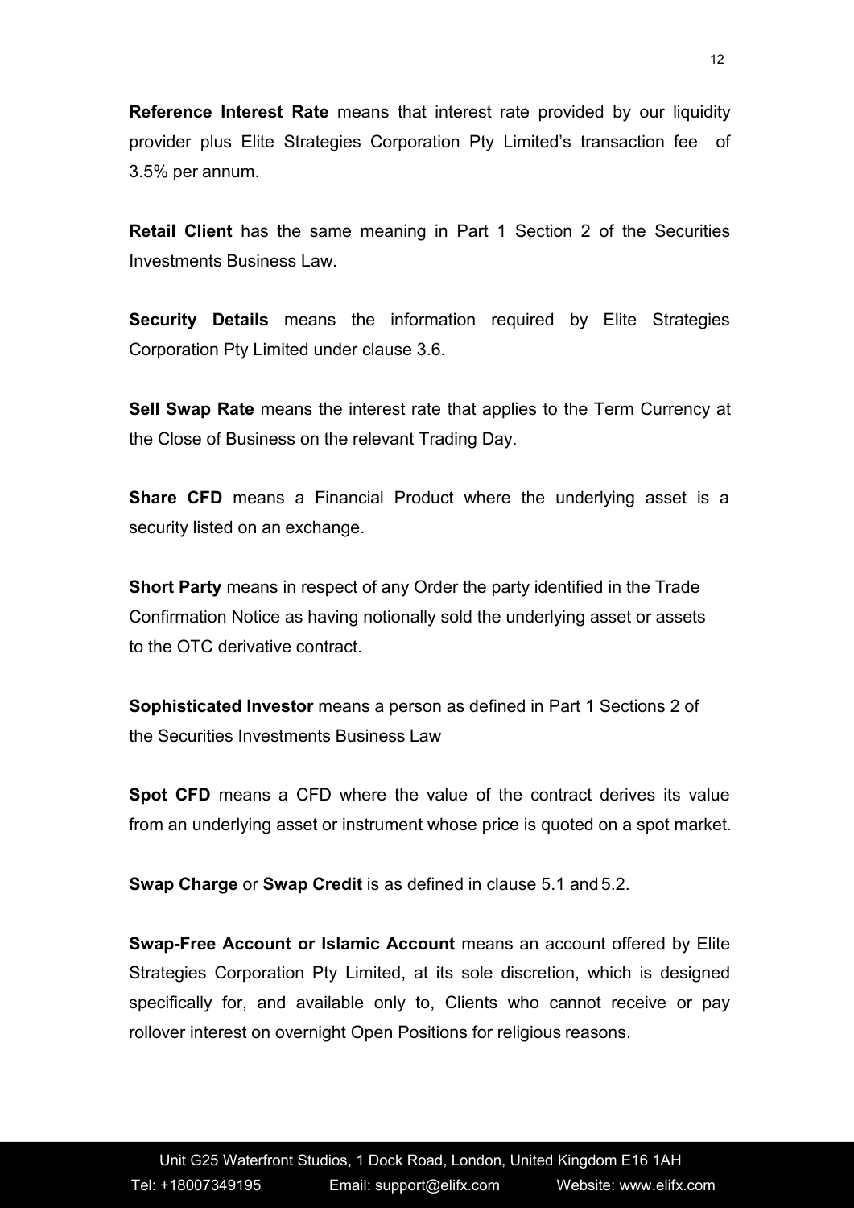**Reference Interest Rate** means that interest rate provided by our liquidity provider plus Elite Strategies Corporation Pty Limited's transaction fee of 3.5% per annum.

**Retail Client** has the same meaning in Part 1 Section 2 of the Securities Investments Business Law.

**Security Details** means the information required by Elite Strategies Corporation Pty Limited under clause 3.6.

**Sell Swap Rate** means the interest rate that applies to the Term Currency at the Close of Business on the relevant Trading Day.

**Share CFD** means a Financial Product where the underlying asset is a security listed on an exchange.

**Short Party** means in respect of any Order the party identified in the Trade Confirmation Notice as having notionally sold the underlying asset or assets to the OTC derivative contract.

**Sophisticated Investor** means a person as defined in Part 1 Sections 2 of the Securities Investments Business Law

**Spot CFD** means a CFD where the value of the contract derives its value from an underlying asset or instrument whose price is quoted on a spot market.

**Swap Charge** or **Swap Credit** is as defined in clause 5.1 and 5.2.

**Swap-Free Account or Islamic Account** means an account offered by Elite Strategies Corporation Pty Limited, at its sole discretion, which is designed specifically for, and available only to, Clients who cannot receive or pay rollover interest on overnight Open Positions for religious reasons.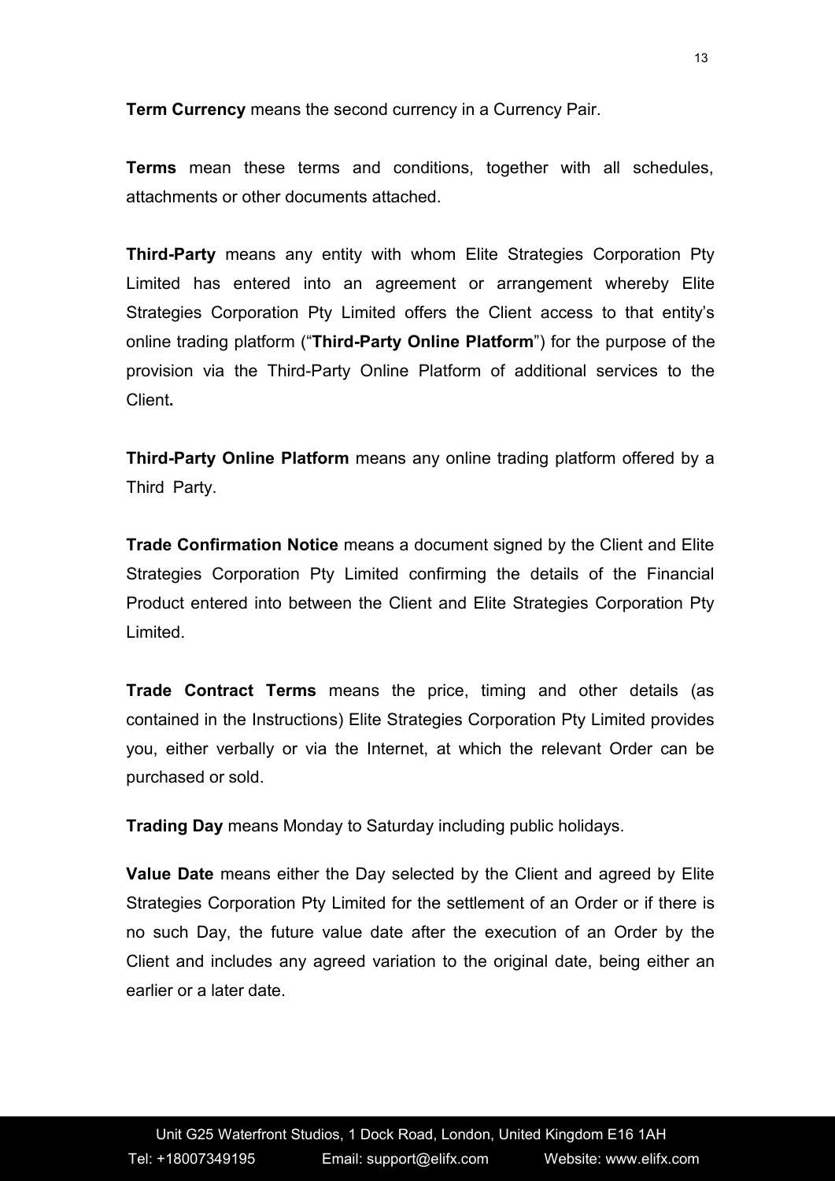**Term Currency** means the second currency in a Currency Pair.

**Terms** mean these terms and conditions, together with all schedules, attachments or other documents attached.

**Third-Party** means any entity with whom Elite Strategies Corporation Pty Limited has entered into an agreement or arrangement whereby Elite Strategies Corporation Pty Limited offers the Client access to that entity's online trading platform ("**Third-Party Online Platform**") for the purpose of the provision via the Third-Party Online Platform of additional services to the Client**.**

**Third-Party Online Platform** means any online trading platform offered by a Third Party.

**Trade Confirmation Notice** means a document signed by the Client and Elite Strategies Corporation Pty Limited confirming the details of the Financial Product entered into between the Client and Elite Strategies Corporation Pty Limited.

**Trade Contract Terms** means the price, timing and other details (as contained in the Instructions) Elite Strategies Corporation Pty Limited provides you, either verbally or via the Internet, at which the relevant Order can be purchased or sold.

**Trading Day** means Monday to Saturday including public holidays.

**Value Date** means either the Day selected by the Client and agreed by Elite Strategies Corporation Pty Limited for the settlement of an Order or if there is no such Day, the future value date after the execution of an Order by the Client and includes any agreed variation to the original date, being either an earlier or a later date.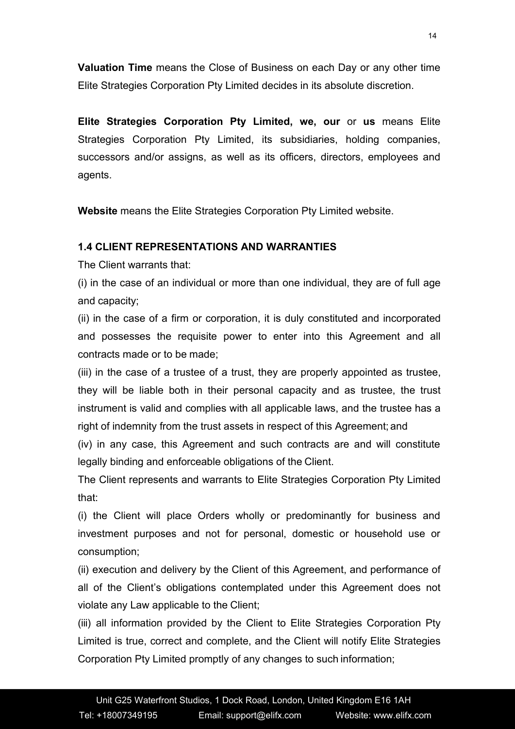**Valuation Time** means the Close of Business on each Day or any other time Elite Strategies Corporation Pty Limited decides in its absolute discretion.

**Elite Strategies Corporation Pty Limited, we, our** or **us** means Elite Strategies Corporation Pty Limited, its subsidiaries, holding companies, successors and/or assigns, as well as its officers, directors, employees and agents.

**Website** means the Elite Strategies Corporation Pty Limited website.

### 1.4 CLIENT REPRESENTATIONS AND WARRANTIES

The Client warrants that:

(i) in the case of an individual or more than one individual, they are of full age and capacity;

(ii) in the case of a firm or corporation, it is duly constituted and incorporated and possesses the requisite power to enter into this Agreement and all contracts made or to be made;

(iii) in the case of a trustee of a trust, they are properly appointed as trustee, they will be liable both in their personal capacity and as trustee, the trust instrument is valid and complies with all applicable laws, and the trustee has a right of indemnity from the trust assets in respect of this Agreement; and

(iv) in any case, this Agreement and such contracts are and will constitute legally binding and enforceable obligations of the Client.

The Client represents and warrants to Elite Strategies Corporation Pty Limited that:

(i) the Client will place Orders wholly or predominantly for business and investment purposes and not for personal, domestic or household use or consumption;

(ii) execution and delivery by the Client of this Agreement, and performance of all of the Client's obligations contemplated under this Agreement does not violate any Law applicable to the Client;

(iii) all information provided by the Client to Elite Strategies Corporation Pty Limited is true, correct and complete, and the Client will notify Elite Strategies Corporation Pty Limited promptly of any changes to such information;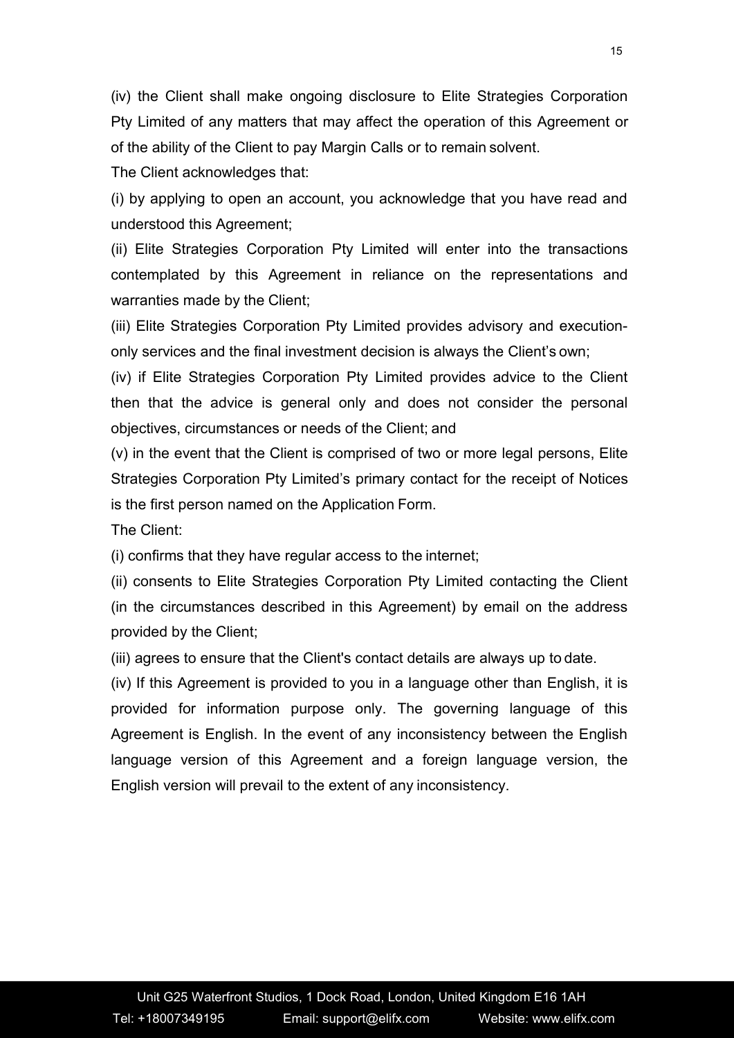(iv) the Client shall make ongoing disclosure to Elite Strategies Corporation Pty Limited of any matters that may affect the operation of this Agreement or of the ability of the Client to pay Margin Calls or to remain solvent.

The Client acknowledges that:

(i) by applying to open an account, you acknowledge that you have read and understood this Agreement;

(ii) Elite Strategies Corporation Pty Limited will enter into the transactions contemplated by this Agreement in reliance on the representations and warranties made by the Client;

(iii) Elite Strategies Corporation Pty Limited provides advisory and execution-only services and the final investment decision is always the Client's own;

(iv) if Elite Strategies Corporation Pty Limited provides advice to the Client then that the advice is general only and does not consider the personal objectives, circumstances or needs of the Client; and

(v) in the event that the Client is comprised of two or more legal persons, Elite Strategies Corporation Pty Limited's primary contact for the receipt of Notices is the first person named on the Application Form.

The Client:

(i) confirms that they have regular access to the internet;

(ii) consents to Elite Strategies Corporation Pty Limited contacting the Client (in the circumstances described in this Agreement) by email on the address provided by the Client;

(iii) agrees to ensure that the Client's contact details are always up to date.

(iv) If this Agreement is provided to you in a language other than English, it is provided for information purpose only. The governing language of this Agreement is English. In the event of any inconsistency between the English language version of this Agreement and a foreign language version, the English version will prevail to the extent of any inconsistency.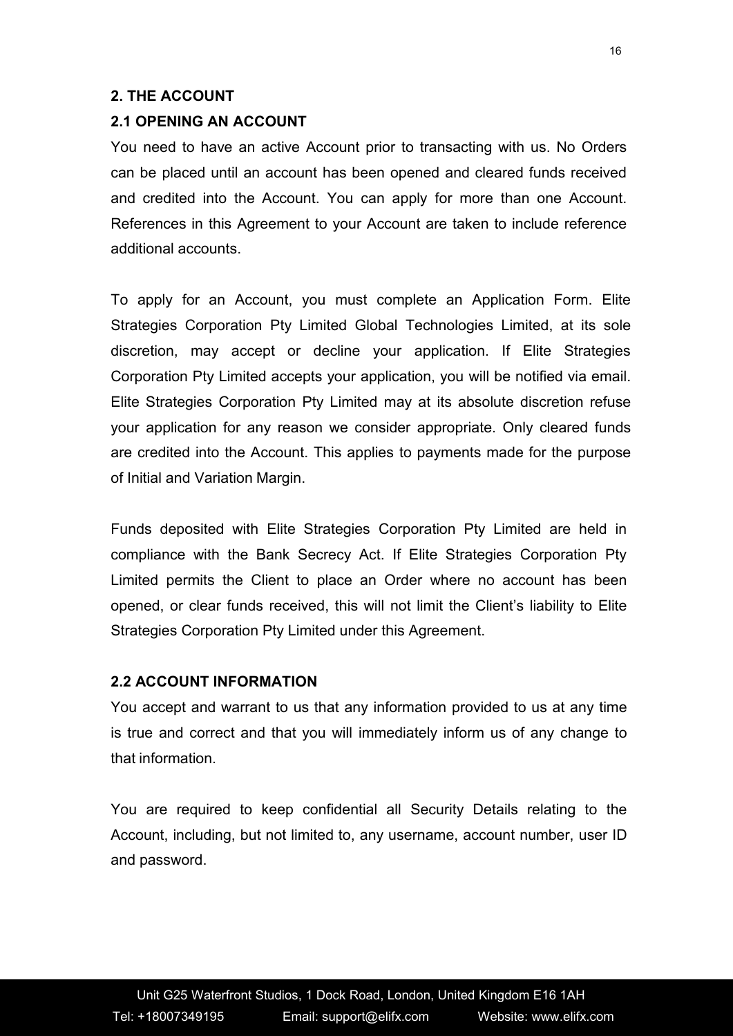## 2. THE ACCOUNT

### 2.1 OPENING AN ACCOUNT

You need to have an active Account prior to transacting with us. No Orders can be placed until an account has been opened and cleared funds received and credited into the Account. You can apply for more than one Account. References in this Agreement to your Account are taken to include reference additional accounts.

To apply for an Account, you must complete an Application Form. Elite Strategies Corporation Pty Limited Global Technologies Limited, at its sole discretion, may accept or decline your application. If Elite Strategies Corporation Pty Limited accepts your application, you will be notified via email. Elite Strategies Corporation Pty Limited may at its absolute discretion refuse your application for any reason we consider appropriate. Only cleared funds are credited into the Account. This applies to payments made for the purpose of Initial and Variation Margin.

Funds deposited with Elite Strategies Corporation Pty Limited are held in compliance with the Bank Secrecy Act. If Elite Strategies Corporation Pty Limited permits the Client to place an Order where no account has been opened, or clear funds received, this will not limit the Client's liability to Elite Strategies Corporation Pty Limited under this Agreement.

### 2.2 ACCOUNT INFORMATION

You accept and warrant to us that any information provided to us at any time is true and correct and that you will immediately inform us of any change to that information.

You are required to keep confidential all Security Details relating to the Account, including, but not limited to, any username, account number, user ID and password.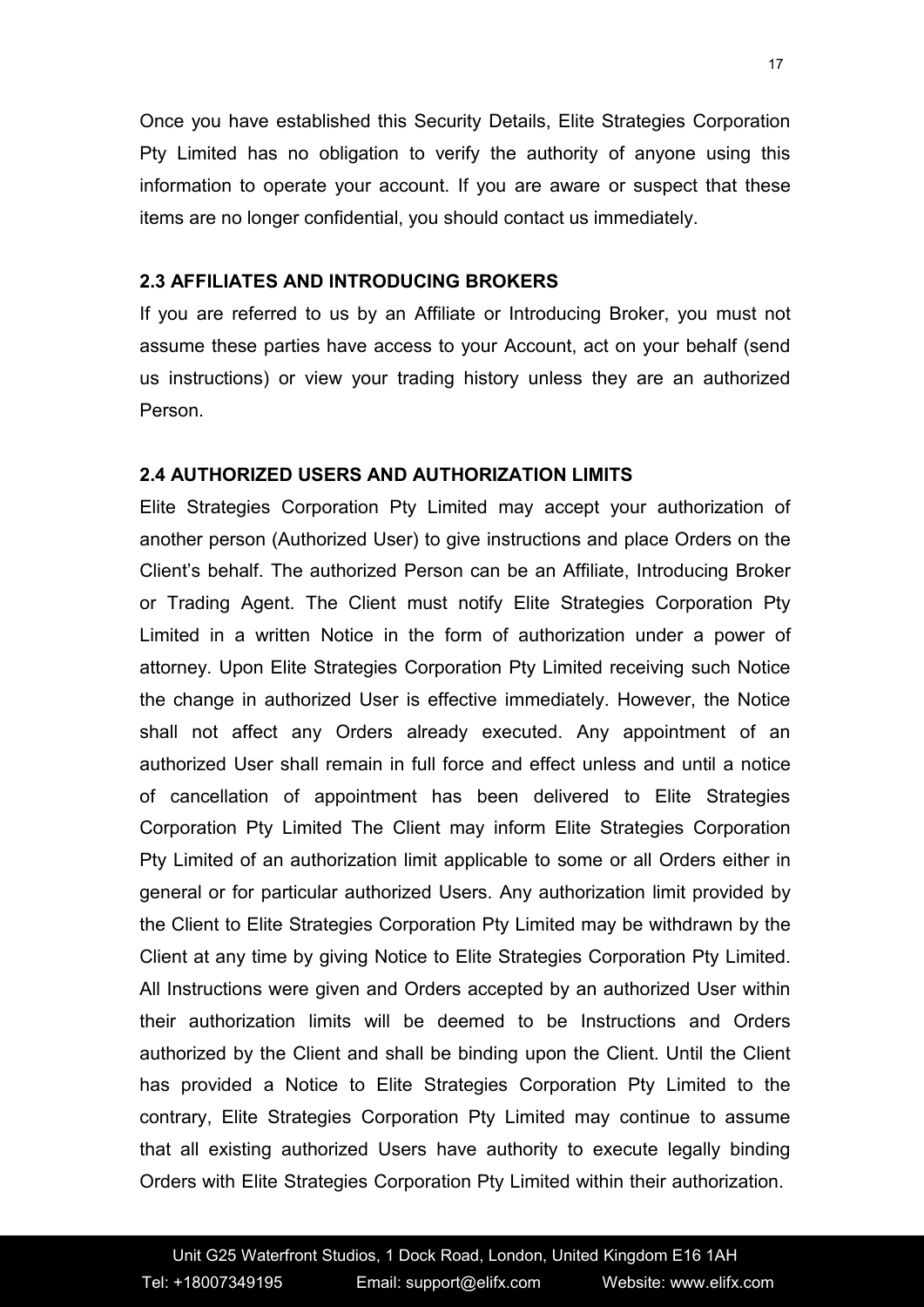Once you have established this Security Details, Elite Strategies Corporation Pty Limited has no obligation to verify the authority of anyone using this information to operate your account. If you are aware or suspect that these items are no longer confidential, you should contact us immediately.

### 2.3 AFFILIATES AND INTRODUCING BROKERS

If you are referred to us by an Affiliate or Introducing Broker, you must not assume these parties have access to your Account, act on your behalf (send us instructions) or view your trading history unless they are an authorized Person.

### 2.4 AUTHORIZED USERS AND AUTHORIZATION LIMITS

Elite Strategies Corporation Pty Limited may accept your authorization of another person (Authorized User) to give instructions and place Orders on the Client's behalf. The authorized Person can be an Affiliate, Introducing Broker or Trading Agent. The Client must notify Elite Strategies Corporation Pty Limited in a written Notice in the form of authorization under a power of attorney. Upon Elite Strategies Corporation Pty Limited receiving such Notice the change in authorized User is effective immediately. However, the Notice shall not affect any Orders already executed. Any appointment of an authorized User shall remain in full force and effect unless and until a notice of cancellation of appointment has been delivered to Elite Strategies Corporation Pty Limited The Client may inform Elite Strategies Corporation Pty Limited of an authorization limit applicable to some or all Orders either in general or for particular authorized Users. Any authorization limit provided by the Client to Elite Strategies Corporation Pty Limited may be withdrawn by the Client at any time by giving Notice to Elite Strategies Corporation Pty Limited. All Instructions were given and Orders accepted by an authorized User within their authorization limits will be deemed to be Instructions and Orders authorized by the Client and shall be binding upon the Client. Until the Client has provided a Notice to Elite Strategies Corporation Pty Limited to the contrary, Elite Strategies Corporation Pty Limited may continue to assume that all existing authorized Users have authority to execute legally binding Orders with Elite Strategies Corporation Pty Limited within their authorization.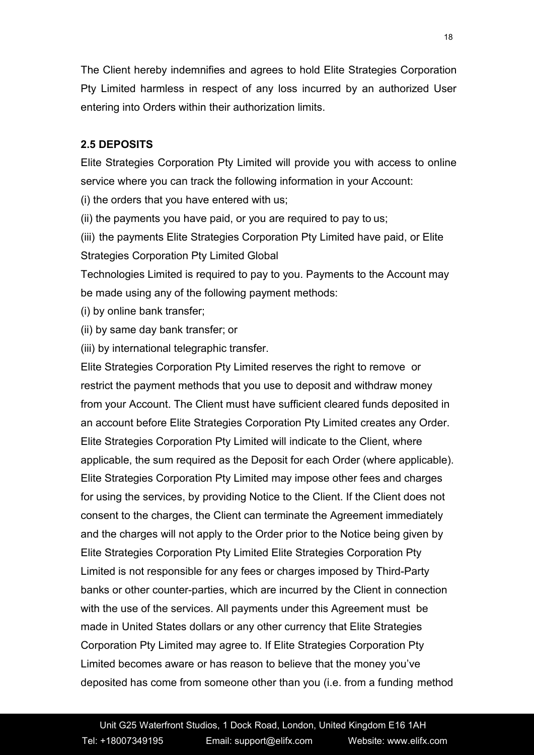The Client hereby indemnifies and agrees to hold Elite Strategies Corporation Pty Limited harmless in respect of any loss incurred by an authorized User entering into Orders within their authorization limits.

**2.5 DEPOSITS**

Elite Strategies Corporation Pty Limited will provide you with access to online service where you can track the following information in your Account:

(i) the orders that you have entered with us;

(ii) the payments you have paid, or you are required to pay to us;

(iii) the payments Elite Strategies Corporation Pty Limited have paid, or Elite Strategies Corporation Pty Limited Global Technologies Limited is required to pay to you. Payments to the Account may be made using any of the following payment methods:

(i) by online bank transfer;

(ii) by same day bank transfer; or

(iii) by international telegraphic transfer.

Elite Strategies Corporation Pty Limited reserves the right to remove or restrict the payment methods that you use to deposit and withdraw money from your Account. The Client must have sufficient cleared funds deposited in an account before Elite Strategies Corporation Pty Limited creates any Order. Elite Strategies Corporation Pty Limited will indicate to the Client, where applicable, the sum required as the Deposit for each Order (where applicable). Elite Strategies Corporation Pty Limited may impose other fees and charges for using the services, by providing Notice to the Client. If the Client does not consent to the charges, the Client can terminate the Agreement immediately and the charges will not apply to the Order prior to the Notice being given by Elite Strategies Corporation Pty Limited Elite Strategies Corporation Pty Limited is not responsible for any fees or charges imposed by Third-Party banks or other counter-parties, which are incurred by the Client in connection with the use of the services. All payments under this Agreement must be made in United States dollars or any other currency that Elite Strategies Corporation Pty Limited may agree to. If Elite Strategies Corporation Pty Limited becomes aware or has reason to believe that the money you've deposited has come from someone other than you (i.e. from a funding method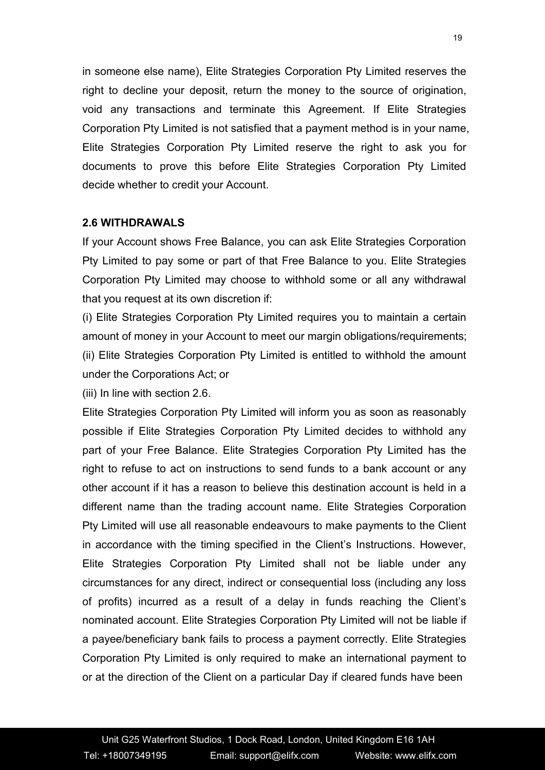in someone else name), Elite Strategies Corporation Pty Limited reserves the right to decline your deposit, return the money to the source of origination, void any transactions and terminate this Agreement. If Elite Strategies Corporation Pty Limited is not satisfied that a payment method is in your name, Elite Strategies Corporation Pty Limited reserve the right to ask you for documents to prove this before Elite Strategies Corporation Pty Limited decide whether to credit your Account.

**2.6 WITHDRAWALS**

If your Account shows Free Balance, you can ask Elite Strategies Corporation Pty Limited to pay some or part of that Free Balance to you. Elite Strategies Corporation Pty Limited may choose to withhold some or all any withdrawal that you request at its own discretion if:

(i) Elite Strategies Corporation Pty Limited requires you to maintain a certain amount of money in your Account to meet our margin obligations/requirements;

(ii) Elite Strategies Corporation Pty Limited is entitled to withhold the amount under the Corporations Act; or

(iii) In line with section 2.6.

Elite Strategies Corporation Pty Limited will inform you as soon as reasonably possible if Elite Strategies Corporation Pty Limited decides to withhold any part of your Free Balance. Elite Strategies Corporation Pty Limited has the right to refuse to act on instructions to send funds to a bank account or any other account if it has a reason to believe this destination account is held in a different name than the trading account name. Elite Strategies Corporation Pty Limited will use all reasonable endeavours to make payments to the Client in accordance with the timing specified in the Client's Instructions. However, Elite Strategies Corporation Pty Limited shall not be liable under any circumstances for any direct, indirect or consequential loss (including any loss of profits) incurred as a result of a delay in funds reaching the Client's nominated account. Elite Strategies Corporation Pty Limited will not be liable if a payee/beneficiary bank fails to process a payment correctly. Elite Strategies Corporation Pty Limited is only required to make an international payment to or at the direction of the Client on a particular Day if cleared funds have been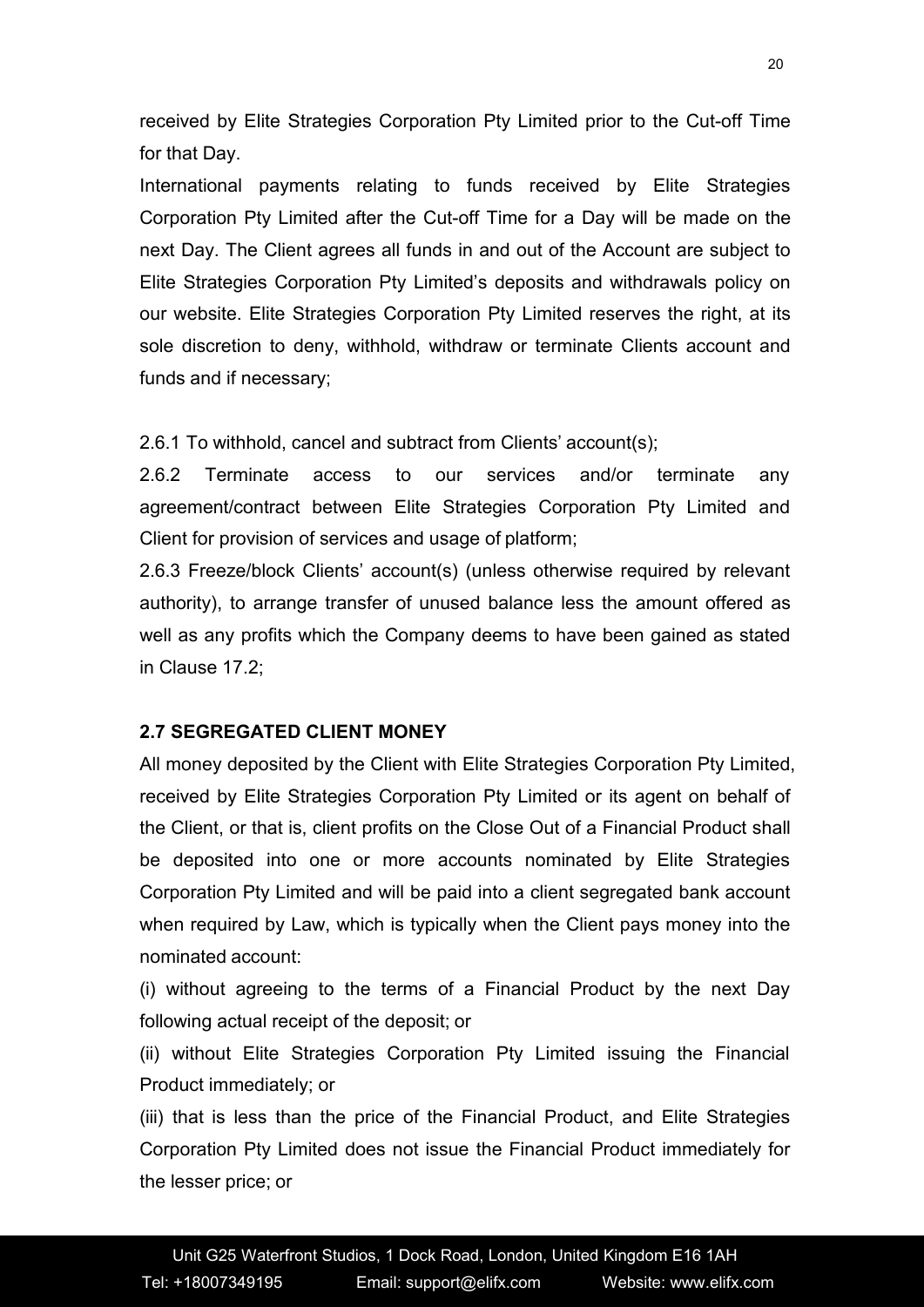received by Elite Strategies Corporation Pty Limited prior to the Cut-off Time for that Day.

International payments relating to funds received by Elite Strategies Corporation Pty Limited after the Cut-off Time for a Day will be made on the next Day. The Client agrees all funds in and out of the Account are subject to Elite Strategies Corporation Pty Limited's deposits and withdrawals policy on our website. Elite Strategies Corporation Pty Limited reserves the right, at its sole discretion to deny, withhold, withdraw or terminate Clients account and funds and if necessary;

2.6.1 To withhold, cancel and subtract from Clients' account(s);

2.6.2 Terminate access to our services and/or terminate any agreement/contract between Elite Strategies Corporation Pty Limited and Client for provision of services and usage of platform;

2.6.3 Freeze/block Clients' account(s) (unless otherwise required by relevant authority), to arrange transfer of unused balance less the amount offered as well as any profits which the Company deems to have been gained as stated in Clause 17.2;

**2.7 SEGREGATED CLIENT MONEY**

All money deposited by the Client with Elite Strategies Corporation Pty Limited, received by Elite Strategies Corporation Pty Limited or its agent on behalf of the Client, or that is, client profits on the Close Out of a Financial Product shall be deposited into one or more accounts nominated by Elite Strategies Corporation Pty Limited and will be paid into a client segregated bank account when required by Law, which is typically when the Client pays money into the nominated account:

(i) without agreeing to the terms of a Financial Product by the next Day following actual receipt of the deposit; or

(ii) without Elite Strategies Corporation Pty Limited issuing the Financial Product immediately; or

(iii) that is less than the price of the Financial Product, and Elite Strategies Corporation Pty Limited does not issue the Financial Product immediately for the lesser price; or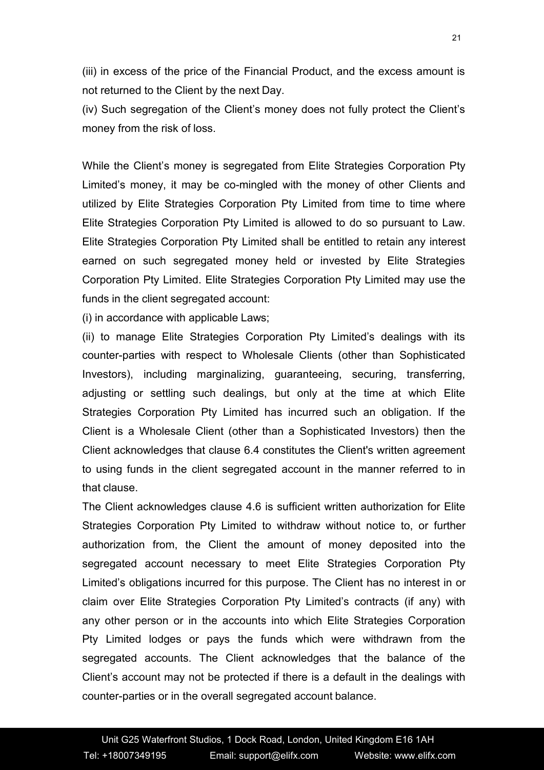(iii) in excess of the price of the Financial Product, and the excess amount is not returned to the Client by the next Day.

(iv) Such segregation of the Client's money does not fully protect the Client's money from the risk of loss.

While the Client's money is segregated from Elite Strategies Corporation Pty Limited's money, it may be co-mingled with the money of other Clients and utilized by Elite Strategies Corporation Pty Limited from time to time where Elite Strategies Corporation Pty Limited is allowed to do so pursuant to Law. Elite Strategies Corporation Pty Limited shall be entitled to retain any interest earned on such segregated money held or invested by Elite Strategies Corporation Pty Limited. Elite Strategies Corporation Pty Limited may use the funds in the client segregated account:

(i) in accordance with applicable Laws;

(ii) to manage Elite Strategies Corporation Pty Limited's dealings with its counter-parties with respect to Wholesale Clients (other than Sophisticated Investors), including marginalizing, guaranteeing, securing, transferring, adjusting or settling such dealings, but only at the time at which Elite Strategies Corporation Pty Limited has incurred such an obligation. If the Client is a Wholesale Client (other than a Sophisticated Investors) then the Client acknowledges that clause 6.4 constitutes the Client's written agreement to using funds in the client segregated account in the manner referred to in that clause.

The Client acknowledges clause 4.6 is sufficient written authorization for Elite Strategies Corporation Pty Limited to withdraw without notice to, or further authorization from, the Client the amount of money deposited into the segregated account necessary to meet Elite Strategies Corporation Pty Limited's obligations incurred for this purpose. The Client has no interest in or claim over Elite Strategies Corporation Pty Limited's contracts (if any) with any other person or in the accounts into which Elite Strategies Corporation Pty Limited lodges or pays the funds which were withdrawn from the segregated accounts. The Client acknowledges that the balance of the Client's account may not be protected if there is a default in the dealings with counter-parties or in the overall segregated account balance.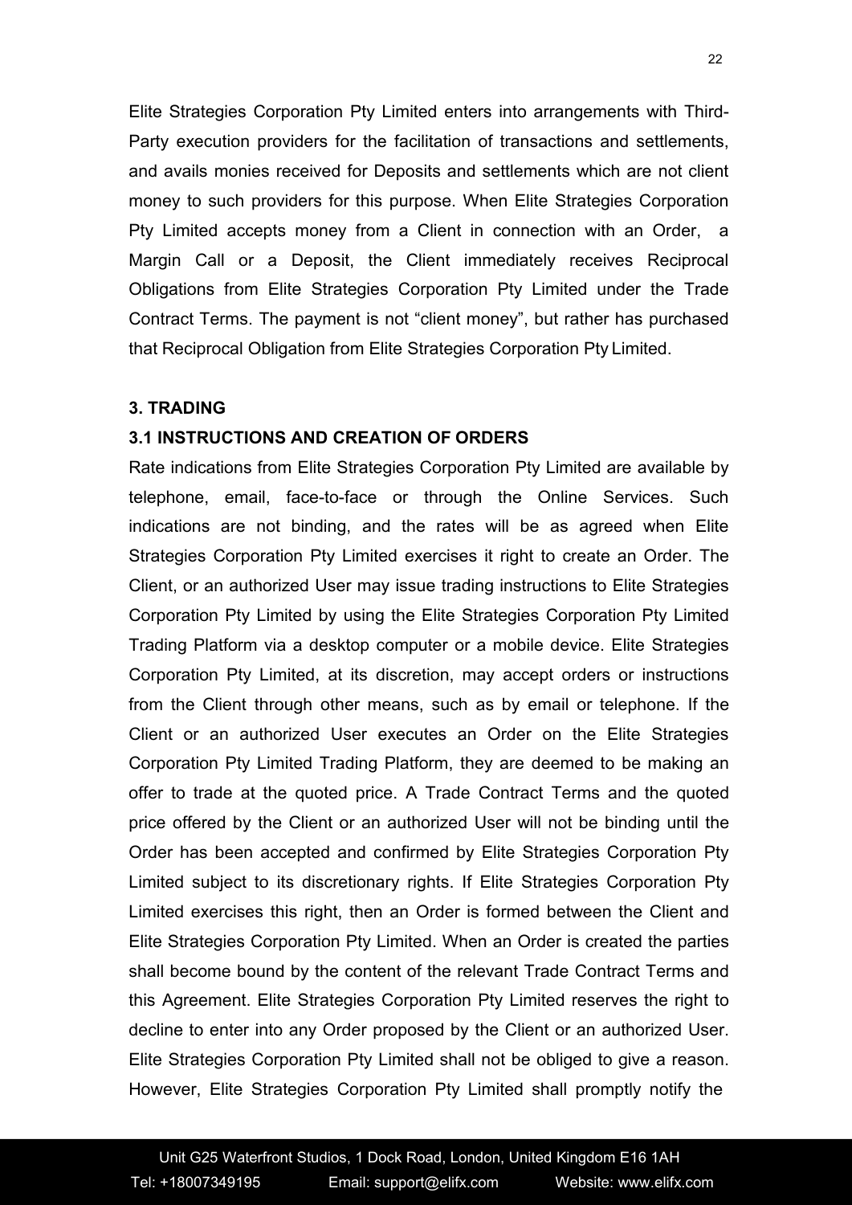Elite Strategies Corporation Pty Limited enters into arrangements with Third-Party execution providers for the facilitation of transactions and settlements, and avails monies received for Deposits and settlements which are not client money to such providers for this purpose. When Elite Strategies Corporation Pty Limited accepts money from a Client in connection with an Order, a Margin Call or a Deposit, the Client immediately receives Reciprocal Obligations from Elite Strategies Corporation Pty Limited under the Trade Contract Terms. The payment is not "client money", but rather has purchased that Reciprocal Obligation from Elite Strategies Corporation Pty Limited.

## 3. TRADING

### 3.1 INSTRUCTIONS AND CREATION OF ORDERS

Rate indications from Elite Strategies Corporation Pty Limited are available by telephone, email, face-to-face or through the Online Services. Such indications are not binding, and the rates will be as agreed when Elite Strategies Corporation Pty Limited exercises it right to create an Order. The Client, or an authorized User may issue trading instructions to Elite Strategies Corporation Pty Limited by using the Elite Strategies Corporation Pty Limited Trading Platform via a desktop computer or a mobile device. Elite Strategies Corporation Pty Limited, at its discretion, may accept orders or instructions from the Client through other means, such as by email or telephone. If the Client or an authorized User executes an Order on the Elite Strategies Corporation Pty Limited Trading Platform, they are deemed to be making an offer to trade at the quoted price. A Trade Contract Terms and the quoted price offered by the Client or an authorized User will not be binding until the Order has been accepted and confirmed by Elite Strategies Corporation Pty Limited subject to its discretionary rights. If Elite Strategies Corporation Pty Limited exercises this right, then an Order is formed between the Client and Elite Strategies Corporation Pty Limited. When an Order is created the parties shall become bound by the content of the relevant Trade Contract Terms and this Agreement. Elite Strategies Corporation Pty Limited reserves the right to decline to enter into any Order proposed by the Client or an authorized User. Elite Strategies Corporation Pty Limited shall not be obliged to give a reason. However, Elite Strategies Corporation Pty Limited shall promptly notify the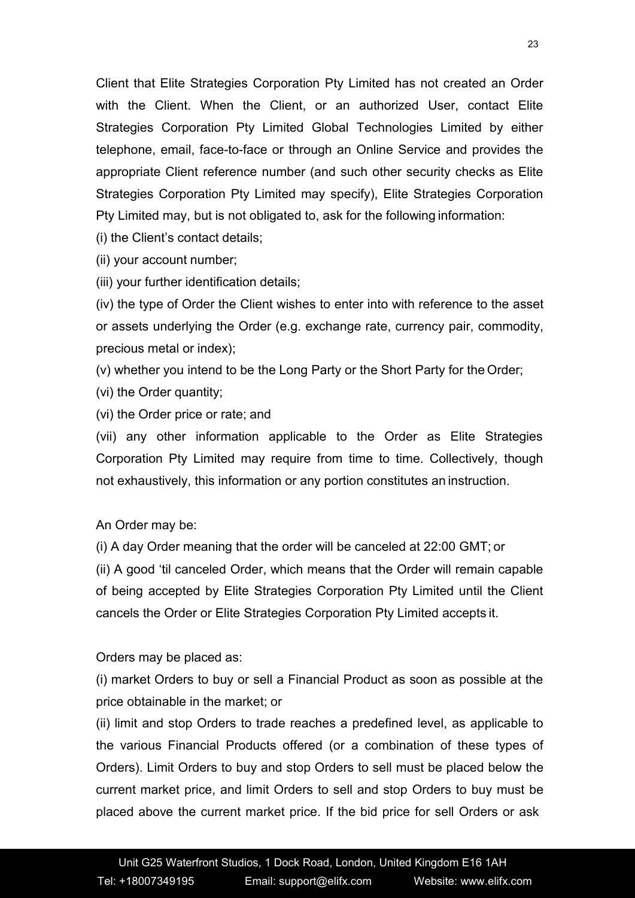Client that Elite Strategies Corporation Pty Limited has not created an Order with the Client. When the Client, or an authorized User, contact Elite Strategies Corporation Pty Limited Global Technologies Limited by either telephone, email, face-to-face or through an Online Service and provides the appropriate Client reference number (and such other security checks as Elite Strategies Corporation Pty Limited may specify), Elite Strategies Corporation Pty Limited may, but is not obligated to, ask for the following information:

(i) the Client's contact details;

(ii) your account number;

(iii) your further identification details;

(iv) the type of Order the Client wishes to enter into with reference to the asset or assets underlying the Order (e.g. exchange rate, currency pair, commodity, precious metal or index);

(v) whether you intend to be the Long Party or the Short Party for the Order;

(vi) the Order quantity;

(vi) the Order price or rate; and

(vii) any other information applicable to the Order as Elite Strategies Corporation Pty Limited may require from time to time. Collectively, though not exhaustively, this information or any portion constitutes an instruction.

An Order may be:

(i) A day Order meaning that the order will be canceled at 22:00 GMT; or

(ii) A good 'til canceled Order, which means that the Order will remain capable of being accepted by Elite Strategies Corporation Pty Limited until the Client cancels the Order or Elite Strategies Corporation Pty Limited accepts it.

Orders may be placed as:

(i) market Orders to buy or sell a Financial Product as soon as possible at the price obtainable in the market; or

(ii) limit and stop Orders to trade reaches a predefined level, as applicable to the various Financial Products offered (or a combination of these types of Orders). Limit Orders to buy and stop Orders to sell must be placed below the current market price, and limit Orders to sell and stop Orders to buy must be placed above the current market price. If the bid price for sell Orders or ask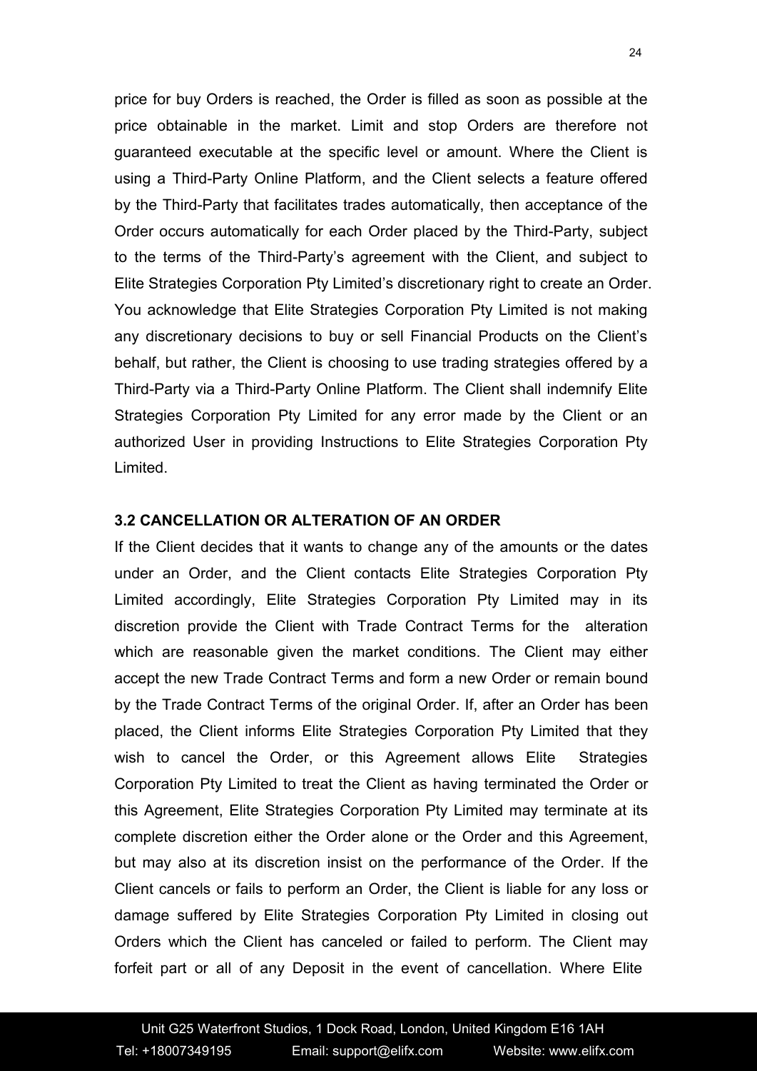price for buy Orders is reached, the Order is filled as soon as possible at the price obtainable in the market. Limit and stop Orders are therefore not guaranteed executable at the specific level or amount. Where the Client is using a Third-Party Online Platform, and the Client selects a feature offered by the Third-Party that facilitates trades automatically, then acceptance of the Order occurs automatically for each Order placed by the Third-Party, subject to the terms of the Third-Party's agreement with the Client, and subject to Elite Strategies Corporation Pty Limited's discretionary right to create an Order. You acknowledge that Elite Strategies Corporation Pty Limited is not making any discretionary decisions to buy or sell Financial Products on the Client's behalf, but rather, the Client is choosing to use trading strategies offered by a Third-Party via a Third-Party Online Platform. The Client shall indemnify Elite Strategies Corporation Pty Limited for any error made by the Client or an authorized User in providing Instructions to Elite Strategies Corporation Pty Limited.

**3.2 CANCELLATION OR ALTERATION OF AN ORDER**

If the Client decides that it wants to change any of the amounts or the dates under an Order, and the Client contacts Elite Strategies Corporation Pty Limited accordingly, Elite Strategies Corporation Pty Limited may in its discretion provide the Client with Trade Contract Terms for the alteration which are reasonable given the market conditions. The Client may either accept the new Trade Contract Terms and form a new Order or remain bound by the Trade Contract Terms of the original Order. If, after an Order has been placed, the Client informs Elite Strategies Corporation Pty Limited that they wish to cancel the Order, or this Agreement allows Elite Strategies Corporation Pty Limited to treat the Client as having terminated the Order or this Agreement, Elite Strategies Corporation Pty Limited may terminate at its complete discretion either the Order alone or the Order and this Agreement, but may also at its discretion insist on the performance of the Order. If the Client cancels or fails to perform an Order, the Client is liable for any loss or damage suffered by Elite Strategies Corporation Pty Limited in closing out Orders which the Client has canceled or failed to perform. The Client may forfeit part or all of any Deposit in the event of cancellation. Where Elite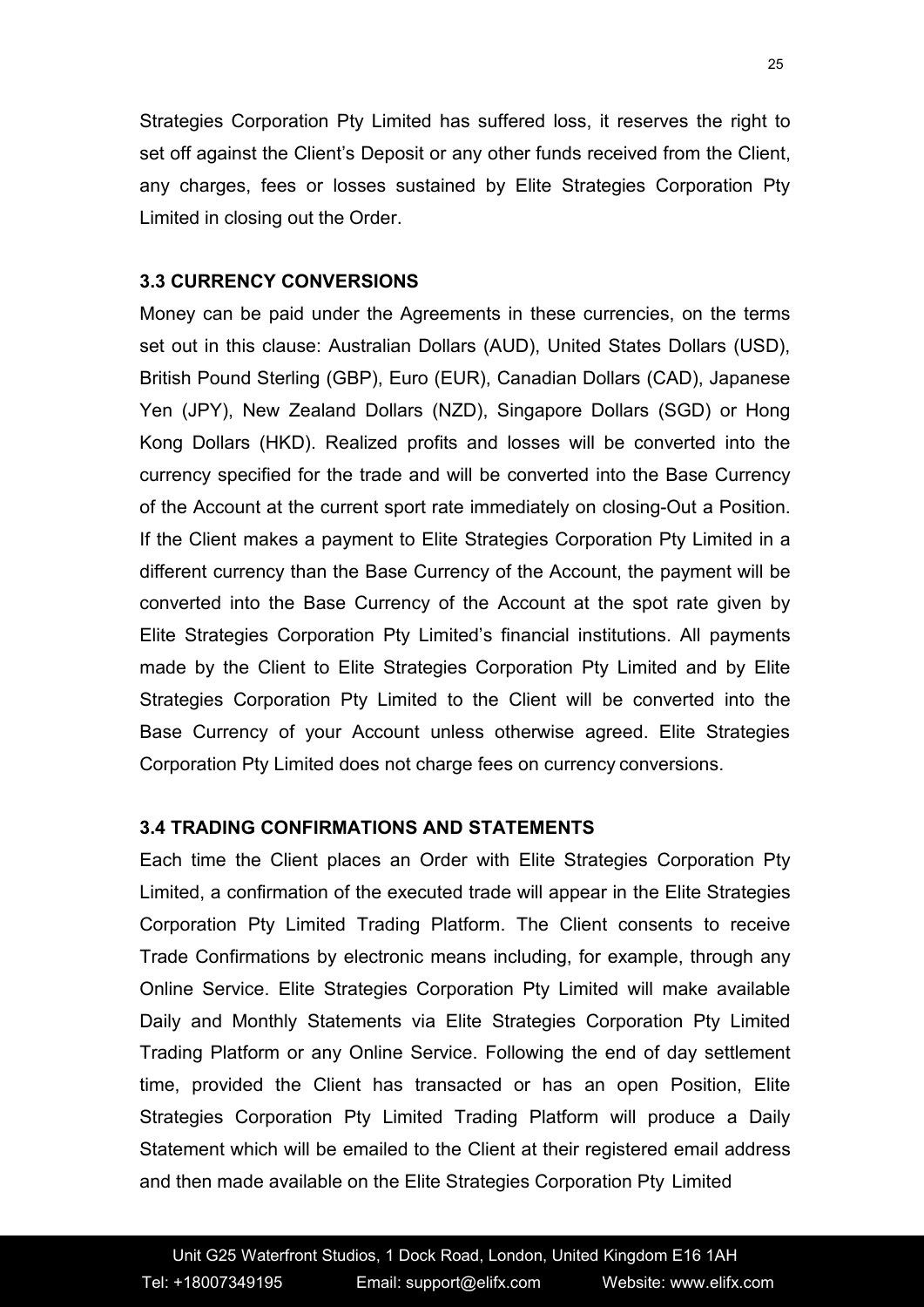Strategies Corporation Pty Limited has suffered loss, it reserves the right to set off against the Client's Deposit or any other funds received from the Client, any charges, fees or losses sustained by Elite Strategies Corporation Pty Limited in closing out the Order.

### 3.3 CURRENCY CONVERSIONS

Money can be paid under the Agreements in these currencies, on the terms set out in this clause: Australian Dollars (AUD), United States Dollars (USD), British Pound Sterling (GBP), Euro (EUR), Canadian Dollars (CAD), Japanese Yen (JPY), New Zealand Dollars (NZD), Singapore Dollars (SGD) or Hong Kong Dollars (HKD). Realized profits and losses will be converted into the currency specified for the trade and will be converted into the Base Currency of the Account at the current sport rate immediately on closing-Out a Position. If the Client makes a payment to Elite Strategies Corporation Pty Limited in a different currency than the Base Currency of the Account, the payment will be converted into the Base Currency of the Account at the spot rate given by Elite Strategies Corporation Pty Limited's financial institutions. All payments made by the Client to Elite Strategies Corporation Pty Limited and by Elite Strategies Corporation Pty Limited to the Client will be converted into the Base Currency of your Account unless otherwise agreed. Elite Strategies Corporation Pty Limited does not charge fees on currency conversions.

### 3.4 TRADING CONFIRMATIONS AND STATEMENTS

Each time the Client places an Order with Elite Strategies Corporation Pty Limited, a confirmation of the executed trade will appear in the Elite Strategies Corporation Pty Limited Trading Platform. The Client consents to receive Trade Confirmations by electronic means including, for example, through any Online Service. Elite Strategies Corporation Pty Limited will make available Daily and Monthly Statements via Elite Strategies Corporation Pty Limited Trading Platform or any Online Service. Following the end of day settlement time, provided the Client has transacted or has an open Position, Elite Strategies Corporation Pty Limited Trading Platform will produce a Daily Statement which will be emailed to the Client at their registered email address and then made available on the Elite Strategies Corporation Pty Limited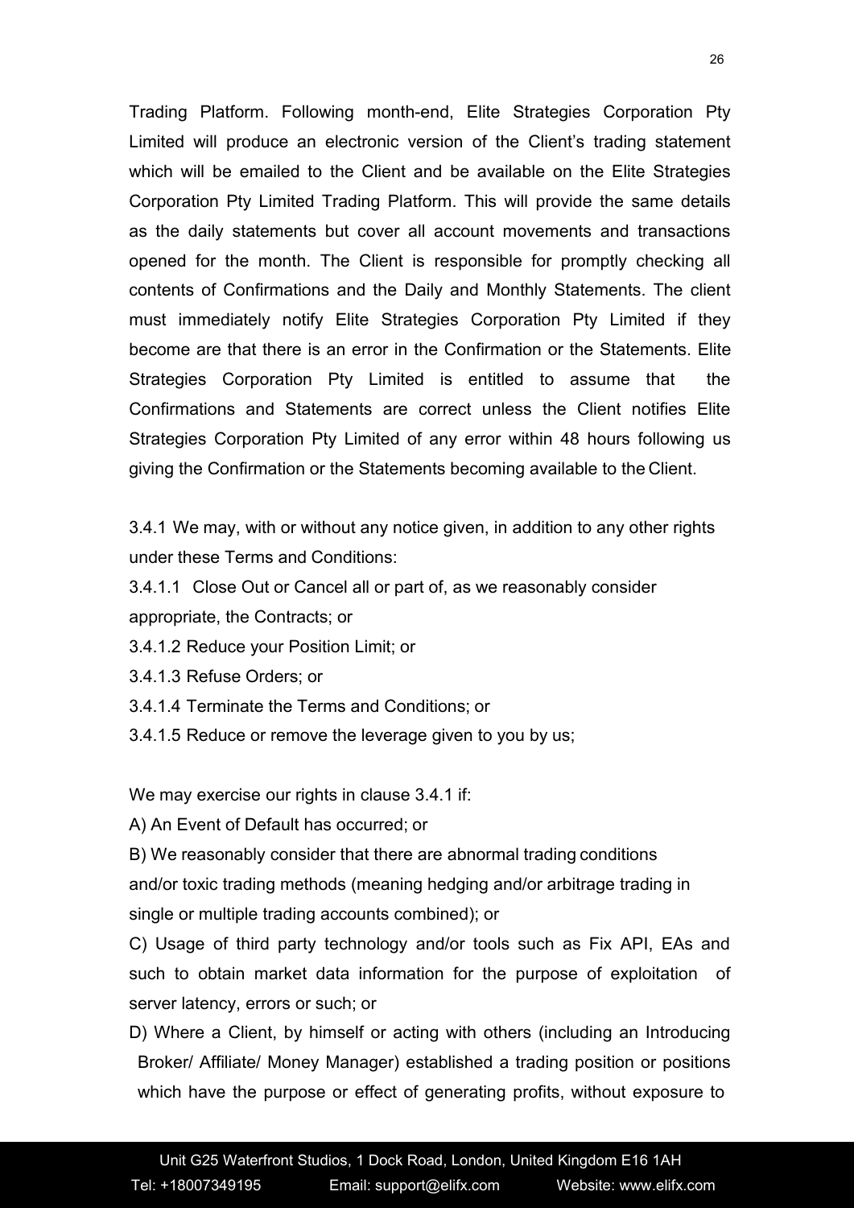Trading Platform. Following month-end, Elite Strategies Corporation Pty Limited will produce an electronic version of the Client's trading statement which will be emailed to the Client and be available on the Elite Strategies Corporation Pty Limited Trading Platform. This will provide the same details as the daily statements but cover all account movements and transactions opened for the month. The Client is responsible for promptly checking all contents of Confirmations and the Daily and Monthly Statements. The client must immediately notify Elite Strategies Corporation Pty Limited if they become are that there is an error in the Confirmation or the Statements. Elite Strategies Corporation Pty Limited is entitled to assume that the Confirmations and Statements are correct unless the Client notifies Elite Strategies Corporation Pty Limited of any error within 48 hours following us giving the Confirmation or the Statements becoming available to the Client.

3.4.1 We may, with or without any notice given, in addition to any other rights under these Terms and Conditions:

3.4.1.1 Close Out or Cancel all or part of, as we reasonably consider appropriate, the Contracts; or

3.4.1.2 Reduce your Position Limit; or

3.4.1.3 Refuse Orders; or

3.4.1.4 Terminate the Terms and Conditions; or

3.4.1.5 Reduce or remove the leverage given to you by us;

We may exercise our rights in clause 3.4.1 if:

A) An Event of Default has occurred; or

B) We reasonably consider that there are abnormal trading conditions and/or toxic trading methods (meaning hedging and/or arbitrage trading in single or multiple trading accounts combined); or

C) Usage of third party technology and/or tools such as Fix API, EAs and such to obtain market data information for the purpose of exploitation of server latency, errors or such; or

D) Where a Client, by himself or acting with others (including an Introducing Broker/ Affiliate/ Money Manager) established a trading position or positions which have the purpose or effect of generating profits, without exposure to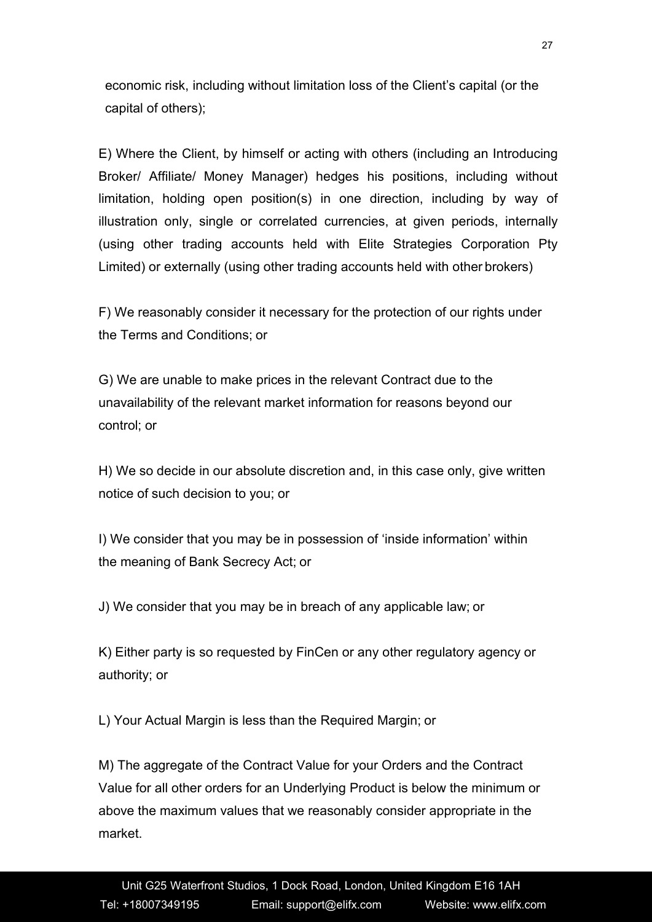economic risk, including without limitation loss of the Client's capital (or the capital of others);

E) Where the Client, by himself or acting with others (including an Introducing Broker/ Affiliate/ Money Manager) hedges his positions, including without limitation, holding open position(s) in one direction, including by way of illustration only, single or correlated currencies, at given periods, internally (using other trading accounts held with Elite Strategies Corporation Pty Limited) or externally (using other trading accounts held with other brokers)

F) We reasonably consider it necessary for the protection of our rights under the Terms and Conditions; or

G) We are unable to make prices in the relevant Contract due to the unavailability of the relevant market information for reasons beyond our control; or

H) We so decide in our absolute discretion and, in this case only, give written notice of such decision to you; or

I) We consider that you may be in possession of 'inside information' within the meaning of Bank Secrecy Act; or

J) We consider that you may be in breach of any applicable law; or

K) Either party is so requested by FinCen or any other regulatory agency or authority; or

L) Your Actual Margin is less than the Required Margin; or

M) The aggregate of the Contract Value for your Orders and the Contract Value for all other orders for an Underlying Product is below the minimum or above the maximum values that we reasonably consider appropriate in the market.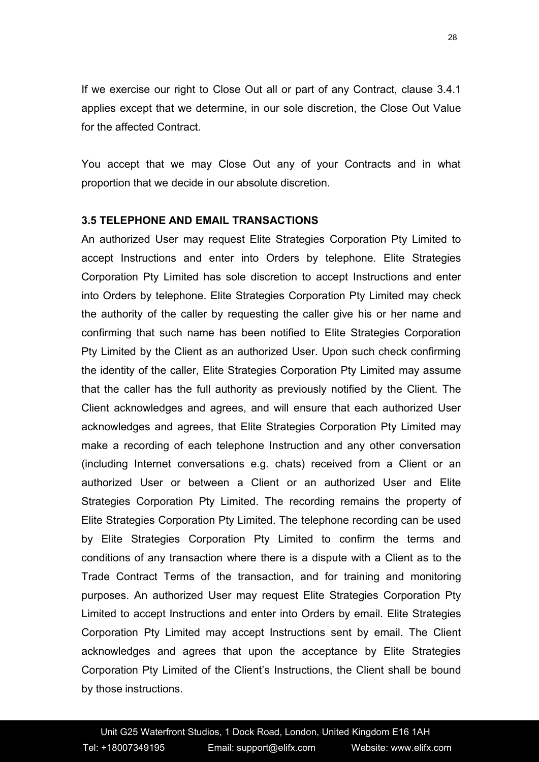If we exercise our right to Close Out all or part of any Contract, clause 3.4.1 applies except that we determine, in our sole discretion, the Close Out Value for the affected Contract.

You accept that we may Close Out any of your Contracts and in what proportion that we decide in our absolute discretion.

### 3.5 TELEPHONE AND EMAIL TRANSACTIONS

An authorized User may request Elite Strategies Corporation Pty Limited to accept Instructions and enter into Orders by telephone. Elite Strategies Corporation Pty Limited has sole discretion to accept Instructions and enter into Orders by telephone. Elite Strategies Corporation Pty Limited may check the authority of the caller by requesting the caller give his or her name and confirming that such name has been notified to Elite Strategies Corporation Pty Limited by the Client as an authorized User. Upon such check confirming the identity of the caller, Elite Strategies Corporation Pty Limited may assume that the caller has the full authority as previously notified by the Client. The Client acknowledges and agrees, and will ensure that each authorized User acknowledges and agrees, that Elite Strategies Corporation Pty Limited may make a recording of each telephone Instruction and any other conversation (including Internet conversations e.g. chats) received from a Client or an authorized User or between a Client or an authorized User and Elite Strategies Corporation Pty Limited. The recording remains the property of Elite Strategies Corporation Pty Limited. The telephone recording can be used by Elite Strategies Corporation Pty Limited to confirm the terms and conditions of any transaction where there is a dispute with a Client as to the Trade Contract Terms of the transaction, and for training and monitoring purposes. An authorized User may request Elite Strategies Corporation Pty Limited to accept Instructions and enter into Orders by email. Elite Strategies Corporation Pty Limited may accept Instructions sent by email. The Client acknowledges and agrees that upon the acceptance by Elite Strategies Corporation Pty Limited of the Client's Instructions, the Client shall be bound by those instructions.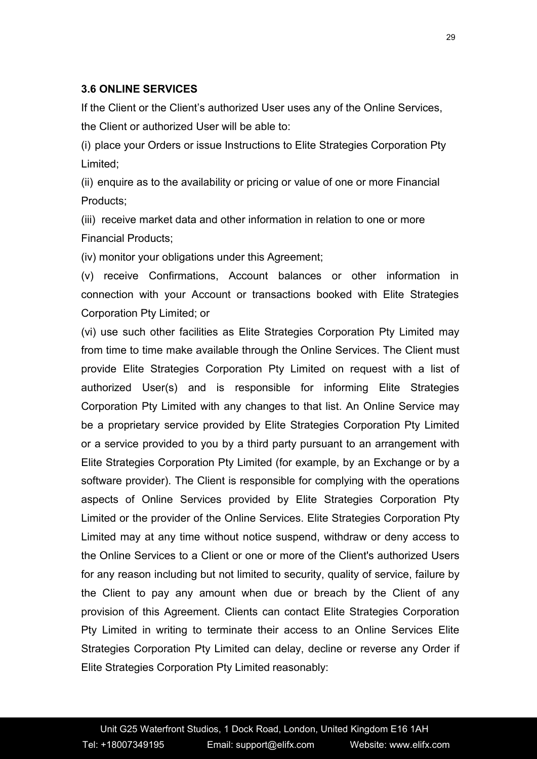### 3.6 ONLINE SERVICES

If the Client or the Client's authorized User uses any of the Online Services, the Client or authorized User will be able to:

(i) place your Orders or issue Instructions to Elite Strategies Corporation Pty Limited;

(ii) enquire as to the availability or pricing or value of one or more Financial Products;

(iii) receive market data and other information in relation to one or more Financial Products;

(iv) monitor your obligations under this Agreement;

(v) receive Confirmations, Account balances or other information in connection with your Account or transactions booked with Elite Strategies Corporation Pty Limited; or

(vi) use such other facilities as Elite Strategies Corporation Pty Limited may from time to time make available through the Online Services. The Client must provide Elite Strategies Corporation Pty Limited on request with a list of authorized User(s) and is responsible for informing Elite Strategies Corporation Pty Limited with any changes to that list. An Online Service may be a proprietary service provided by Elite Strategies Corporation Pty Limited or a service provided to you by a third party pursuant to an arrangement with Elite Strategies Corporation Pty Limited (for example, by an Exchange or by a software provider). The Client is responsible for complying with the operations aspects of Online Services provided by Elite Strategies Corporation Pty Limited or the provider of the Online Services. Elite Strategies Corporation Pty Limited may at any time without notice suspend, withdraw or deny access to the Online Services to a Client or one or more of the Client's authorized Users for any reason including but not limited to security, quality of service, failure by the Client to pay any amount when due or breach by the Client of any provision of this Agreement. Clients can contact Elite Strategies Corporation Pty Limited in writing to terminate their access to an Online Services Elite Strategies Corporation Pty Limited can delay, decline or reverse any Order if Elite Strategies Corporation Pty Limited reasonably: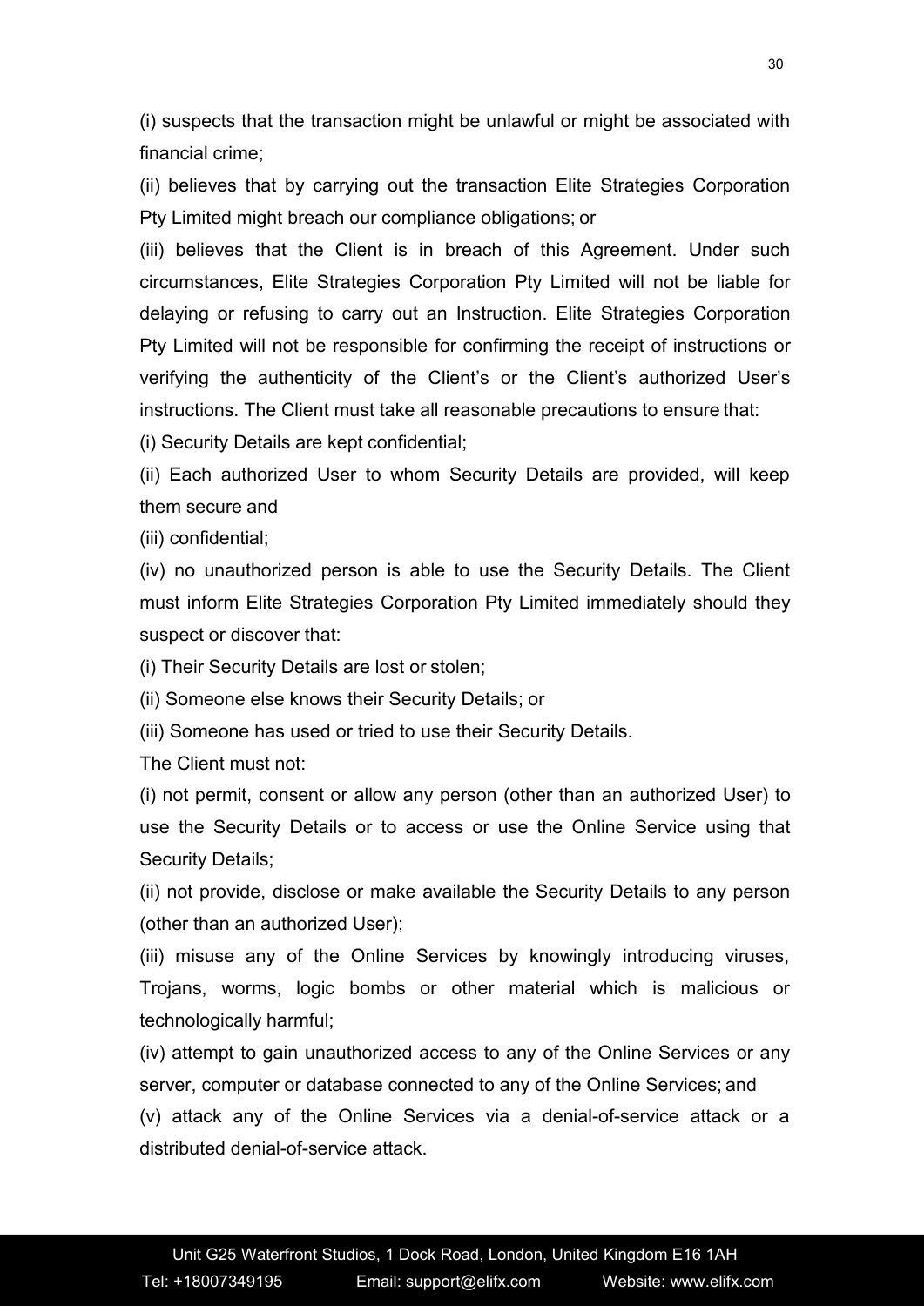(i) suspects that the transaction might be unlawful or might be associated with financial crime;

(ii) believes that by carrying out the transaction Elite Strategies Corporation Pty Limited might breach our compliance obligations; or

(iii) believes that the Client is in breach of this Agreement. Under such circumstances, Elite Strategies Corporation Pty Limited will not be liable for delaying or refusing to carry out an Instruction. Elite Strategies Corporation Pty Limited will not be responsible for confirming the receipt of instructions or verifying the authenticity of the Client's or the Client's authorized User's instructions. The Client must take all reasonable precautions to ensure that:

(i) Security Details are kept confidential;

(ii) Each authorized User to whom Security Details are provided, will keep them secure and

(iii) confidential;

(iv) no unauthorized person is able to use the Security Details. The Client must inform Elite Strategies Corporation Pty Limited immediately should they suspect or discover that:

(i) Their Security Details are lost or stolen;

(ii) Someone else knows their Security Details; or

(iii) Someone has used or tried to use their Security Details.

The Client must not:

(i) not permit, consent or allow any person (other than an authorized User) to use the Security Details or to access or use the Online Service using that Security Details;

(ii) not provide, disclose or make available the Security Details to any person (other than an authorized User);

(iii) misuse any of the Online Services by knowingly introducing viruses, Trojans, worms, logic bombs or other material which is malicious or technologically harmful;

(iv) attempt to gain unauthorized access to any of the Online Services or any server, computer or database connected to any of the Online Services; and

(v) attack any of the Online Services via a denial-of-service attack or a distributed denial-of-service attack.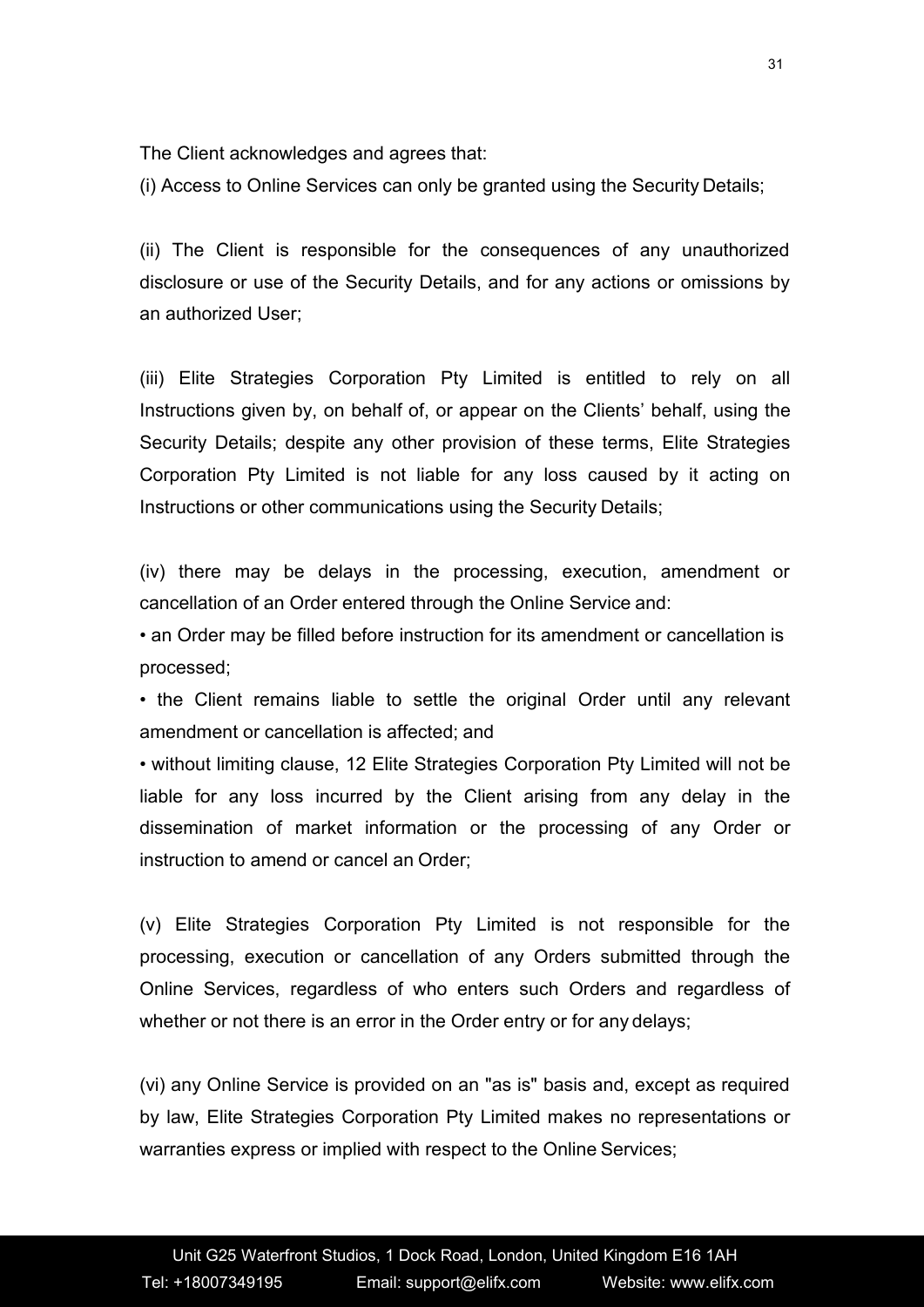The Client acknowledges and agrees that:

(i) Access to Online Services can only be granted using the Security Details;

(ii) The Client is responsible for the consequences of any unauthorized disclosure or use of the Security Details, and for any actions or omissions by an authorized User;

(iii) Elite Strategies Corporation Pty Limited is entitled to rely on all Instructions given by, on behalf of, or appear on the Clients' behalf, using the Security Details; despite any other provision of these terms, Elite Strategies Corporation Pty Limited is not liable for any loss caused by it acting on Instructions or other communications using the Security Details;

(iv) there may be delays in the processing, execution, amendment or cancellation of an Order entered through the Online Service and:

- an Order may be filled before instruction for its amendment or cancellation is processed;
- the Client remains liable to settle the original Order until any relevant amendment or cancellation is affected; and
- without limiting clause, 12 Elite Strategies Corporation Pty Limited will not be liable for any loss incurred by the Client arising from any delay in the dissemination of market information or the processing of any Order or instruction to amend or cancel an Order;

(v) Elite Strategies Corporation Pty Limited is not responsible for the processing, execution or cancellation of any Orders submitted through the Online Services, regardless of who enters such Orders and regardless of whether or not there is an error in the Order entry or for any delays;

(vi) any Online Service is provided on an "as is" basis and, except as required by law, Elite Strategies Corporation Pty Limited makes no representations or warranties express or implied with respect to the Online Services;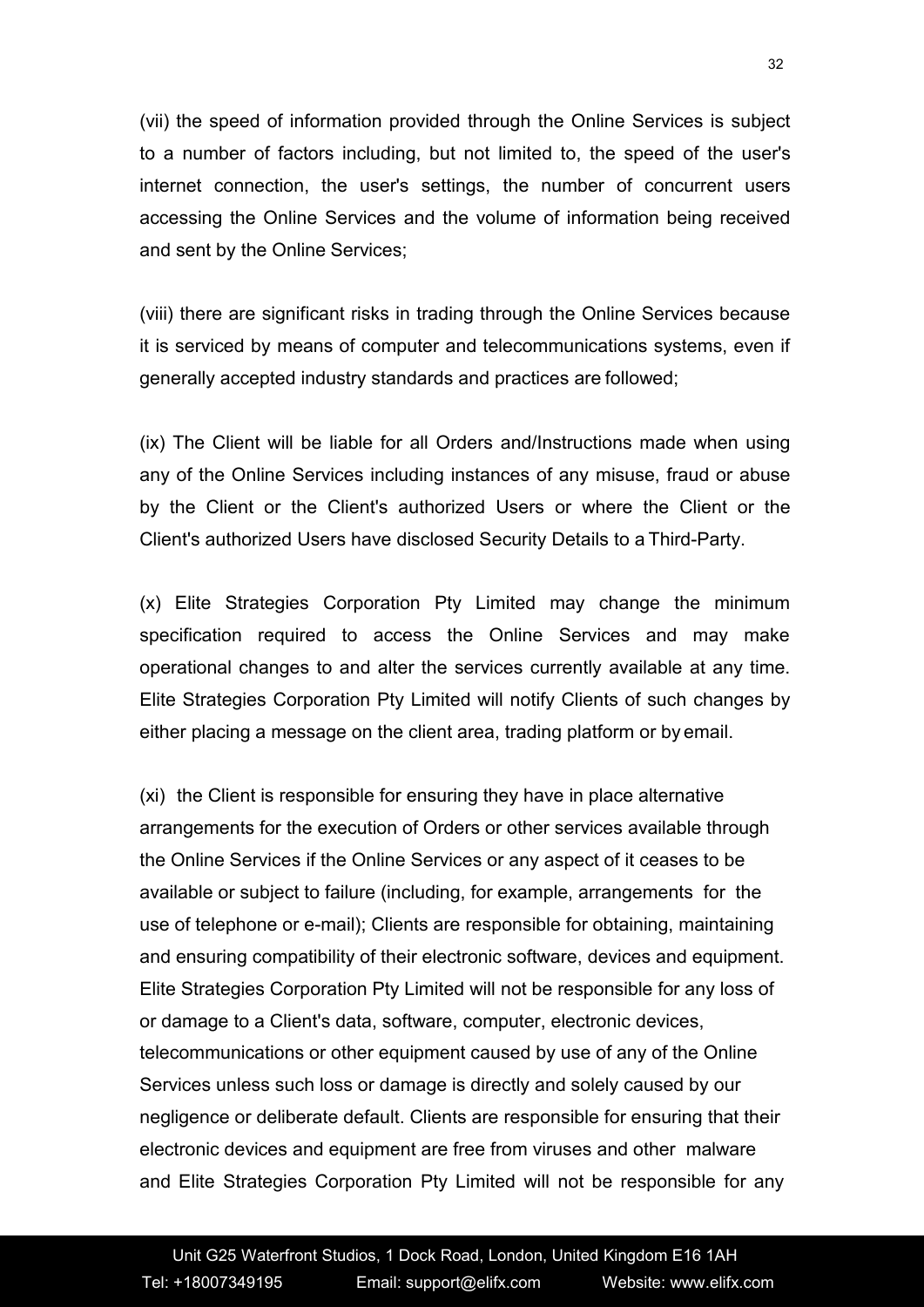(vii) the speed of information provided through the Online Services is subject to a number of factors including, but not limited to, the speed of the user's internet connection, the user's settings, the number of concurrent users accessing the Online Services and the volume of information being received and sent by the Online Services;

(viii) there are significant risks in trading through the Online Services because it is serviced by means of computer and telecommunications systems, even if generally accepted industry standards and practices are followed;

(ix) The Client will be liable for all Orders and/Instructions made when using any of the Online Services including instances of any misuse, fraud or abuse by the Client or the Client's authorized Users or where the Client or the Client's authorized Users have disclosed Security Details to a Third-Party.

(x) Elite Strategies Corporation Pty Limited may change the minimum specification required to access the Online Services and may make operational changes to and alter the services currently available at any time. Elite Strategies Corporation Pty Limited will notify Clients of such changes by either placing a message on the client area, trading platform or by email.

(xi) the Client is responsible for ensuring they have in place alternative arrangements for the execution of Orders or other services available through the Online Services if the Online Services or any aspect of it ceases to be available or subject to failure (including, for example, arrangements for the use of telephone or e-mail); Clients are responsible for obtaining, maintaining and ensuring compatibility of their electronic software, devices and equipment. Elite Strategies Corporation Pty Limited will not be responsible for any loss of or damage to a Client's data, software, computer, electronic devices, telecommunications or other equipment caused by use of any of the Online Services unless such loss or damage is directly and solely caused by our negligence or deliberate default. Clients are responsible for ensuring that their electronic devices and equipment are free from viruses and other malware and Elite Strategies Corporation Pty Limited will not be responsible for any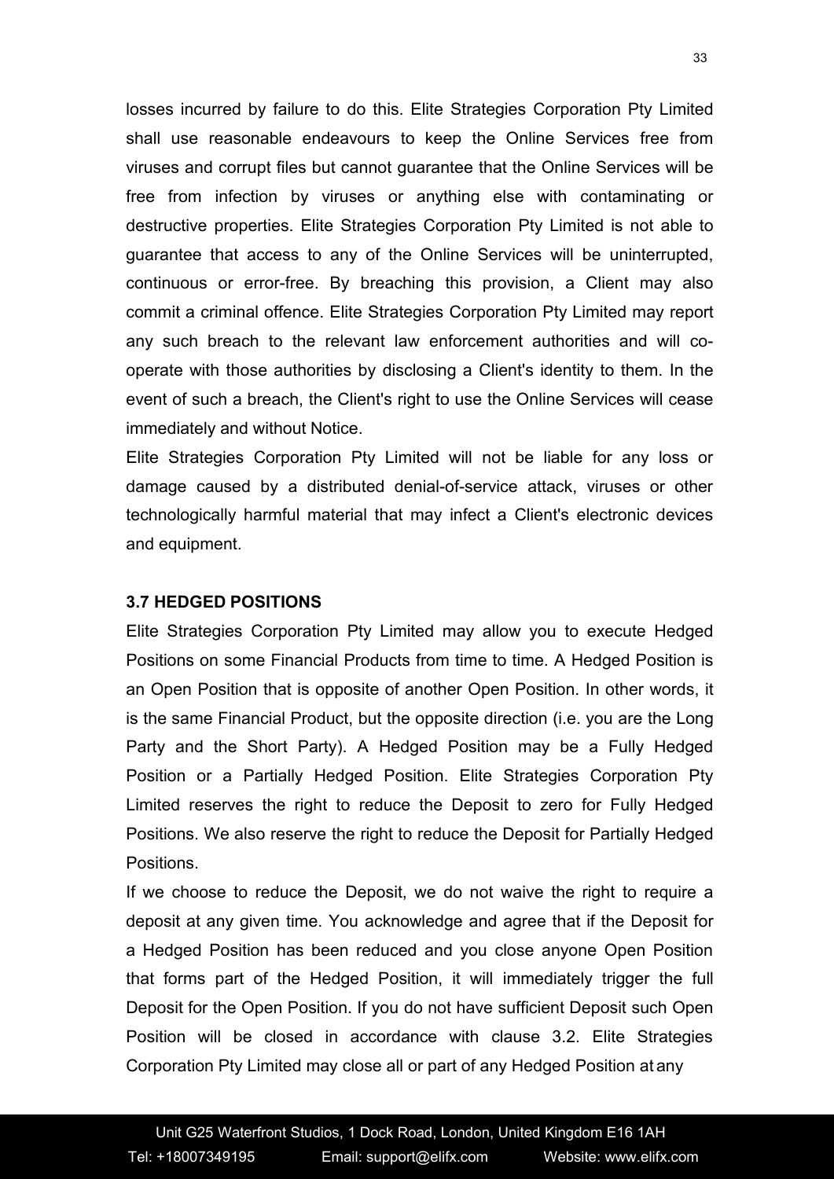losses incurred by failure to do this. Elite Strategies Corporation Pty Limited shall use reasonable endeavours to keep the Online Services free from viruses and corrupt files but cannot guarantee that the Online Services will be free from infection by viruses or anything else with contaminating or destructive properties. Elite Strategies Corporation Pty Limited is not able to guarantee that access to any of the Online Services will be uninterrupted, continuous or error-free. By breaching this provision, a Client may also commit a criminal offence. Elite Strategies Corporation Pty Limited may report any such breach to the relevant law enforcement authorities and will co-operate with those authorities by disclosing a Client's identity to them. In the event of such a breach, the Client's right to use the Online Services will cease immediately and without Notice.

Elite Strategies Corporation Pty Limited will not be liable for any loss or damage caused by a distributed denial-of-service attack, viruses or other technologically harmful material that may infect a Client's electronic devices and equipment.

**3.7 HEDGED POSITIONS**

Elite Strategies Corporation Pty Limited may allow you to execute Hedged Positions on some Financial Products from time to time. A Hedged Position is an Open Position that is opposite of another Open Position. In other words, it is the same Financial Product, but the opposite direction (i.e. you are the Long Party and the Short Party). A Hedged Position may be a Fully Hedged Position or a Partially Hedged Position. Elite Strategies Corporation Pty Limited reserves the right to reduce the Deposit to zero for Fully Hedged Positions. We also reserve the right to reduce the Deposit for Partially Hedged Positions.

If we choose to reduce the Deposit, we do not waive the right to require a deposit at any given time. You acknowledge and agree that if the Deposit for a Hedged Position has been reduced and you close anyone Open Position that forms part of the Hedged Position, it will immediately trigger the full Deposit for the Open Position. If you do not have sufficient Deposit such Open Position will be closed in accordance with clause 3.2. Elite Strategies Corporation Pty Limited may close all or part of any Hedged Position at any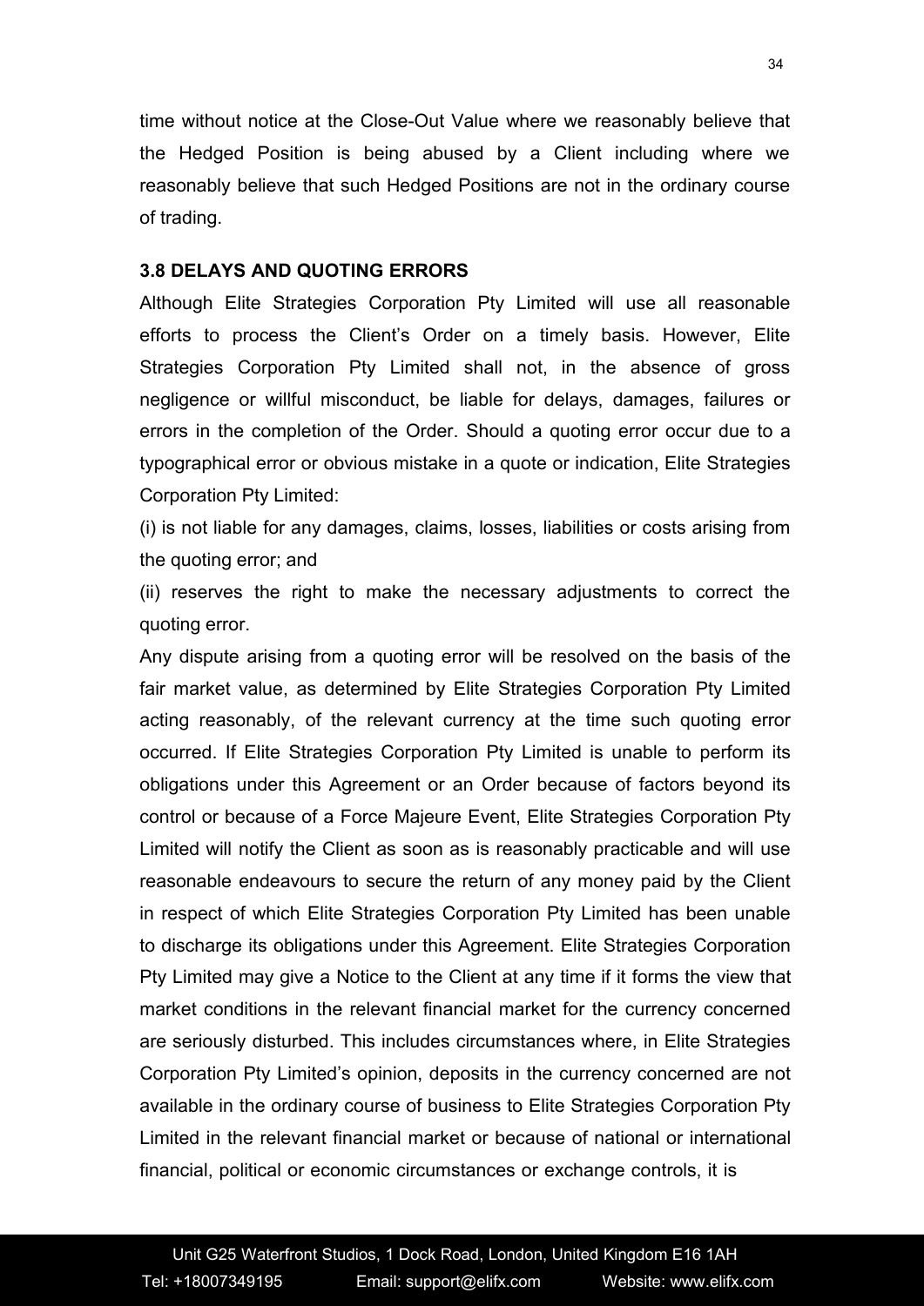time without notice at the Close-Out Value where we reasonably believe that the Hedged Position is being abused by a Client including where we reasonably believe that such Hedged Positions are not in the ordinary course of trading.

### 3.8 DELAYS AND QUOTING ERRORS

Although Elite Strategies Corporation Pty Limited will use all reasonable efforts to process the Client's Order on a timely basis. However, Elite Strategies Corporation Pty Limited shall not, in the absence of gross negligence or willful misconduct, be liable for delays, damages, failures or errors in the completion of the Order. Should a quoting error occur due to a typographical error or obvious mistake in a quote or indication, Elite Strategies Corporation Pty Limited:

(i) is not liable for any damages, claims, losses, liabilities or costs arising from the quoting error; and

(ii) reserves the right to make the necessary adjustments to correct the quoting error.

Any dispute arising from a quoting error will be resolved on the basis of the fair market value, as determined by Elite Strategies Corporation Pty Limited acting reasonably, of the relevant currency at the time such quoting error occurred. If Elite Strategies Corporation Pty Limited is unable to perform its obligations under this Agreement or an Order because of factors beyond its control or because of a Force Majeure Event, Elite Strategies Corporation Pty Limited will notify the Client as soon as is reasonably practicable and will use reasonable endeavours to secure the return of any money paid by the Client in respect of which Elite Strategies Corporation Pty Limited has been unable to discharge its obligations under this Agreement. Elite Strategies Corporation Pty Limited may give a Notice to the Client at any time if it forms the view that market conditions in the relevant financial market for the currency concerned are seriously disturbed. This includes circumstances where, in Elite Strategies Corporation Pty Limited's opinion, deposits in the currency concerned are not available in the ordinary course of business to Elite Strategies Corporation Pty Limited in the relevant financial market or because of national or international financial, political or economic circumstances or exchange controls, it is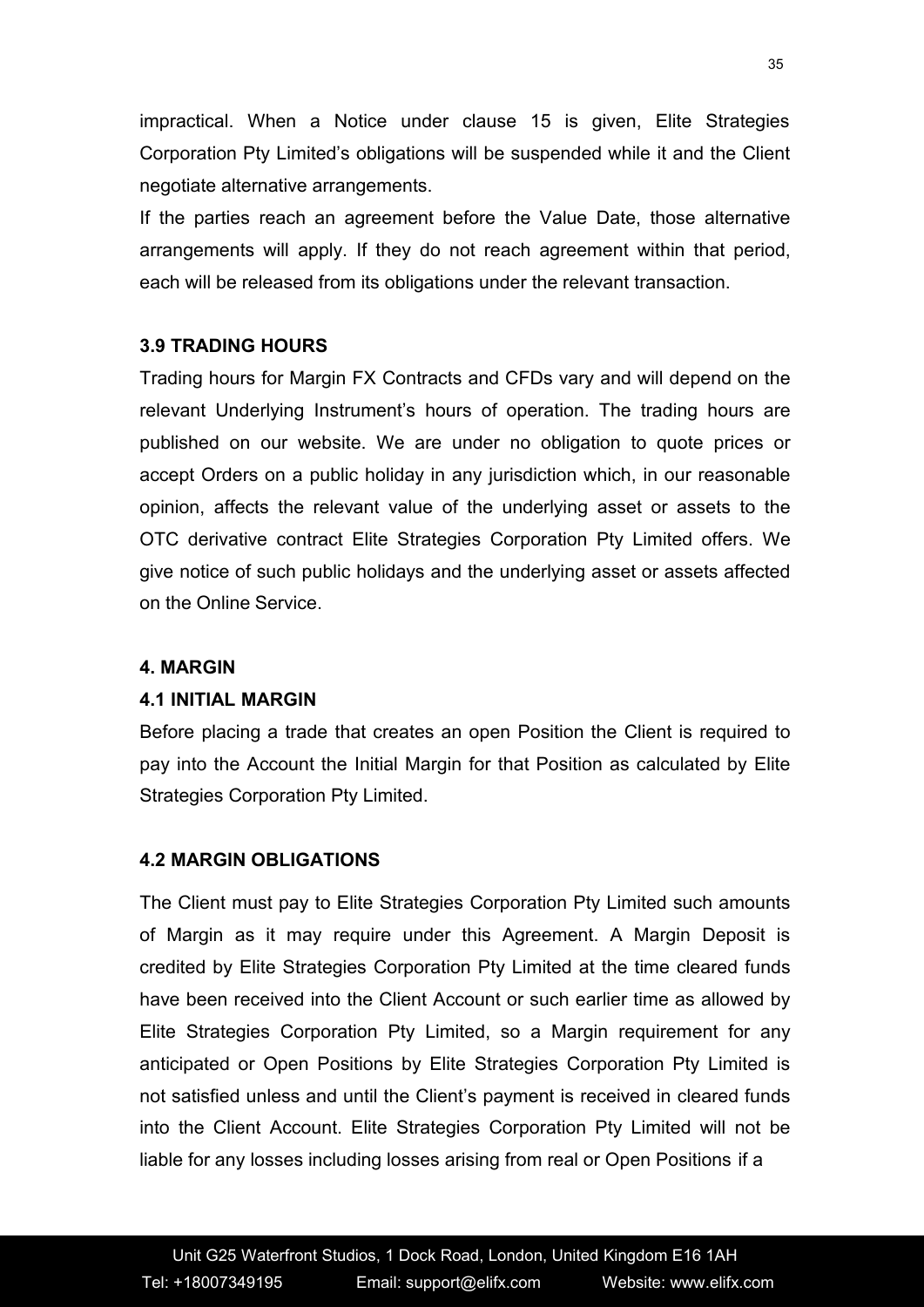impractical. When a Notice under clause 15 is given, Elite Strategies Corporation Pty Limited's obligations will be suspended while it and the Client negotiate alternative arrangements.

If the parties reach an agreement before the Value Date, those alternative arrangements will apply. If they do not reach agreement within that period, each will be released from its obligations under the relevant transaction.

### 3.9 TRADING HOURS

Trading hours for Margin FX Contracts and CFDs vary and will depend on the relevant Underlying Instrument's hours of operation. The trading hours are published on our website. We are under no obligation to quote prices or accept Orders on a public holiday in any jurisdiction which, in our reasonable opinion, affects the relevant value of the underlying asset or assets to the OTC derivative contract Elite Strategies Corporation Pty Limited offers. We give notice of such public holidays and the underlying asset or assets affected on the Online Service.

## 4. MARGIN

### 4.1 INITIAL MARGIN

Before placing a trade that creates an open Position the Client is required to pay into the Account the Initial Margin for that Position as calculated by Elite Strategies Corporation Pty Limited.

### 4.2 MARGIN OBLIGATIONS

The Client must pay to Elite Strategies Corporation Pty Limited such amounts of Margin as it may require under this Agreement. A Margin Deposit is credited by Elite Strategies Corporation Pty Limited at the time cleared funds have been received into the Client Account or such earlier time as allowed by Elite Strategies Corporation Pty Limited, so a Margin requirement for any anticipated or Open Positions by Elite Strategies Corporation Pty Limited is not satisfied unless and until the Client's payment is received in cleared funds into the Client Account. Elite Strategies Corporation Pty Limited will not be liable for any losses including losses arising from real or Open Positions if a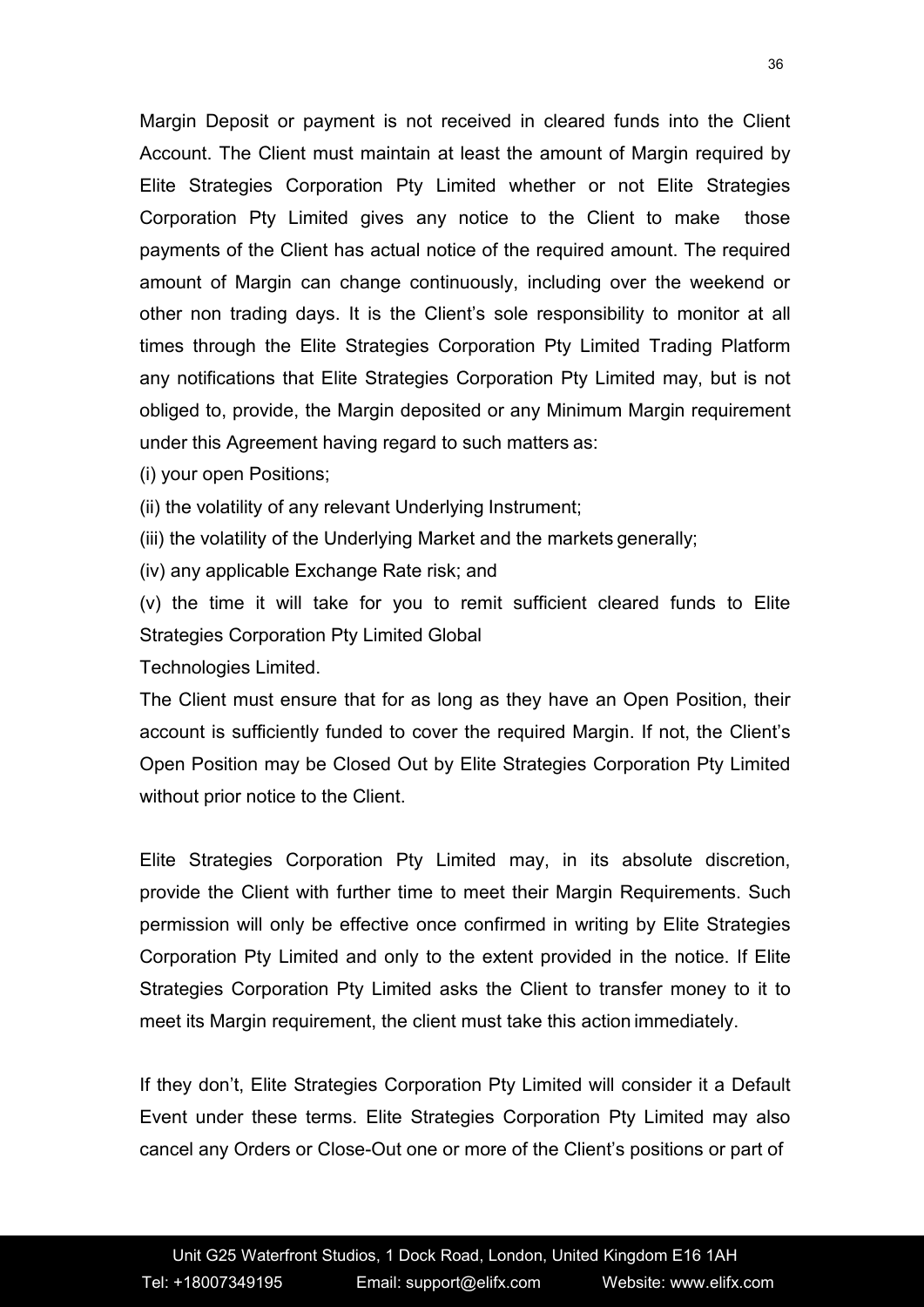Margin Deposit or payment is not received in cleared funds into the Client Account. The Client must maintain at least the amount of Margin required by Elite Strategies Corporation Pty Limited whether or not Elite Strategies Corporation Pty Limited gives any notice to the Client to make those payments of the Client has actual notice of the required amount. The required amount of Margin can change continuously, including over the weekend or other non trading days. It is the Client's sole responsibility to monitor at all times through the Elite Strategies Corporation Pty Limited Trading Platform any notifications that Elite Strategies Corporation Pty Limited may, but is not obliged to, provide, the Margin deposited or any Minimum Margin requirement under this Agreement having regard to such matters as:

(i) your open Positions;

(ii) the volatility of any relevant Underlying Instrument;

(iii) the volatility of the Underlying Market and the markets generally;

(iv) any applicable Exchange Rate risk; and

(v) the time it will take for you to remit sufficient cleared funds to Elite Strategies Corporation Pty Limited Global Technologies Limited.

The Client must ensure that for as long as they have an Open Position, their account is sufficiently funded to cover the required Margin. If not, the Client's Open Position may be Closed Out by Elite Strategies Corporation Pty Limited without prior notice to the Client.

Elite Strategies Corporation Pty Limited may, in its absolute discretion, provide the Client with further time to meet their Margin Requirements. Such permission will only be effective once confirmed in writing by Elite Strategies Corporation Pty Limited and only to the extent provided in the notice. If Elite Strategies Corporation Pty Limited asks the Client to transfer money to it to meet its Margin requirement, the client must take this action immediately.

If they don't, Elite Strategies Corporation Pty Limited will consider it a Default Event under these terms. Elite Strategies Corporation Pty Limited may also cancel any Orders or Close-Out one or more of the Client's positions or part of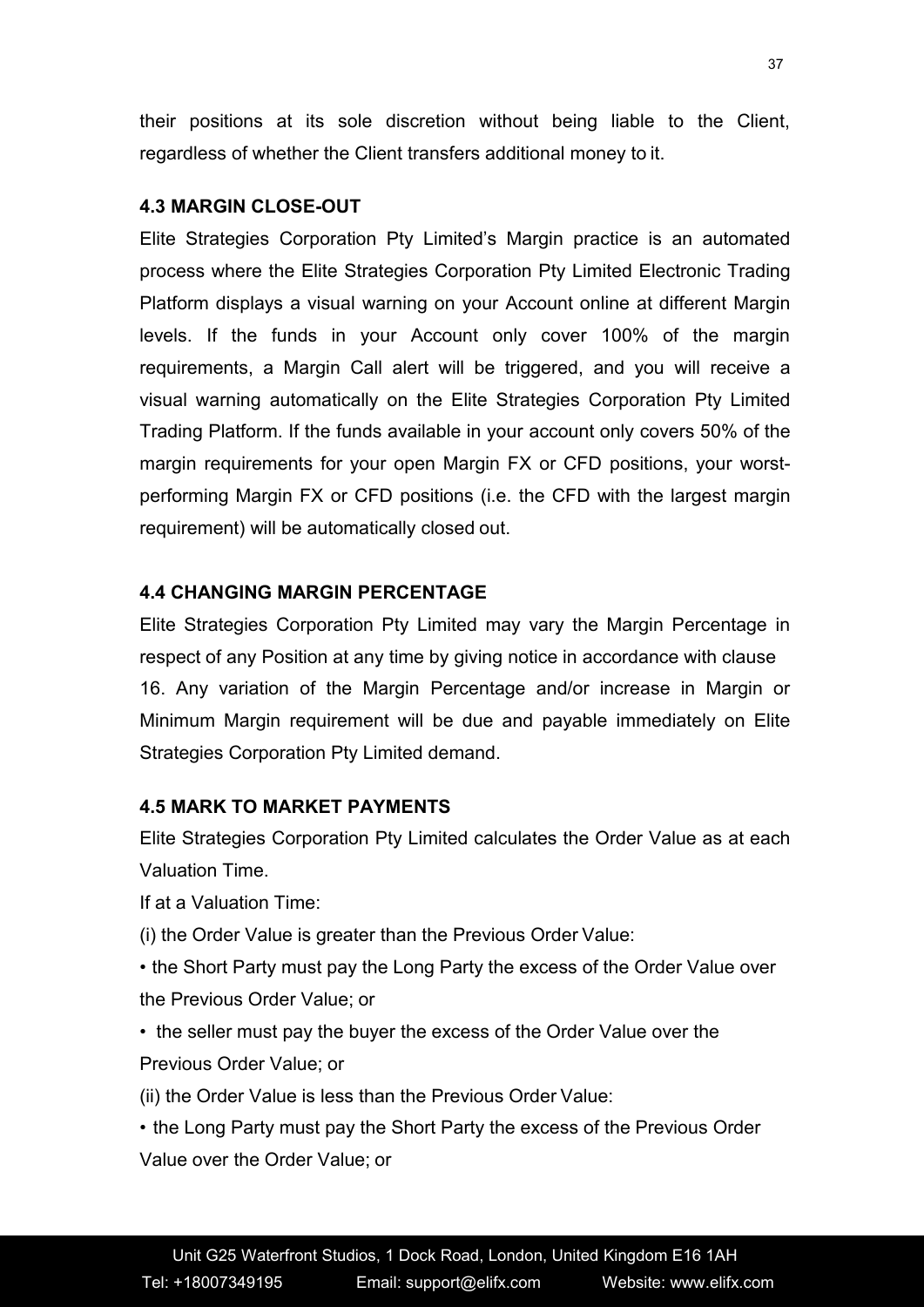their positions at its sole discretion without being liable to the Client, regardless of whether the Client transfers additional money to it.

### 4.3 MARGIN CLOSE-OUT

Elite Strategies Corporation Pty Limited's Margin practice is an automated process where the Elite Strategies Corporation Pty Limited Electronic Trading Platform displays a visual warning on your Account online at different Margin levels. If the funds in your Account only cover 100% of the margin requirements, a Margin Call alert will be triggered, and you will receive a visual warning automatically on the Elite Strategies Corporation Pty Limited Trading Platform. If the funds available in your account only covers 50% of the margin requirements for your open Margin FX or CFD positions, your worst-performing Margin FX or CFD positions (i.e. the CFD with the largest margin requirement) will be automatically closed out.

### 4.4 CHANGING MARGIN PERCENTAGE

Elite Strategies Corporation Pty Limited may vary the Margin Percentage in respect of any Position at any time by giving notice in accordance with clause 16. Any variation of the Margin Percentage and/or increase in Margin or Minimum Margin requirement will be due and payable immediately on Elite Strategies Corporation Pty Limited demand.

### 4.5 MARK TO MARKET PAYMENTS

Elite Strategies Corporation Pty Limited calculates the Order Value as at each Valuation Time.

If at a Valuation Time:

(i) the Order Value is greater than the Previous Order Value:

- the Short Party must pay the Long Party the excess of the Order Value over the Previous Order Value; or
- the seller must pay the buyer the excess of the Order Value over the Previous Order Value; or

(ii) the Order Value is less than the Previous Order Value:

- the Long Party must pay the Short Party the excess of the Previous Order Value over the Order Value; or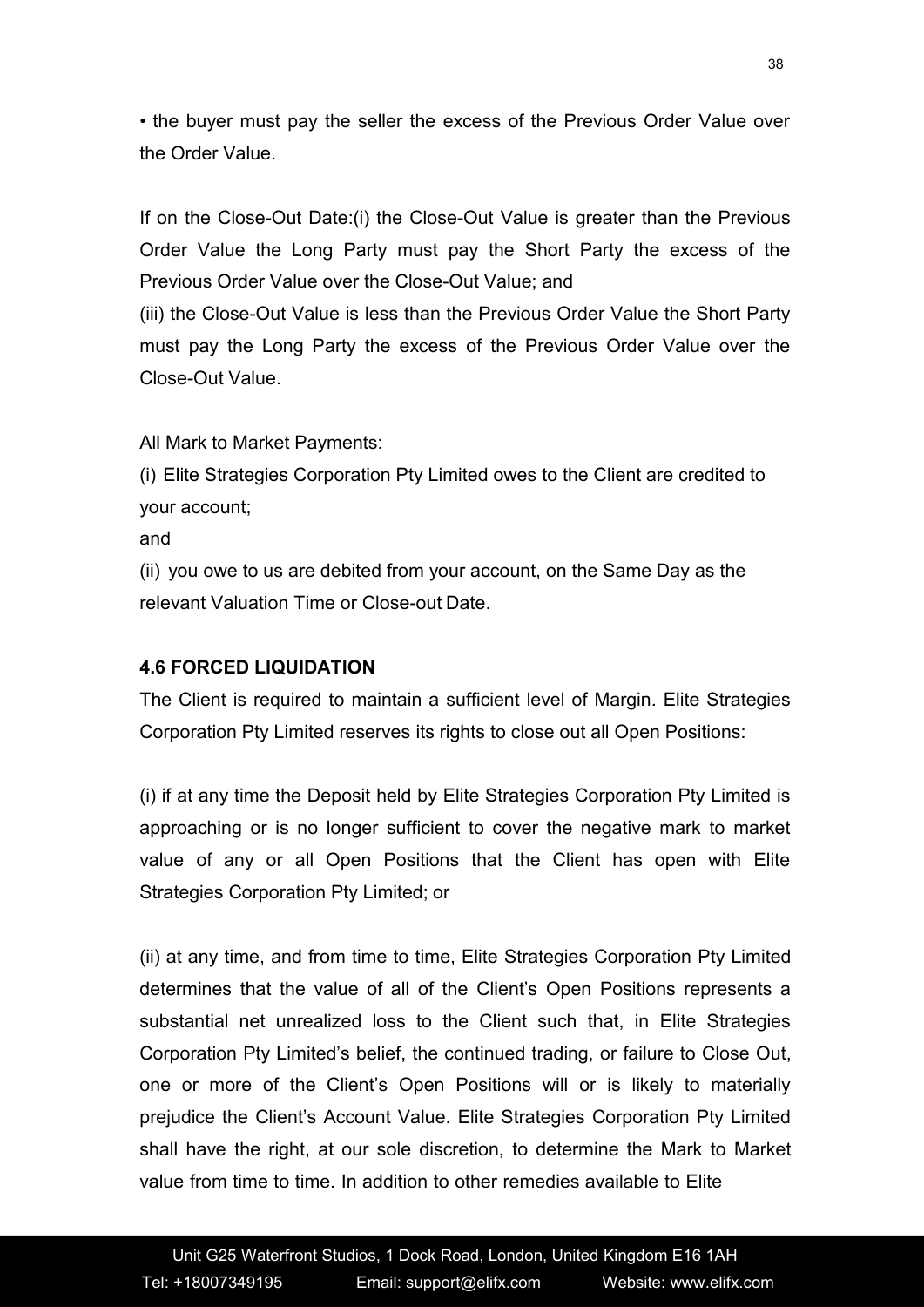• the buyer must pay the seller the excess of the Previous Order Value over the Order Value.

If on the Close-Out Date:(i) the Close-Out Value is greater than the Previous Order Value the Long Party must pay the Short Party the excess of the Previous Order Value over the Close-Out Value; and
(iii) the Close-Out Value is less than the Previous Order Value the Short Party must pay the Long Party the excess of the Previous Order Value over the Close-Out Value.

All Mark to Market Payments:
(i) Elite Strategies Corporation Pty Limited owes to the Client are credited to your account;
and
(ii) you owe to us are debited from your account, on the Same Day as the relevant Valuation Time or Close-out Date.

**4.6 FORCED LIQUIDATION**

The Client is required to maintain a sufficient level of Margin. Elite Strategies Corporation Pty Limited reserves its rights to close out all Open Positions:

(i) if at any time the Deposit held by Elite Strategies Corporation Pty Limited is approaching or is no longer sufficient to cover the negative mark to market value of any or all Open Positions that the Client has open with Elite Strategies Corporation Pty Limited; or

(ii) at any time, and from time to time, Elite Strategies Corporation Pty Limited determines that the value of all of the Client's Open Positions represents a substantial net unrealized loss to the Client such that, in Elite Strategies Corporation Pty Limited's belief, the continued trading, or failure to Close Out, one or more of the Client's Open Positions will or is likely to materially prejudice the Client's Account Value. Elite Strategies Corporation Pty Limited shall have the right, at our sole discretion, to determine the Mark to Market value from time to time. In addition to other remedies available to Elite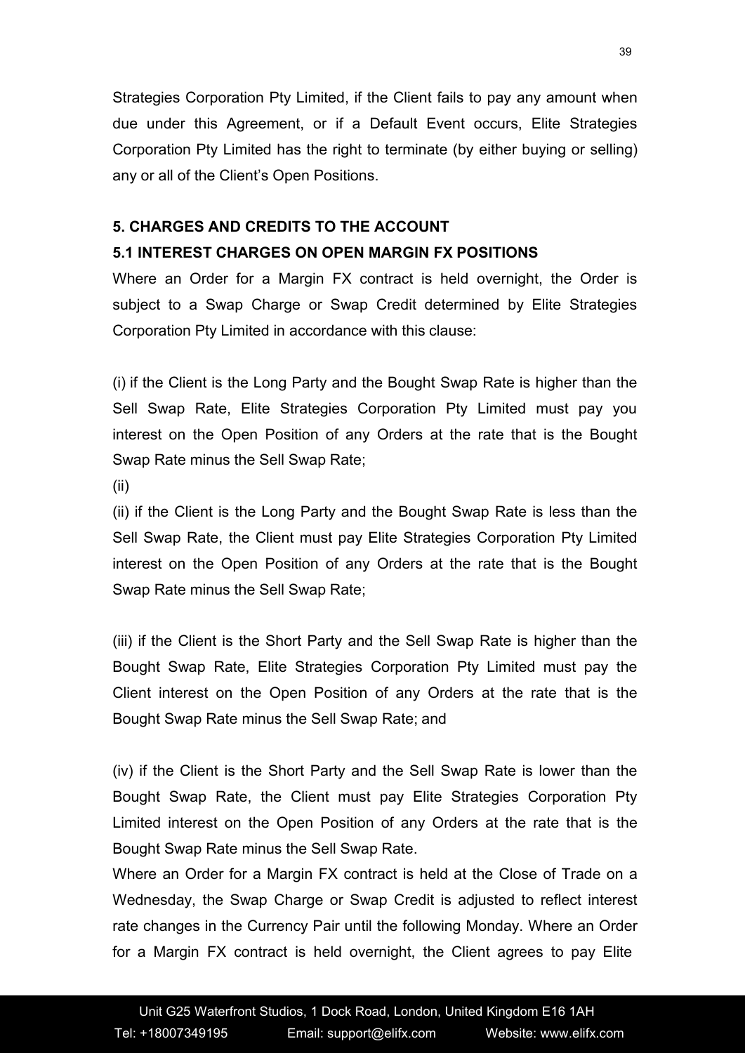Strategies Corporation Pty Limited, if the Client fails to pay any amount when due under this Agreement, or if a Default Event occurs, Elite Strategies Corporation Pty Limited has the right to terminate (by either buying or selling) any or all of the Client's Open Positions.

## 5. CHARGES AND CREDITS TO THE ACCOUNT

### 5.1 INTEREST CHARGES ON OPEN MARGIN FX POSITIONS

Where an Order for a Margin FX contract is held overnight, the Order is subject to a Swap Charge or Swap Credit determined by Elite Strategies Corporation Pty Limited in accordance with this clause:

(i) if the Client is the Long Party and the Bought Swap Rate is higher than the Sell Swap Rate, Elite Strategies Corporation Pty Limited must pay you interest on the Open Position of any Orders at the rate that is the Bought Swap Rate minus the Sell Swap Rate;

(ii)

(ii) if the Client is the Long Party and the Bought Swap Rate is less than the Sell Swap Rate, the Client must pay Elite Strategies Corporation Pty Limited interest on the Open Position of any Orders at the rate that is the Bought Swap Rate minus the Sell Swap Rate;

(iii) if the Client is the Short Party and the Sell Swap Rate is higher than the Bought Swap Rate, Elite Strategies Corporation Pty Limited must pay the Client interest on the Open Position of any Orders at the rate that is the Bought Swap Rate minus the Sell Swap Rate; and

(iv) if the Client is the Short Party and the Sell Swap Rate is lower than the Bought Swap Rate, the Client must pay Elite Strategies Corporation Pty Limited interest on the Open Position of any Orders at the rate that is the Bought Swap Rate minus the Sell Swap Rate.

Where an Order for a Margin FX contract is held at the Close of Trade on a Wednesday, the Swap Charge or Swap Credit is adjusted to reflect interest rate changes in the Currency Pair until the following Monday. Where an Order for a Margin FX contract is held overnight, the Client agrees to pay Elite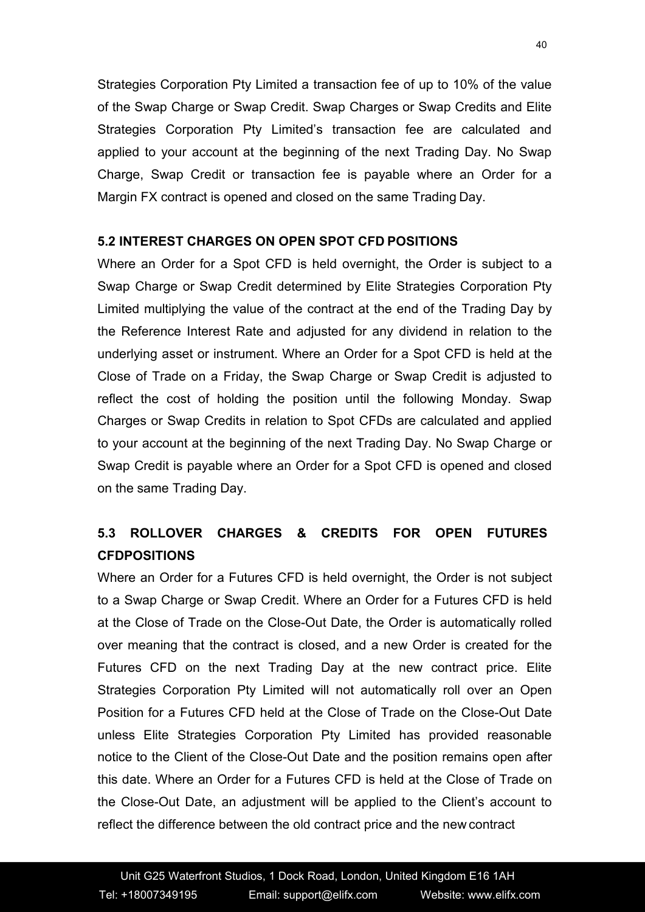Strategies Corporation Pty Limited a transaction fee of up to 10% of the value of the Swap Charge or Swap Credit. Swap Charges or Swap Credits and Elite Strategies Corporation Pty Limited's transaction fee are calculated and applied to your account at the beginning of the next Trading Day. No Swap Charge, Swap Credit or transaction fee is payable where an Order for a Margin FX contract is opened and closed on the same Trading Day.

**5.2 INTEREST CHARGES ON OPEN SPOT CFD POSITIONS**

Where an Order for a Spot CFD is held overnight, the Order is subject to a Swap Charge or Swap Credit determined by Elite Strategies Corporation Pty Limited multiplying the value of the contract at the end of the Trading Day by the Reference Interest Rate and adjusted for any dividend in relation to the underlying asset or instrument. Where an Order for a Spot CFD is held at the Close of Trade on a Friday, the Swap Charge or Swap Credit is adjusted to reflect the cost of holding the position until the following Monday. Swap Charges or Swap Credits in relation to Spot CFDs are calculated and applied to your account at the beginning of the next Trading Day. No Swap Charge or Swap Credit is payable where an Order for a Spot CFD is opened and closed on the same Trading Day.

**5.3 ROLLOVER CHARGES & CREDITS FOR OPEN FUTURES CFDPOSITIONS**

Where an Order for a Futures CFD is held overnight, the Order is not subject to a Swap Charge or Swap Credit. Where an Order for a Futures CFD is held at the Close of Trade on the Close-Out Date, the Order is automatically rolled over meaning that the contract is closed, and a new Order is created for the Futures CFD on the next Trading Day at the new contract price. Elite Strategies Corporation Pty Limited will not automatically roll over an Open Position for a Futures CFD held at the Close of Trade on the Close-Out Date unless Elite Strategies Corporation Pty Limited has provided reasonable notice to the Client of the Close-Out Date and the position remains open after this date. Where an Order for a Futures CFD is held at the Close of Trade on the Close-Out Date, an adjustment will be applied to the Client's account to reflect the difference between the old contract price and the new contract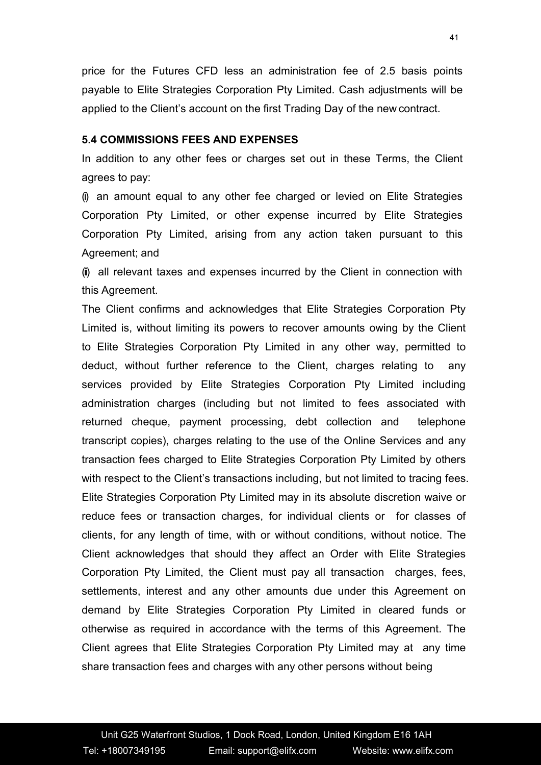price for the Futures CFD less an administration fee of 2.5 basis points payable to Elite Strategies Corporation Pty Limited. Cash adjustments will be applied to the Client's account on the first Trading Day of the new contract.

**5.4 COMMISSIONS FEES AND EXPENSES**

In addition to any other fees or charges set out in these Terms, the Client agrees to pay:

(i) an amount equal to any other fee charged or levied on Elite Strategies Corporation Pty Limited, or other expense incurred by Elite Strategies Corporation Pty Limited, arising from any action taken pursuant to this Agreement; and

(ii) all relevant taxes and expenses incurred by the Client in connection with this Agreement.

The Client confirms and acknowledges that Elite Strategies Corporation Pty Limited is, without limiting its powers to recover amounts owing by the Client to Elite Strategies Corporation Pty Limited in any other way, permitted to deduct, without further reference to the Client, charges relating to any services provided by Elite Strategies Corporation Pty Limited including administration charges (including but not limited to fees associated with returned cheque, payment processing, debt collection and telephone transcript copies), charges relating to the use of the Online Services and any transaction fees charged to Elite Strategies Corporation Pty Limited by others with respect to the Client's transactions including, but not limited to tracing fees. Elite Strategies Corporation Pty Limited may in its absolute discretion waive or reduce fees or transaction charges, for individual clients or for classes of clients, for any length of time, with or without conditions, without notice. The Client acknowledges that should they affect an Order with Elite Strategies Corporation Pty Limited, the Client must pay all transaction charges, fees, settlements, interest and any other amounts due under this Agreement on demand by Elite Strategies Corporation Pty Limited in cleared funds or otherwise as required in accordance with the terms of this Agreement. The Client agrees that Elite Strategies Corporation Pty Limited may at any time share transaction fees and charges with any other persons without being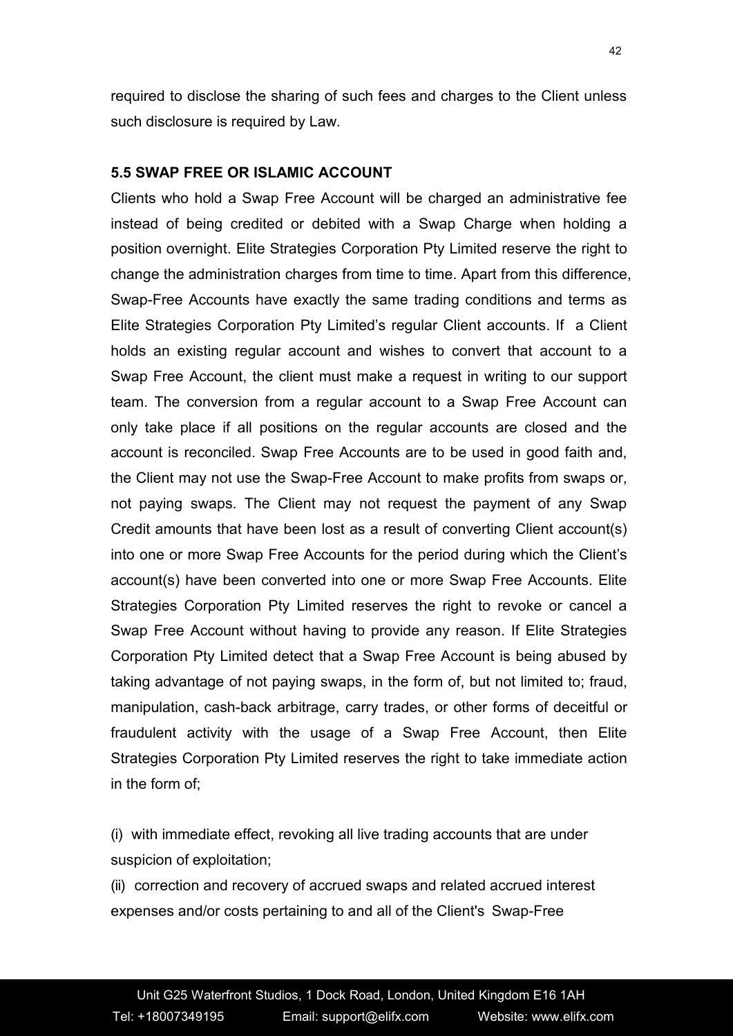required to disclose the sharing of such fees and charges to the Client unless such disclosure is required by Law.

**5.5 SWAP FREE OR ISLAMIC ACCOUNT**

Clients who hold a Swap Free Account will be charged an administrative fee instead of being credited or debited with a Swap Charge when holding a position overnight. Elite Strategies Corporation Pty Limited reserve the right to change the administration charges from time to time. Apart from this difference, Swap-Free Accounts have exactly the same trading conditions and terms as Elite Strategies Corporation Pty Limited's regular Client accounts. If a Client holds an existing regular account and wishes to convert that account to a Swap Free Account, the client must make a request in writing to our support team. The conversion from a regular account to a Swap Free Account can only take place if all positions on the regular accounts are closed and the account is reconciled. Swap Free Accounts are to be used in good faith and, the Client may not use the Swap-Free Account to make profits from swaps or, not paying swaps. The Client may not request the payment of any Swap Credit amounts that have been lost as a result of converting Client account(s) into one or more Swap Free Accounts for the period during which the Client's account(s) have been converted into one or more Swap Free Accounts. Elite Strategies Corporation Pty Limited reserves the right to revoke or cancel a Swap Free Account without having to provide any reason. If Elite Strategies Corporation Pty Limited detect that a Swap Free Account is being abused by taking advantage of not paying swaps, in the form of, but not limited to; fraud, manipulation, cash-back arbitrage, carry trades, or other forms of deceitful or fraudulent activity with the usage of a Swap Free Account, then Elite Strategies Corporation Pty Limited reserves the right to take immediate action in the form of;

(i) with immediate effect, revoking all live trading accounts that are under suspicion of exploitation;

(ii) correction and recovery of accrued swaps and related accrued interest expenses and/or costs pertaining to and all of the Client's Swap-Free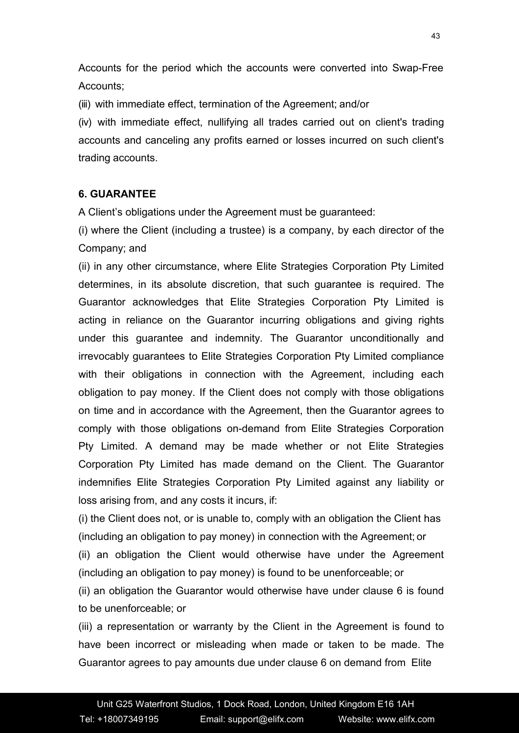Accounts for the period which the accounts were converted into Swap-Free Accounts;

(iii) with immediate effect, termination of the Agreement; and/or

(iv) with immediate effect, nullifying all trades carried out on client's trading accounts and canceling any profits earned or losses incurred on such client's trading accounts.

**6. GUARANTEE**

A Client's obligations under the Agreement must be guaranteed:

(i) where the Client (including a trustee) is a company, by each director of the Company; and

(ii) in any other circumstance, where Elite Strategies Corporation Pty Limited determines, in its absolute discretion, that such guarantee is required. The Guarantor acknowledges that Elite Strategies Corporation Pty Limited is acting in reliance on the Guarantor incurring obligations and giving rights under this guarantee and indemnity. The Guarantor unconditionally and irrevocably guarantees to Elite Strategies Corporation Pty Limited compliance with their obligations in connection with the Agreement, including each obligation to pay money. If the Client does not comply with those obligations on time and in accordance with the Agreement, then the Guarantor agrees to comply with those obligations on-demand from Elite Strategies Corporation Pty Limited. A demand may be made whether or not Elite Strategies Corporation Pty Limited has made demand on the Client. The Guarantor indemnifies Elite Strategies Corporation Pty Limited against any liability or loss arising from, and any costs it incurs, if:

(i) the Client does not, or is unable to, comply with an obligation the Client has (including an obligation to pay money) in connection with the Agreement; or

(ii) an obligation the Client would otherwise have under the Agreement (including an obligation to pay money) is found to be unenforceable; or

(ii) an obligation the Guarantor would otherwise have under clause 6 is found to be unenforceable; or

(iii) a representation or warranty by the Client in the Agreement is found to have been incorrect or misleading when made or taken to be made. The Guarantor agrees to pay amounts due under clause 6 on demand from Elite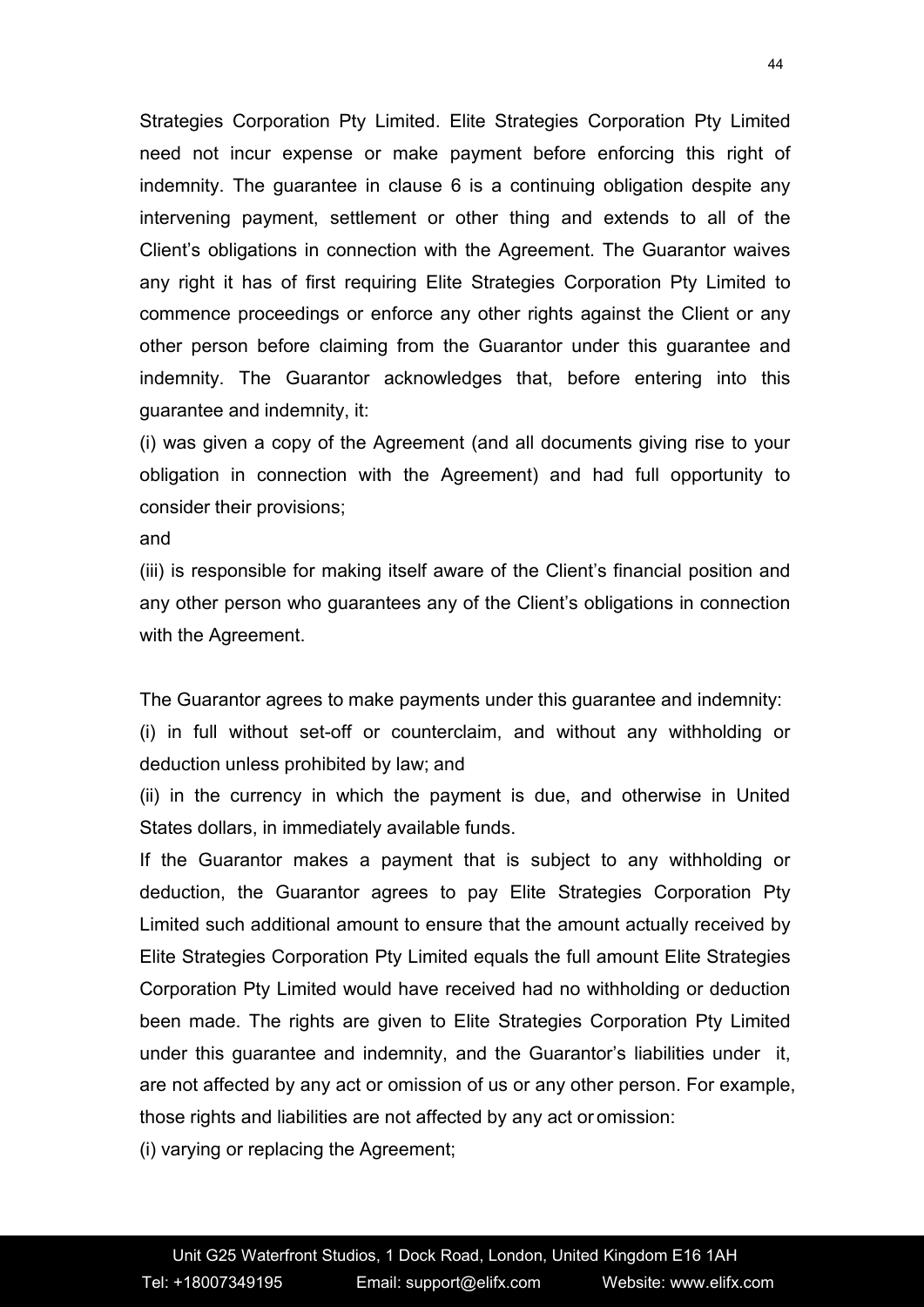Strategies Corporation Pty Limited. Elite Strategies Corporation Pty Limited need not incur expense or make payment before enforcing this right of indemnity. The guarantee in clause 6 is a continuing obligation despite any intervening payment, settlement or other thing and extends to all of the Client's obligations in connection with the Agreement. The Guarantor waives any right it has of first requiring Elite Strategies Corporation Pty Limited to commence proceedings or enforce any other rights against the Client or any other person before claiming from the Guarantor under this guarantee and indemnity. The Guarantor acknowledges that, before entering into this guarantee and indemnity, it:

(i) was given a copy of the Agreement (and all documents giving rise to your obligation in connection with the Agreement) and had full opportunity to consider their provisions;

and

(iii) is responsible for making itself aware of the Client's financial position and any other person who guarantees any of the Client's obligations in connection with the Agreement.

The Guarantor agrees to make payments under this guarantee and indemnity:

(i) in full without set-off or counterclaim, and without any withholding or deduction unless prohibited by law; and

(ii) in the currency in which the payment is due, and otherwise in United States dollars, in immediately available funds.

If the Guarantor makes a payment that is subject to any withholding or deduction, the Guarantor agrees to pay Elite Strategies Corporation Pty Limited such additional amount to ensure that the amount actually received by Elite Strategies Corporation Pty Limited equals the full amount Elite Strategies Corporation Pty Limited would have received had no withholding or deduction been made. The rights are given to Elite Strategies Corporation Pty Limited under this guarantee and indemnity, and the Guarantor's liabilities under it, are not affected by any act or omission of us or any other person. For example, those rights and liabilities are not affected by any act or omission:

(i) varying or replacing the Agreement;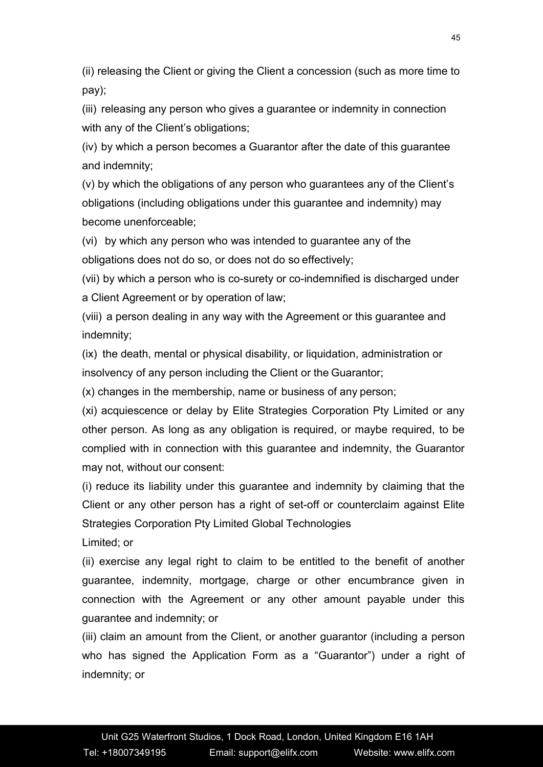(ii) releasing the Client or giving the Client a concession (such as more time to pay);

(iii) releasing any person who gives a guarantee or indemnity in connection with any of the Client's obligations;

(iv) by which a person becomes a Guarantor after the date of this guarantee and indemnity;

(v) by which the obligations of any person who guarantees any of the Client's obligations (including obligations under this guarantee and indemnity) may become unenforceable;

(vi) by which any person who was intended to guarantee any of the obligations does not do so, or does not do so effectively;

(vii) by which a person who is co-surety or co-indemnified is discharged under a Client Agreement or by operation of law;

(viii) a person dealing in any way with the Agreement or this guarantee and indemnity;

(ix) the death, mental or physical disability, or liquidation, administration or insolvency of any person including the Client or the Guarantor;

(x) changes in the membership, name or business of any person;

(xi) acquiescence or delay by Elite Strategies Corporation Pty Limited or any other person. As long as any obligation is required, or maybe required, to be complied with in connection with this guarantee and indemnity, the Guarantor may not, without our consent:

(i) reduce its liability under this guarantee and indemnity by claiming that the Client or any other person has a right of set-off or counterclaim against Elite Strategies Corporation Pty Limited Global Technologies
Limited; or

(ii) exercise any legal right to claim to be entitled to the benefit of another guarantee, indemnity, mortgage, charge or other encumbrance given in connection with the Agreement or any other amount payable under this guarantee and indemnity; or

(iii) claim an amount from the Client, or another guarantor (including a person who has signed the Application Form as a "Guarantor") under a right of indemnity; or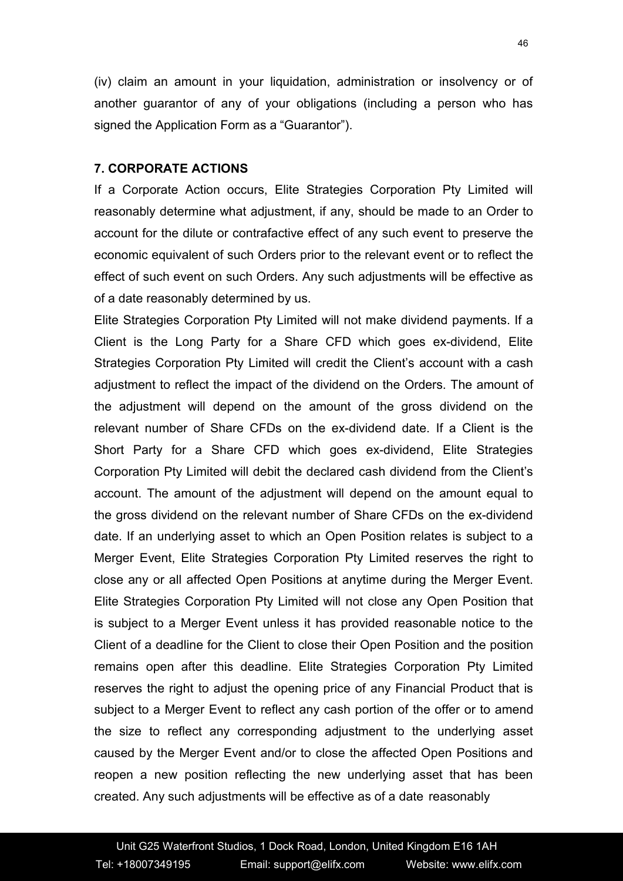(iv) claim an amount in your liquidation, administration or insolvency or of another guarantor of any of your obligations (including a person who has signed the Application Form as a "Guarantor").

**7. CORPORATE ACTIONS**

If a Corporate Action occurs, Elite Strategies Corporation Pty Limited will reasonably determine what adjustment, if any, should be made to an Order to account for the dilute or contrafactive effect of any such event to preserve the economic equivalent of such Orders prior to the relevant event or to reflect the effect of such event on such Orders. Any such adjustments will be effective as of a date reasonably determined by us.

Elite Strategies Corporation Pty Limited will not make dividend payments. If a Client is the Long Party for a Share CFD which goes ex-dividend, Elite Strategies Corporation Pty Limited will credit the Client's account with a cash adjustment to reflect the impact of the dividend on the Orders. The amount of the adjustment will depend on the amount of the gross dividend on the relevant number of Share CFDs on the ex-dividend date. If a Client is the Short Party for a Share CFD which goes ex-dividend, Elite Strategies Corporation Pty Limited will debit the declared cash dividend from the Client's account. The amount of the adjustment will depend on the amount equal to the gross dividend on the relevant number of Share CFDs on the ex-dividend date. If an underlying asset to which an Open Position relates is subject to a Merger Event, Elite Strategies Corporation Pty Limited reserves the right to close any or all affected Open Positions at anytime during the Merger Event. Elite Strategies Corporation Pty Limited will not close any Open Position that is subject to a Merger Event unless it has provided reasonable notice to the Client of a deadline for the Client to close their Open Position and the position remains open after this deadline. Elite Strategies Corporation Pty Limited reserves the right to adjust the opening price of any Financial Product that is subject to a Merger Event to reflect any cash portion of the offer or to amend the size to reflect any corresponding adjustment to the underlying asset caused by the Merger Event and/or to close the affected Open Positions and reopen a new position reflecting the new underlying asset that has been created. Any such adjustments will be effective as of a date reasonably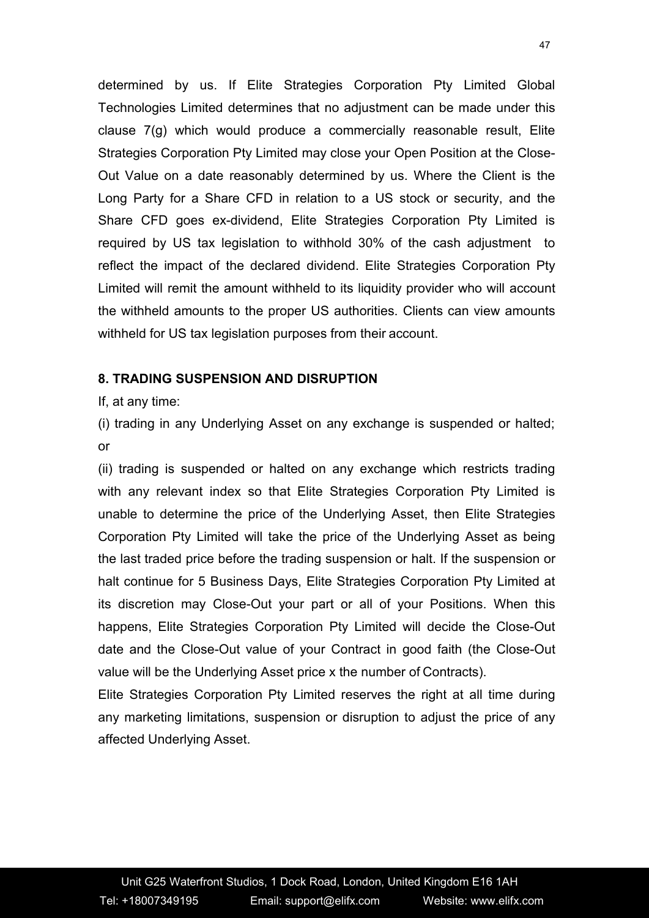determined by us. If Elite Strategies Corporation Pty Limited Global Technologies Limited determines that no adjustment can be made under this clause 7(g) which would produce a commercially reasonable result, Elite Strategies Corporation Pty Limited may close your Open Position at the Close-Out Value on a date reasonably determined by us. Where the Client is the Long Party for a Share CFD in relation to a US stock or security, and the Share CFD goes ex-dividend, Elite Strategies Corporation Pty Limited is required by US tax legislation to withhold 30% of the cash adjustment to reflect the impact of the declared dividend. Elite Strategies Corporation Pty Limited will remit the amount withheld to its liquidity provider who will account the withheld amounts to the proper US authorities. Clients can view amounts withheld for US tax legislation purposes from their account.

**8. TRADING SUSPENSION AND DISRUPTION**

If, at any time:

(i) trading in any Underlying Asset on any exchange is suspended or halted; or

(ii) trading is suspended or halted on any exchange which restricts trading with any relevant index so that Elite Strategies Corporation Pty Limited is unable to determine the price of the Underlying Asset, then Elite Strategies Corporation Pty Limited will take the price of the Underlying Asset as being the last traded price before the trading suspension or halt. If the suspension or halt continue for 5 Business Days, Elite Strategies Corporation Pty Limited at its discretion may Close-Out your part or all of your Positions. When this happens, Elite Strategies Corporation Pty Limited will decide the Close-Out date and the Close-Out value of your Contract in good faith (the Close-Out value will be the Underlying Asset price x the number of Contracts).

Elite Strategies Corporation Pty Limited reserves the right at all time during any marketing limitations, suspension or disruption to adjust the price of any affected Underlying Asset.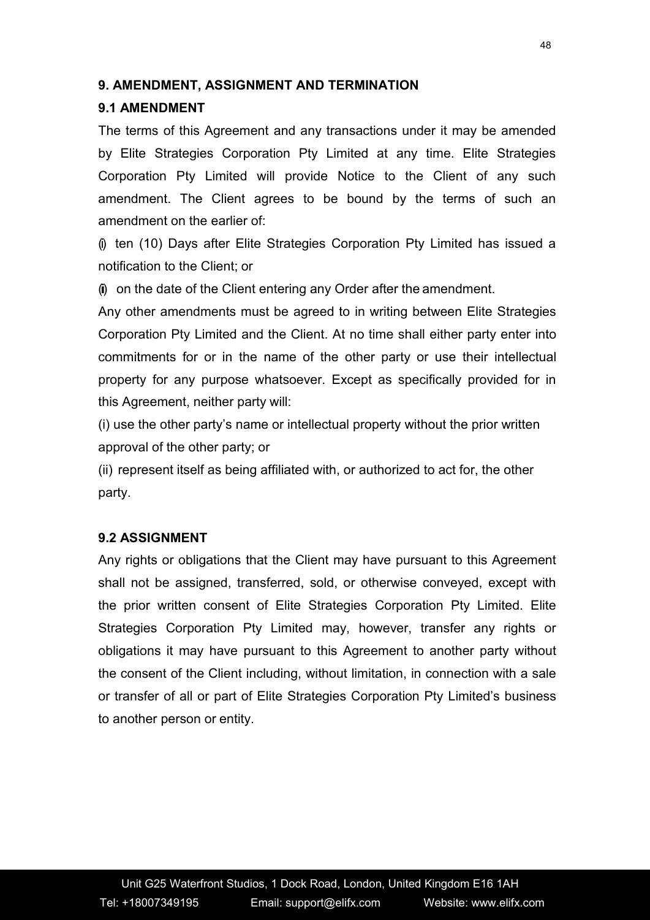## 9. AMENDMENT, ASSIGNMENT AND TERMINATION

### 9.1 AMENDMENT

The terms of this Agreement and any transactions under it may be amended by Elite Strategies Corporation Pty Limited at any time. Elite Strategies Corporation Pty Limited will provide Notice to the Client of any such amendment. The Client agrees to be bound by the terms of such an amendment on the earlier of:

(i) ten (10) Days after Elite Strategies Corporation Pty Limited has issued a notification to the Client; or

(ii) on the date of the Client entering any Order after the amendment.

Any other amendments must be agreed to in writing between Elite Strategies Corporation Pty Limited and the Client. At no time shall either party enter into commitments for or in the name of the other party or use their intellectual property for any purpose whatsoever. Except as specifically provided for in this Agreement, neither party will:

(i) use the other party's name or intellectual property without the prior written approval of the other party; or

(ii) represent itself as being affiliated with, or authorized to act for, the other party.

### 9.2 ASSIGNMENT

Any rights or obligations that the Client may have pursuant to this Agreement shall not be assigned, transferred, sold, or otherwise conveyed, except with the prior written consent of Elite Strategies Corporation Pty Limited. Elite Strategies Corporation Pty Limited may, however, transfer any rights or obligations it may have pursuant to this Agreement to another party without the consent of the Client including, without limitation, in connection with a sale or transfer of all or part of Elite Strategies Corporation Pty Limited's business to another person or entity.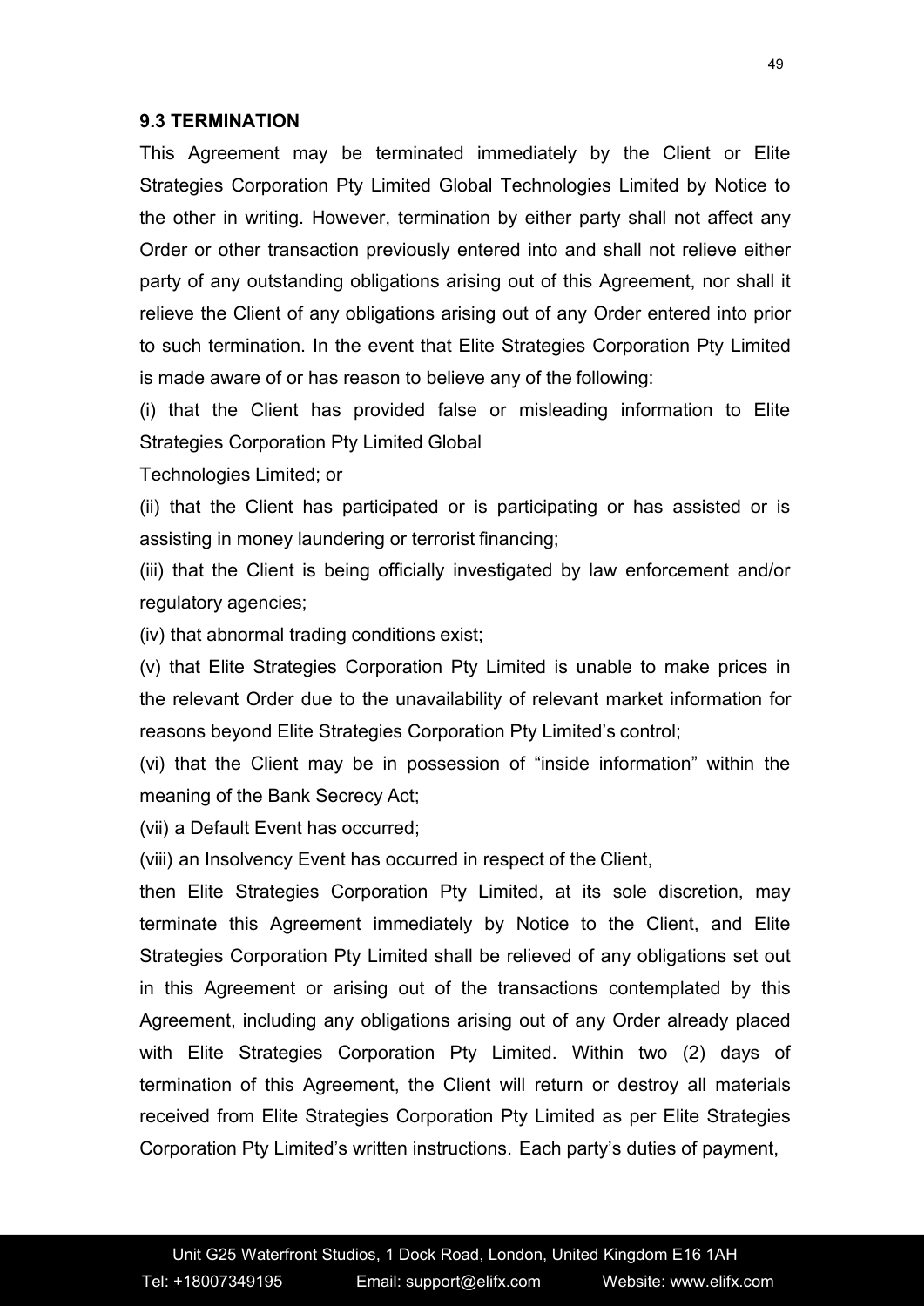**9.3 TERMINATION**

This Agreement may be terminated immediately by the Client or Elite Strategies Corporation Pty Limited Global Technologies Limited by Notice to the other in writing. However, termination by either party shall not affect any Order or other transaction previously entered into and shall not relieve either party of any outstanding obligations arising out of this Agreement, nor shall it relieve the Client of any obligations arising out of any Order entered into prior to such termination. In the event that Elite Strategies Corporation Pty Limited is made aware of or has reason to believe any of the following:

(i) that the Client has provided false or misleading information to Elite Strategies Corporation Pty Limited Global Technologies Limited; or

(ii) that the Client has participated or is participating or has assisted or is assisting in money laundering or terrorist financing;

(iii) that the Client is being officially investigated by law enforcement and/or regulatory agencies;

(iv) that abnormal trading conditions exist;

(v) that Elite Strategies Corporation Pty Limited is unable to make prices in the relevant Order due to the unavailability of relevant market information for reasons beyond Elite Strategies Corporation Pty Limited's control;

(vi) that the Client may be in possession of "inside information" within the meaning of the Bank Secrecy Act;

(vii) a Default Event has occurred;

(viii) an Insolvency Event has occurred in respect of the Client,

then Elite Strategies Corporation Pty Limited, at its sole discretion, may terminate this Agreement immediately by Notice to the Client, and Elite Strategies Corporation Pty Limited shall be relieved of any obligations set out in this Agreement or arising out of the transactions contemplated by this Agreement, including any obligations arising out of any Order already placed with Elite Strategies Corporation Pty Limited. Within two (2) days of termination of this Agreement, the Client will return or destroy all materials received from Elite Strategies Corporation Pty Limited as per Elite Strategies Corporation Pty Limited's written instructions. Each party's duties of payment,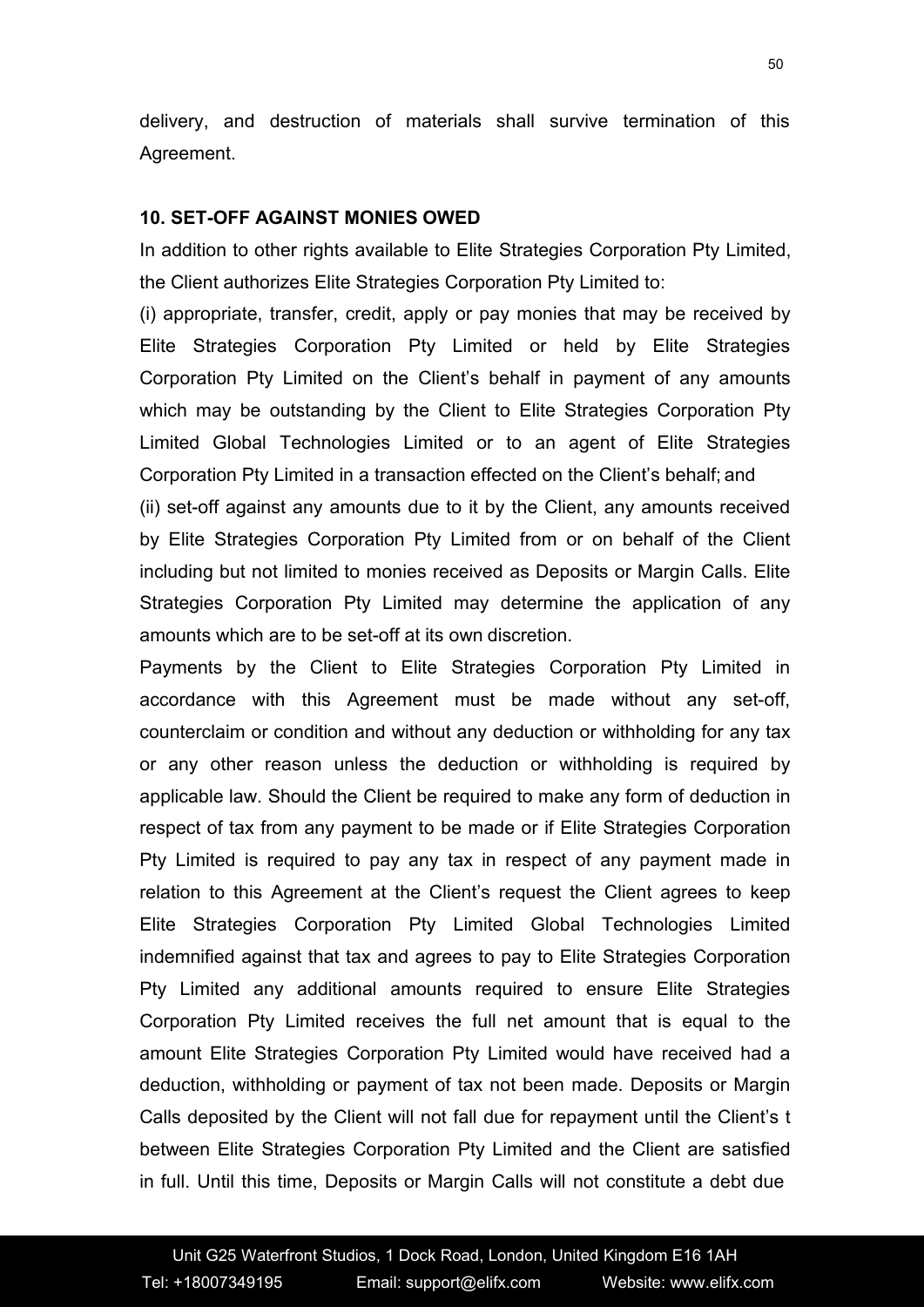delivery, and destruction of materials shall survive termination of this Agreement.

**10. SET-OFF AGAINST MONIES OWED**

In addition to other rights available to Elite Strategies Corporation Pty Limited, the Client authorizes Elite Strategies Corporation Pty Limited to:

(i) appropriate, transfer, credit, apply or pay monies that may be received by Elite Strategies Corporation Pty Limited or held by Elite Strategies Corporation Pty Limited on the Client's behalf in payment of any amounts which may be outstanding by the Client to Elite Strategies Corporation Pty Limited Global Technologies Limited or to an agent of Elite Strategies Corporation Pty Limited in a transaction effected on the Client's behalf; and

(ii) set-off against any amounts due to it by the Client, any amounts received by Elite Strategies Corporation Pty Limited from or on behalf of the Client including but not limited to monies received as Deposits or Margin Calls. Elite Strategies Corporation Pty Limited may determine the application of any amounts which are to be set-off at its own discretion.

Payments by the Client to Elite Strategies Corporation Pty Limited in accordance with this Agreement must be made without any set-off, counterclaim or condition and without any deduction or withholding for any tax or any other reason unless the deduction or withholding is required by applicable law. Should the Client be required to make any form of deduction in respect of tax from any payment to be made or if Elite Strategies Corporation Pty Limited is required to pay any tax in respect of any payment made in relation to this Agreement at the Client's request the Client agrees to keep Elite Strategies Corporation Pty Limited Global Technologies Limited indemnified against that tax and agrees to pay to Elite Strategies Corporation Pty Limited any additional amounts required to ensure Elite Strategies Corporation Pty Limited receives the full net amount that is equal to the amount Elite Strategies Corporation Pty Limited would have received had a deduction, withholding or payment of tax not been made. Deposits or Margin Calls deposited by the Client will not fall due for repayment until the Client's t between Elite Strategies Corporation Pty Limited and the Client are satisfied in full. Until this time, Deposits or Margin Calls will not constitute a debt due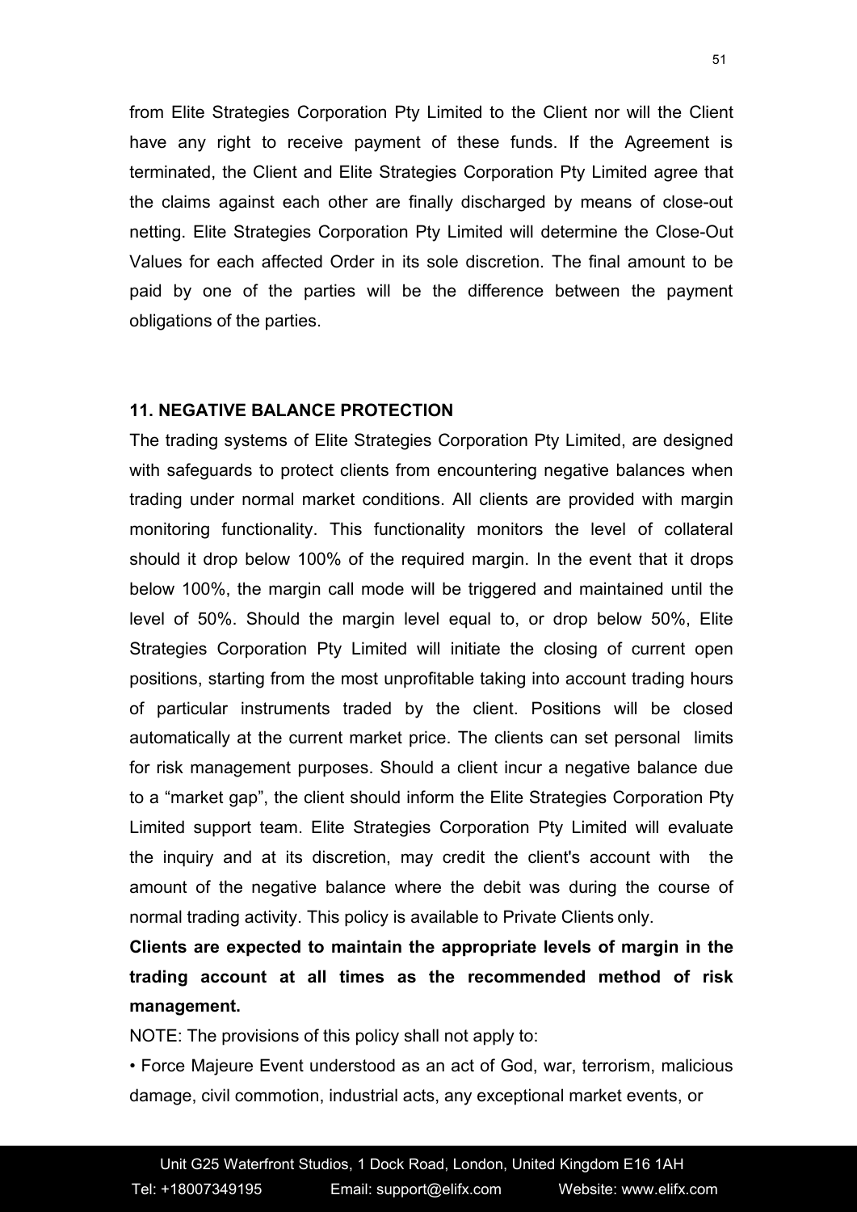from Elite Strategies Corporation Pty Limited to the Client nor will the Client have any right to receive payment of these funds. If the Agreement is terminated, the Client and Elite Strategies Corporation Pty Limited agree that the claims against each other are finally discharged by means of close-out netting. Elite Strategies Corporation Pty Limited will determine the Close-Out Values for each affected Order in its sole discretion. The final amount to be paid by one of the parties will be the difference between the payment obligations of the parties.

**11. NEGATIVE BALANCE PROTECTION**

The trading systems of Elite Strategies Corporation Pty Limited, are designed with safeguards to protect clients from encountering negative balances when trading under normal market conditions. All clients are provided with margin monitoring functionality. This functionality monitors the level of collateral should it drop below 100% of the required margin. In the event that it drops below 100%, the margin call mode will be triggered and maintained until the level of 50%. Should the margin level equal to, or drop below 50%, Elite Strategies Corporation Pty Limited will initiate the closing of current open positions, starting from the most unprofitable taking into account trading hours of particular instruments traded by the client. Positions will be closed automatically at the current market price. The clients can set personal limits for risk management purposes. Should a client incur a negative balance due to a "market gap", the client should inform the Elite Strategies Corporation Pty Limited support team. Elite Strategies Corporation Pty Limited will evaluate the inquiry and at its discretion, may credit the client's account with the amount of the negative balance where the debit was during the course of normal trading activity. This policy is available to Private Clients only.

**Clients are expected to maintain the appropriate levels of margin in the trading account at all times as the recommended method of risk management.**

NOTE: The provisions of this policy shall not apply to:

- Force Majeure Event understood as an act of God, war, terrorism, malicious damage, civil commotion, industrial acts, any exceptional market events, or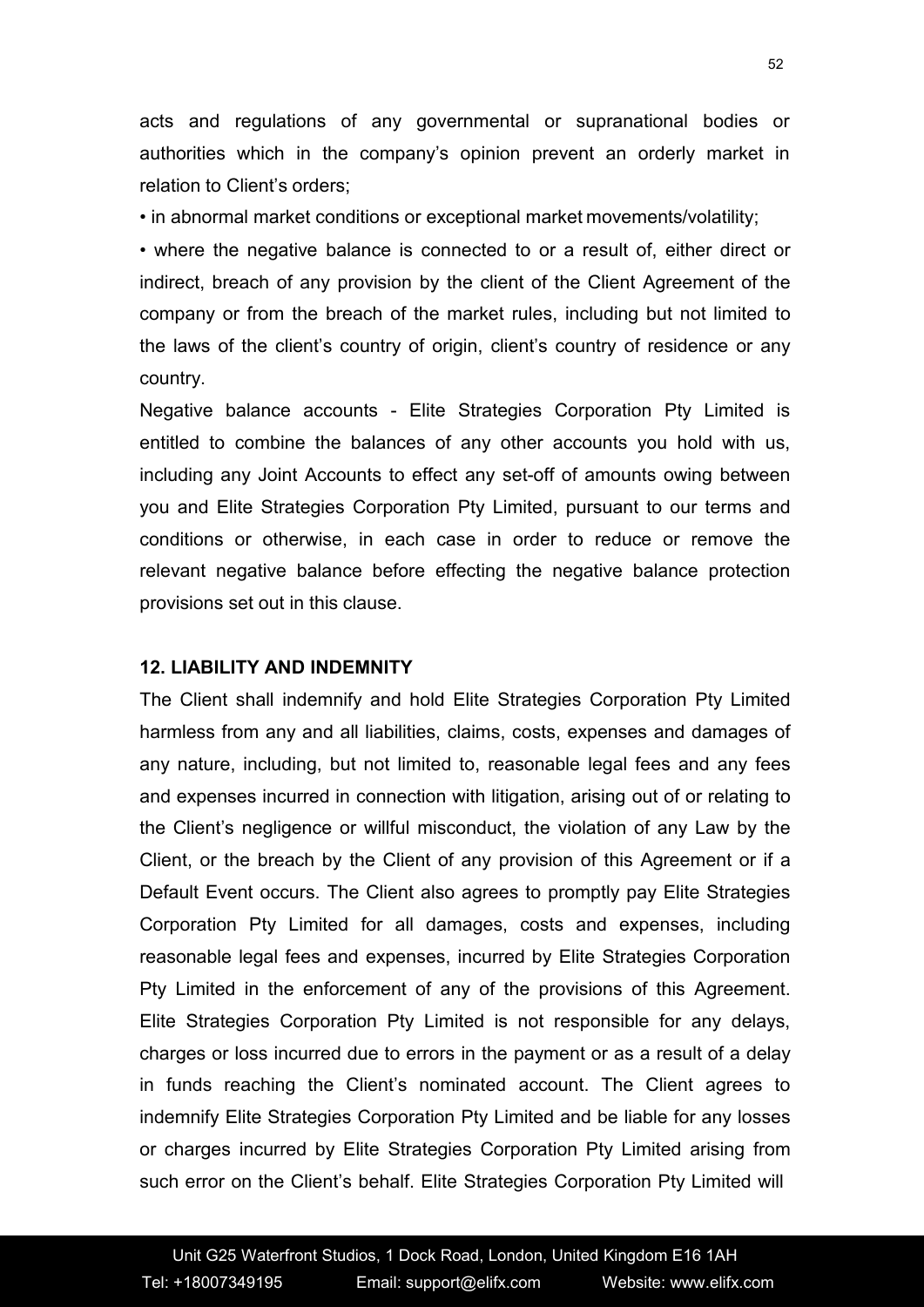acts and regulations of any governmental or supranational bodies or authorities which in the company's opinion prevent an orderly market in relation to Client's orders;

• in abnormal market conditions or exceptional market movements/volatility;

• where the negative balance is connected to or a result of, either direct or indirect, breach of any provision by the client of the Client Agreement of the company or from the breach of the market rules, including but not limited to the laws of the client's country of origin, client's country of residence or any country.

Negative balance accounts - Elite Strategies Corporation Pty Limited is entitled to combine the balances of any other accounts you hold with us, including any Joint Accounts to effect any set-off of amounts owing between you and Elite Strategies Corporation Pty Limited, pursuant to our terms and conditions or otherwise, in each case in order to reduce or remove the relevant negative balance before effecting the negative balance protection provisions set out in this clause.

**12. LIABILITY AND INDEMNITY**

The Client shall indemnify and hold Elite Strategies Corporation Pty Limited harmless from any and all liabilities, claims, costs, expenses and damages of any nature, including, but not limited to, reasonable legal fees and any fees and expenses incurred in connection with litigation, arising out of or relating to the Client's negligence or willful misconduct, the violation of any Law by the Client, or the breach by the Client of any provision of this Agreement or if a Default Event occurs. The Client also agrees to promptly pay Elite Strategies Corporation Pty Limited for all damages, costs and expenses, including reasonable legal fees and expenses, incurred by Elite Strategies Corporation Pty Limited in the enforcement of any of the provisions of this Agreement. Elite Strategies Corporation Pty Limited is not responsible for any delays, charges or loss incurred due to errors in the payment or as a result of a delay in funds reaching the Client's nominated account. The Client agrees to indemnify Elite Strategies Corporation Pty Limited and be liable for any losses or charges incurred by Elite Strategies Corporation Pty Limited arising from such error on the Client's behalf. Elite Strategies Corporation Pty Limited will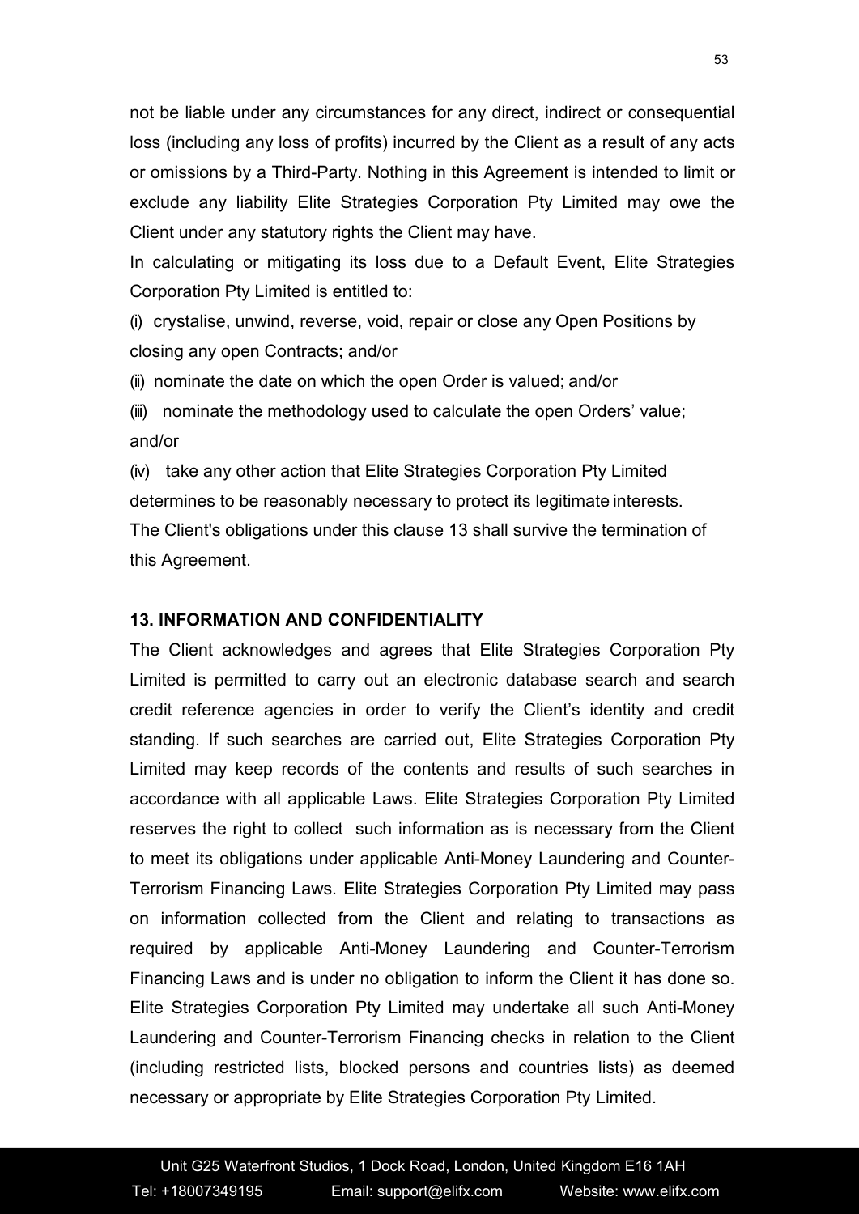not be liable under any circumstances for any direct, indirect or consequential loss (including any loss of profits) incurred by the Client as a result of any acts or omissions by a Third-Party. Nothing in this Agreement is intended to limit or exclude any liability Elite Strategies Corporation Pty Limited may owe the Client under any statutory rights the Client may have.

In calculating or mitigating its loss due to a Default Event, Elite Strategies Corporation Pty Limited is entitled to:

(i) crystalise, unwind, reverse, void, repair or close any Open Positions by closing any open Contracts; and/or

(ii) nominate the date on which the open Order is valued; and/or

(iii) nominate the methodology used to calculate the open Orders' value; and/or

(iv) take any other action that Elite Strategies Corporation Pty Limited determines to be reasonably necessary to protect its legitimate interests.

The Client's obligations under this clause 13 shall survive the termination of this Agreement.

## 13. INFORMATION AND CONFIDENTIALITY

The Client acknowledges and agrees that Elite Strategies Corporation Pty Limited is permitted to carry out an electronic database search and search credit reference agencies in order to verify the Client's identity and credit standing. If such searches are carried out, Elite Strategies Corporation Pty Limited may keep records of the contents and results of such searches in accordance with all applicable Laws. Elite Strategies Corporation Pty Limited reserves the right to collect such information as is necessary from the Client to meet its obligations under applicable Anti-Money Laundering and Counter-Terrorism Financing Laws. Elite Strategies Corporation Pty Limited may pass on information collected from the Client and relating to transactions as required by applicable Anti-Money Laundering and Counter-Terrorism Financing Laws and is under no obligation to inform the Client it has done so. Elite Strategies Corporation Pty Limited may undertake all such Anti-Money Laundering and Counter-Terrorism Financing checks in relation to the Client (including restricted lists, blocked persons and countries lists) as deemed necessary or appropriate by Elite Strategies Corporation Pty Limited.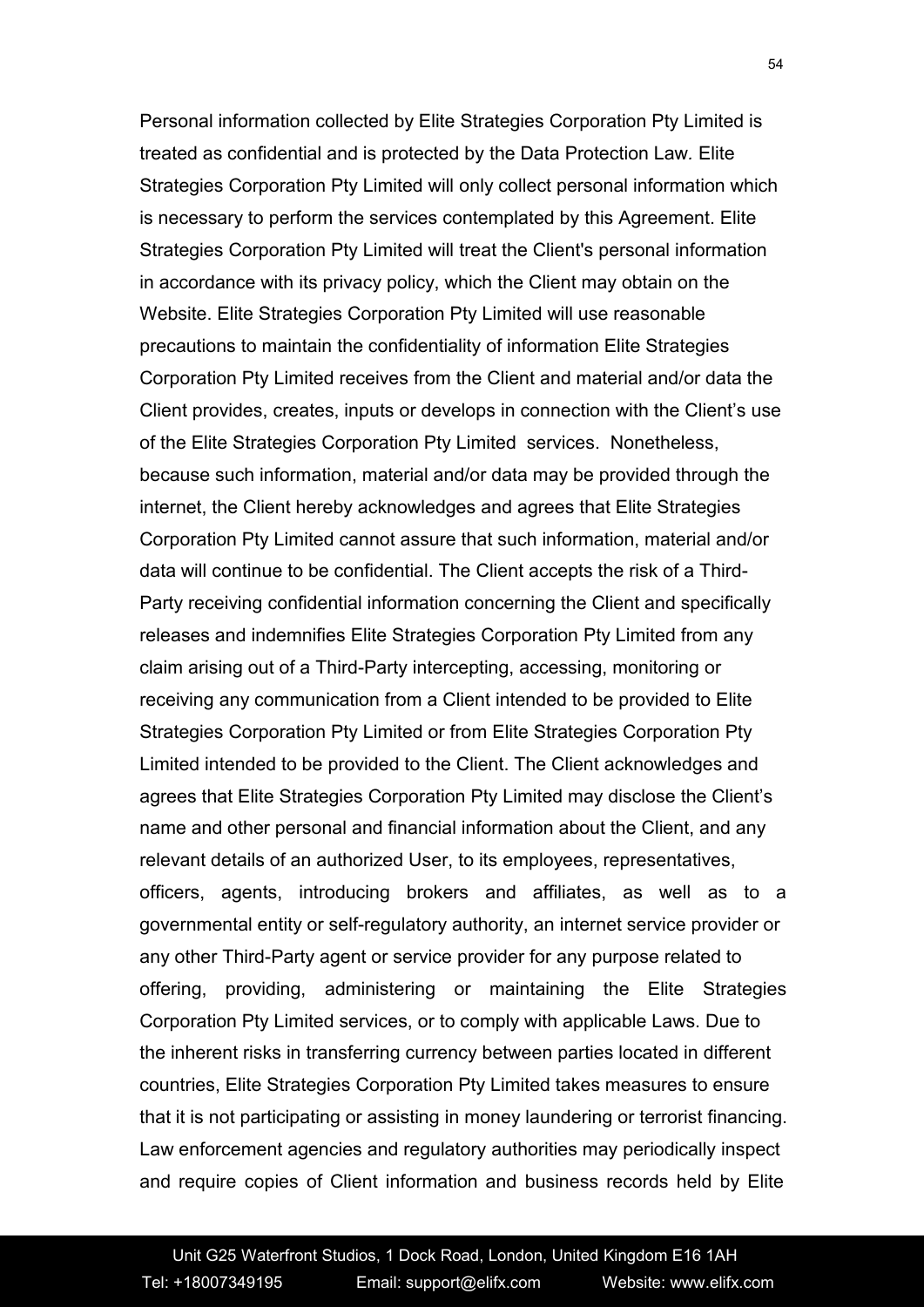Personal information collected by Elite Strategies Corporation Pty Limited is treated as confidential and is protected by the Data Protection Law. Elite Strategies Corporation Pty Limited will only collect personal information which is necessary to perform the services contemplated by this Agreement. Elite Strategies Corporation Pty Limited will treat the Client's personal information in accordance with its privacy policy, which the Client may obtain on the Website. Elite Strategies Corporation Pty Limited will use reasonable precautions to maintain the confidentiality of information Elite Strategies Corporation Pty Limited receives from the Client and material and/or data the Client provides, creates, inputs or develops in connection with the Client's use of the Elite Strategies Corporation Pty Limited services. Nonetheless, because such information, material and/or data may be provided through the internet, the Client hereby acknowledges and agrees that Elite Strategies Corporation Pty Limited cannot assure that such information, material and/or data will continue to be confidential. The Client accepts the risk of a Third-Party receiving confidential information concerning the Client and specifically releases and indemnifies Elite Strategies Corporation Pty Limited from any claim arising out of a Third-Party intercepting, accessing, monitoring or receiving any communication from a Client intended to be provided to Elite Strategies Corporation Pty Limited or from Elite Strategies Corporation Pty Limited intended to be provided to the Client. The Client acknowledges and agrees that Elite Strategies Corporation Pty Limited may disclose the Client's name and other personal and financial information about the Client, and any relevant details of an authorized User, to its employees, representatives, officers, agents, introducing brokers and affiliates, as well as to a governmental entity or self-regulatory authority, an internet service provider or any other Third-Party agent or service provider for any purpose related to offering, providing, administering or maintaining the Elite Strategies Corporation Pty Limited services, or to comply with applicable Laws. Due to the inherent risks in transferring currency between parties located in different countries, Elite Strategies Corporation Pty Limited takes measures to ensure that it is not participating or assisting in money laundering or terrorist financing. Law enforcement agencies and regulatory authorities may periodically inspect and require copies of Client information and business records held by Elite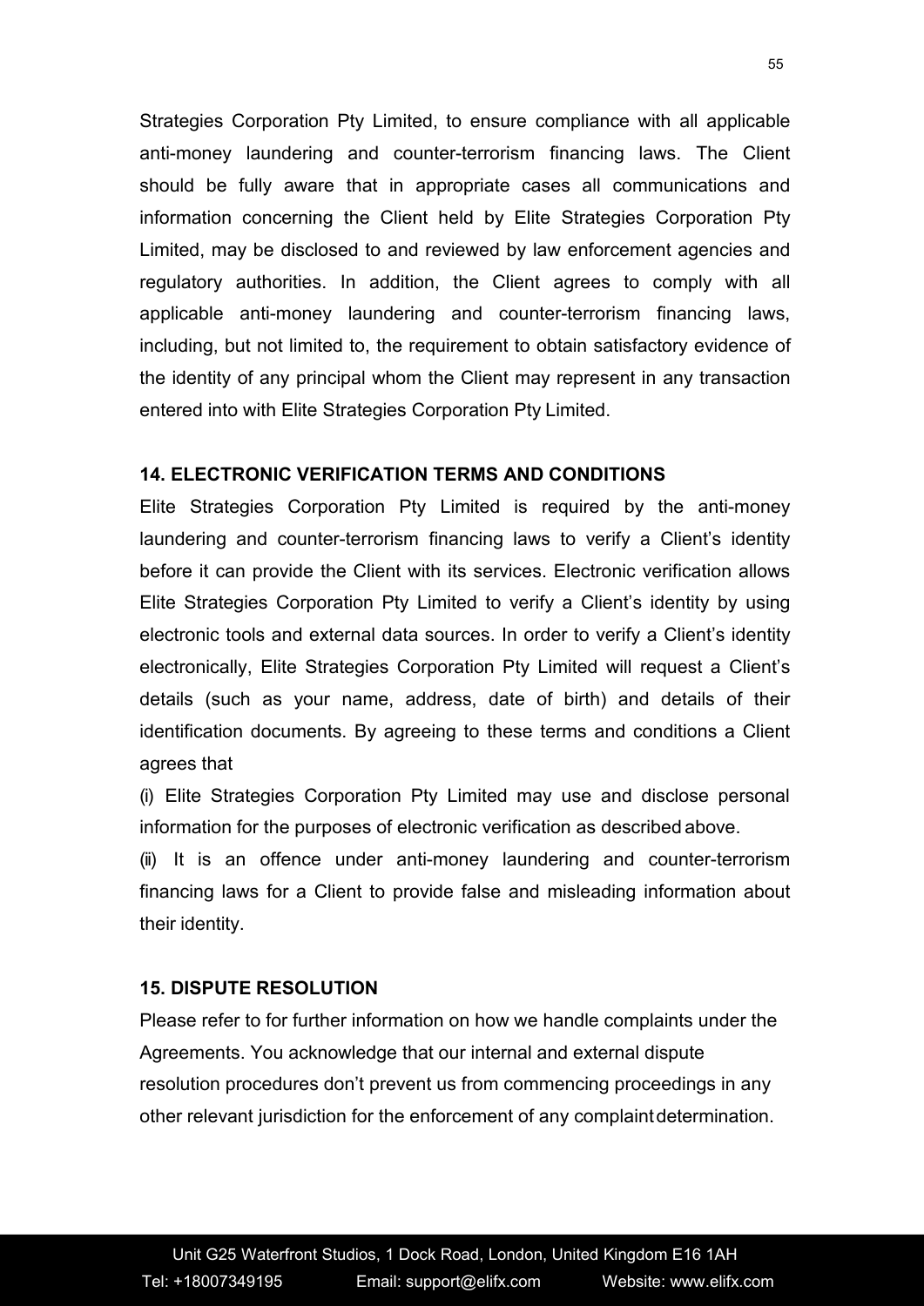Strategies Corporation Pty Limited, to ensure compliance with all applicable anti-money laundering and counter-terrorism financing laws. The Client should be fully aware that in appropriate cases all communications and information concerning the Client held by Elite Strategies Corporation Pty Limited, may be disclosed to and reviewed by law enforcement agencies and regulatory authorities. In addition, the Client agrees to comply with all applicable anti-money laundering and counter-terrorism financing laws, including, but not limited to, the requirement to obtain satisfactory evidence of the identity of any principal whom the Client may represent in any transaction entered into with Elite Strategies Corporation Pty Limited.

## 14. ELECTRONIC VERIFICATION TERMS AND CONDITIONS

Elite Strategies Corporation Pty Limited is required by the anti-money laundering and counter-terrorism financing laws to verify a Client's identity before it can provide the Client with its services. Electronic verification allows Elite Strategies Corporation Pty Limited to verify a Client's identity by using electronic tools and external data sources. In order to verify a Client's identity electronically, Elite Strategies Corporation Pty Limited will request a Client's details (such as your name, address, date of birth) and details of their identification documents. By agreeing to these terms and conditions a Client agrees that

(i) Elite Strategies Corporation Pty Limited may use and disclose personal information for the purposes of electronic verification as described above.

(ii) It is an offence under anti-money laundering and counter-terrorism financing laws for a Client to provide false and misleading information about their identity.

## 15. DISPUTE RESOLUTION

Please refer to for further information on how we handle complaints under the Agreements. You acknowledge that our internal and external dispute resolution procedures don't prevent us from commencing proceedings in any other relevant jurisdiction for the enforcement of any complaint determination.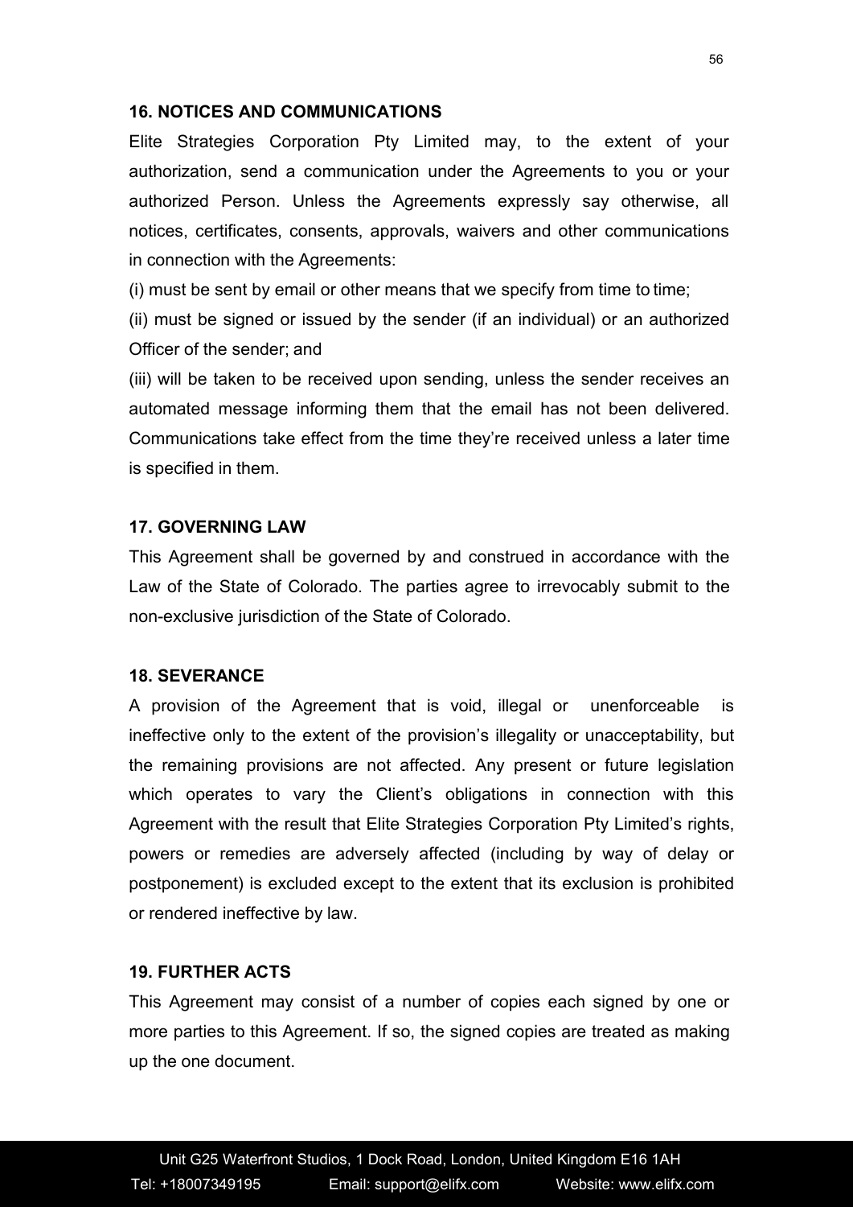### 16. NOTICES AND COMMUNICATIONS

Elite Strategies Corporation Pty Limited may, to the extent of your authorization, send a communication under the Agreements to you or your authorized Person. Unless the Agreements expressly say otherwise, all notices, certificates, consents, approvals, waivers and other communications in connection with the Agreements:

(i) must be sent by email or other means that we specify from time to time;

(ii) must be signed or issued by the sender (if an individual) or an authorized Officer of the sender; and

(iii) will be taken to be received upon sending, unless the sender receives an automated message informing them that the email has not been delivered. Communications take effect from the time they're received unless a later time is specified in them.

### 17. GOVERNING LAW

This Agreement shall be governed by and construed in accordance with the Law of the State of Colorado. The parties agree to irrevocably submit to the non-exclusive jurisdiction of the State of Colorado.

### 18. SEVERANCE

A provision of the Agreement that is void, illegal or unenforceable is ineffective only to the extent of the provision's illegality or unacceptability, but the remaining provisions are not affected. Any present or future legislation which operates to vary the Client's obligations in connection with this Agreement with the result that Elite Strategies Corporation Pty Limited's rights, powers or remedies are adversely affected (including by way of delay or postponement) is excluded except to the extent that its exclusion is prohibited or rendered ineffective by law.

### 19. FURTHER ACTS

This Agreement may consist of a number of copies each signed by one or more parties to this Agreement. If so, the signed copies are treated as making up the one document.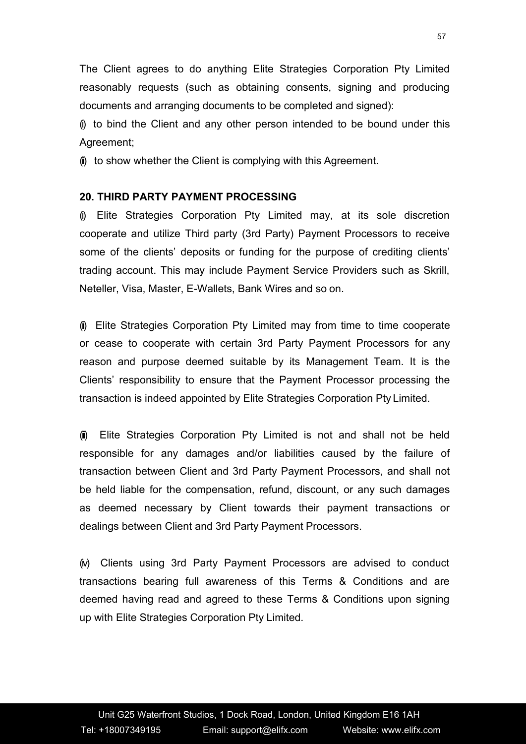The Client agrees to do anything Elite Strategies Corporation Pty Limited reasonably requests (such as obtaining consents, signing and producing documents and arranging documents to be completed and signed):

(i) to bind the Client and any other person intended to be bound under this Agreement;

(ii) to show whether the Client is complying with this Agreement.

**20. THIRD PARTY PAYMENT PROCESSING**

(i) Elite Strategies Corporation Pty Limited may, at its sole discretion cooperate and utilize Third party (3rd Party) Payment Processors to receive some of the clients' deposits or funding for the purpose of crediting clients' trading account. This may include Payment Service Providers such as Skrill, Neteller, Visa, Master, E-Wallets, Bank Wires and so on.

(ii) Elite Strategies Corporation Pty Limited may from time to time cooperate or cease to cooperate with certain 3rd Party Payment Processors for any reason and purpose deemed suitable by its Management Team. It is the Clients' responsibility to ensure that the Payment Processor processing the transaction is indeed appointed by Elite Strategies Corporation Pty Limited.

(iii) Elite Strategies Corporation Pty Limited is not and shall not be held responsible for any damages and/or liabilities caused by the failure of transaction between Client and 3rd Party Payment Processors, and shall not be held liable for the compensation, refund, discount, or any such damages as deemed necessary by Client towards their payment transactions or dealings between Client and 3rd Party Payment Processors.

(iv) Clients using 3rd Party Payment Processors are advised to conduct transactions bearing full awareness of this Terms & Conditions and are deemed having read and agreed to these Terms & Conditions upon signing up with Elite Strategies Corporation Pty Limited.